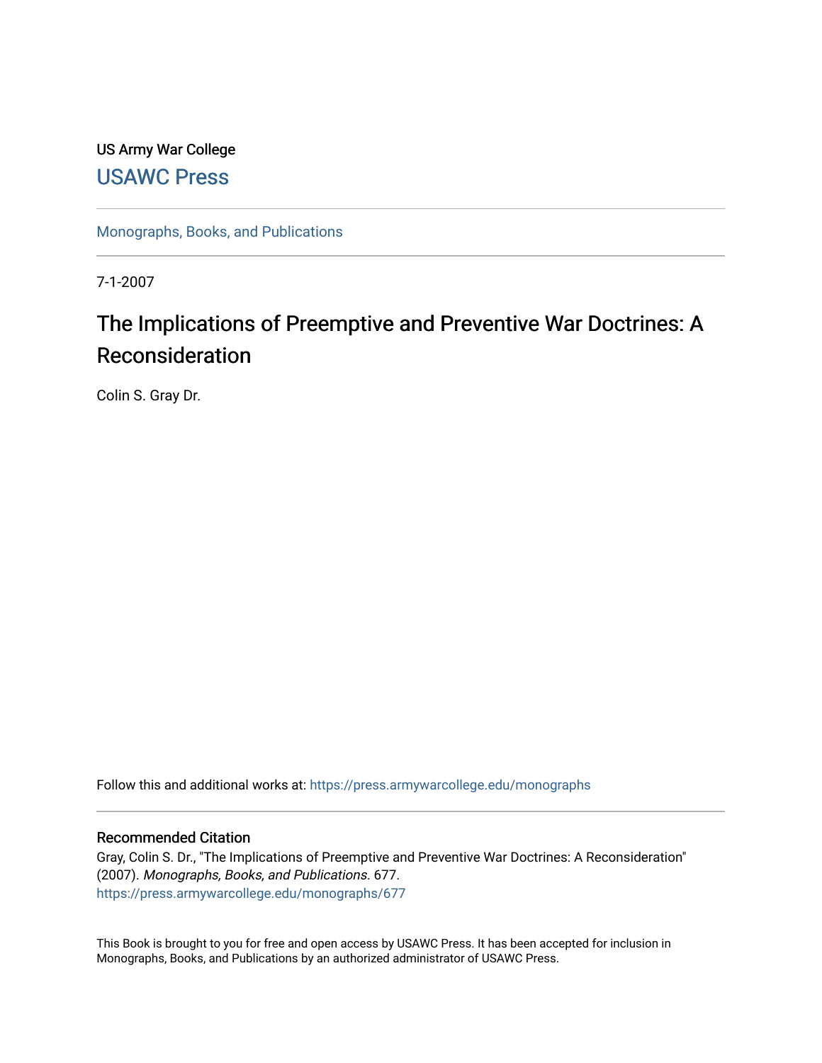US Army War College

USAWC Press

Monographs, Books, and Publications

7-1-2007

# The Implications of Preemptive and Preventive War Doctrines: A Reconsideration

Colin S. Gray Dr.

Follow this and additional works at: https://press.armywarcollege.edu/monographs

## Recommended Citation

Gray, Colin S. Dr., "The Implications of Preemptive and Preventive War Doctrines: A Reconsideration" (2007). *Monographs, Books, and Publications*. 677.
https://press.armywarcollege.edu/monographs/677

This Book is brought to you for free and open access by USAWC Press. It has been accepted for inclusion in Monographs, Books, and Publications by an authorized administrator of USAWC Press.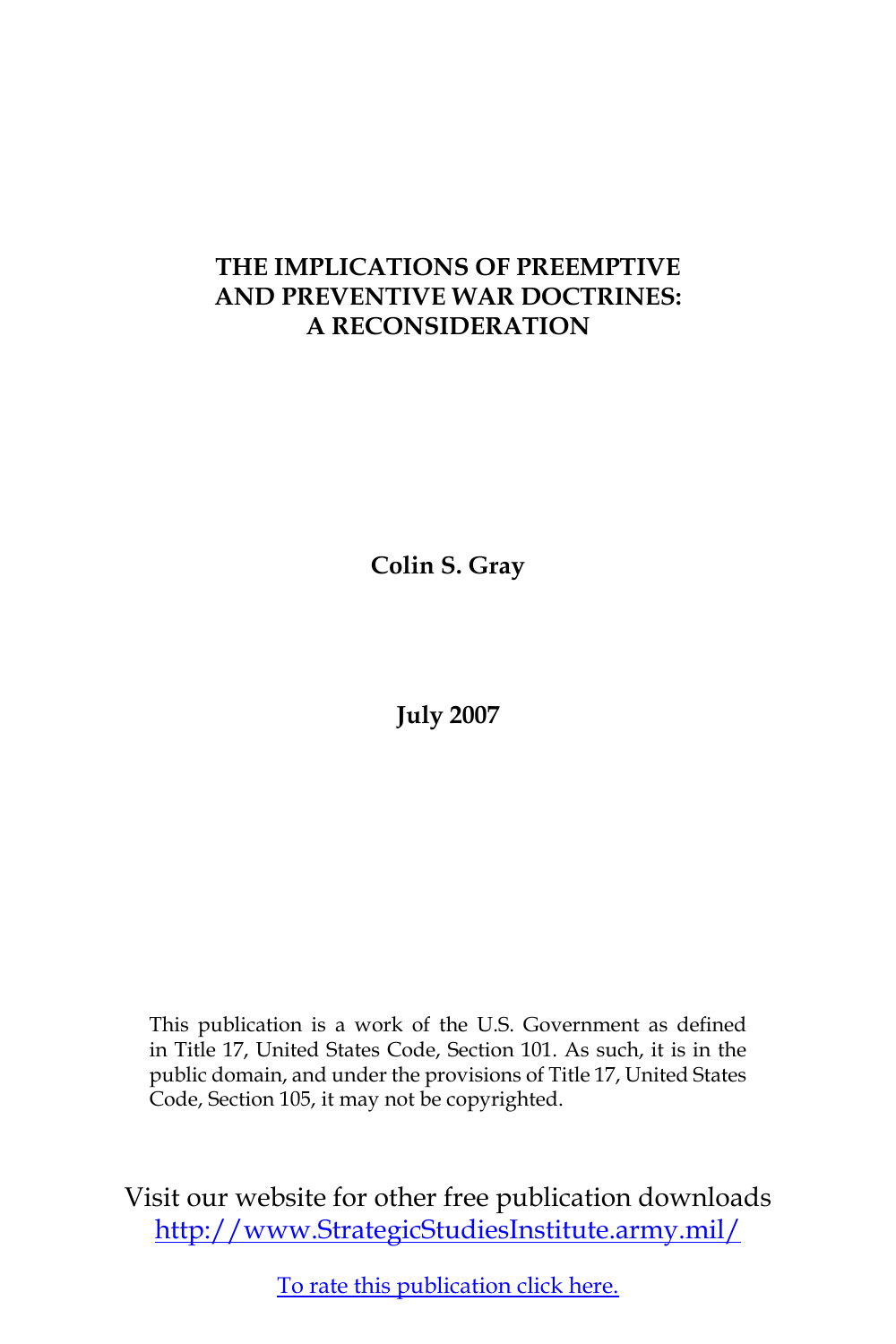# THE IMPLICATIONS OF PREEMPTIVE AND PREVENTIVE WAR DOCTRINES: A RECONSIDERATION

**Colin S. Gray**

**July 2007**

This publication is a work of the U.S. Government as defined in Title 17, United States Code, Section 101. As such, it is in the public domain, and under the provisions of Title 17, United States Code, Section 105, it may not be copyrighted.

Visit our website for other free publication downloads
http://www.StrategicStudiesInstitute.army.mil/

To rate this publication click here.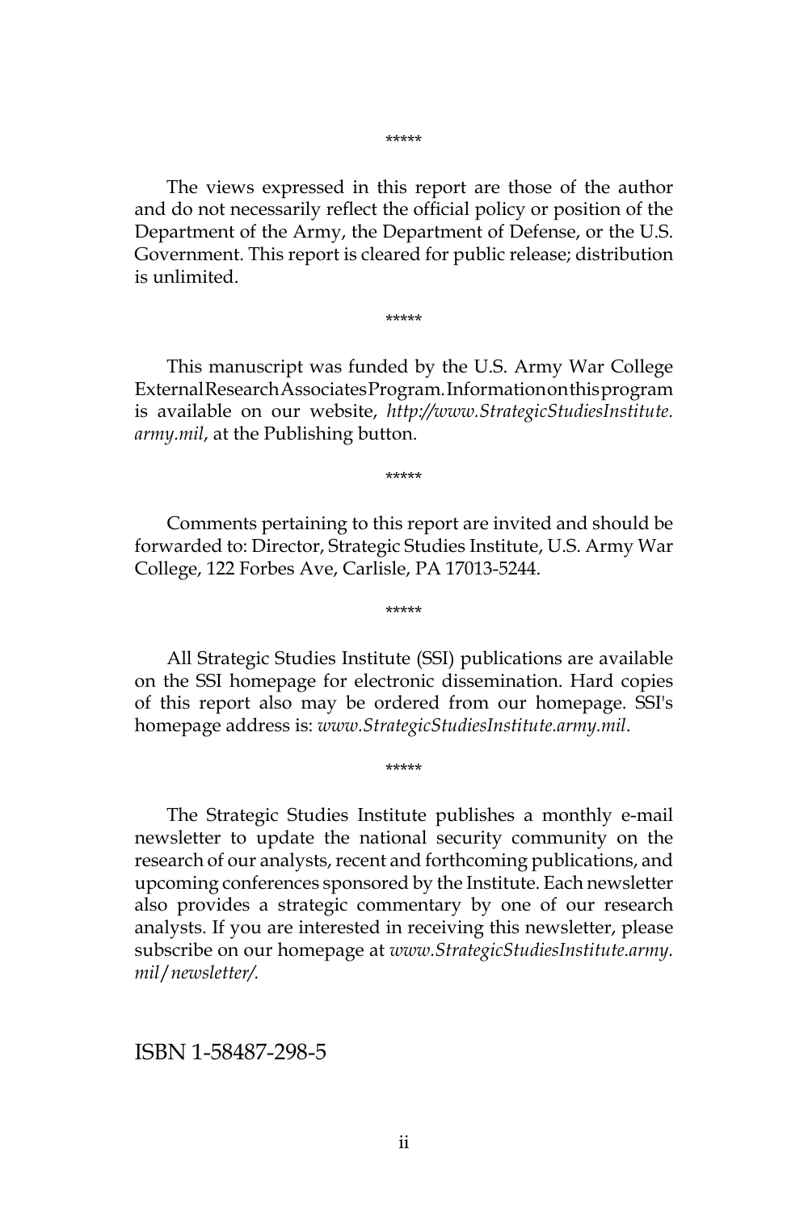*****

The views expressed in this report are those of the author and do not necessarily reflect the official policy or position of the Department of the Army, the Department of Defense, or the U.S. Government. This report is cleared for public release; distribution is unlimited.

*****

This manuscript was funded by the U.S. Army War College External Research Associates Program. Information on this program is available on our website, *http://www.StrategicStudiesInstitute.army.mil*, at the Publishing button.

*****

Comments pertaining to this report are invited and should be forwarded to: Director, Strategic Studies Institute, U.S. Army War College, 122 Forbes Ave, Carlisle, PA 17013-5244.

*****

All Strategic Studies Institute (SSI) publications are available on the SSI homepage for electronic dissemination. Hard copies of this report also may be ordered from our homepage. SSI's homepage address is: *www.StrategicStudiesInstitute.army.mil*.

*****

The Strategic Studies Institute publishes a monthly e-mail newsletter to update the national security community on the research of our analysts, recent and forthcoming publications, and upcoming conferences sponsored by the Institute. Each newsletter also provides a strategic commentary by one of our research analysts. If you are interested in receiving this newsletter, please subscribe on our homepage at *www.StrategicStudiesInstitute.army.mil/newsletter/.*

ISBN 1-58487-298-5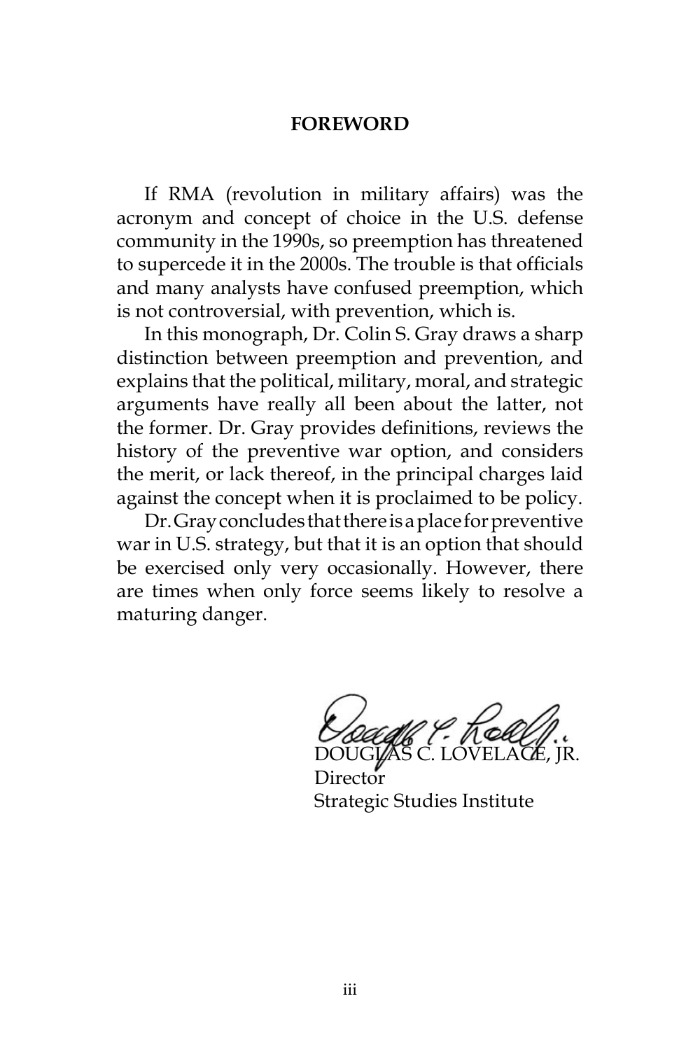## FOREWORD

If RMA (revolution in military affairs) was the acronym and concept of choice in the U.S. defense community in the 1990s, so preemption has threatened to supercede it in the 2000s. The trouble is that officials and many analysts have confused preemption, which is not controversial, with prevention, which is.

In this monograph, Dr. Colin S. Gray draws a sharp distinction between preemption and prevention, and explains that the political, military, moral, and strategic arguments have really all been about the latter, not the former. Dr. Gray provides definitions, reviews the history of the preventive war option, and considers the merit, or lack thereof, in the principal charges laid against the concept when it is proclaimed to be policy.

Dr. Gray concludes that there is a place for preventive war in U.S. strategy, but that it is an option that should be exercised only very occasionally. However, there are times when only force seems likely to resolve a maturing danger.

DOUGLAS C. LOVELACE, JR.  
Director  
Strategic Studies Institute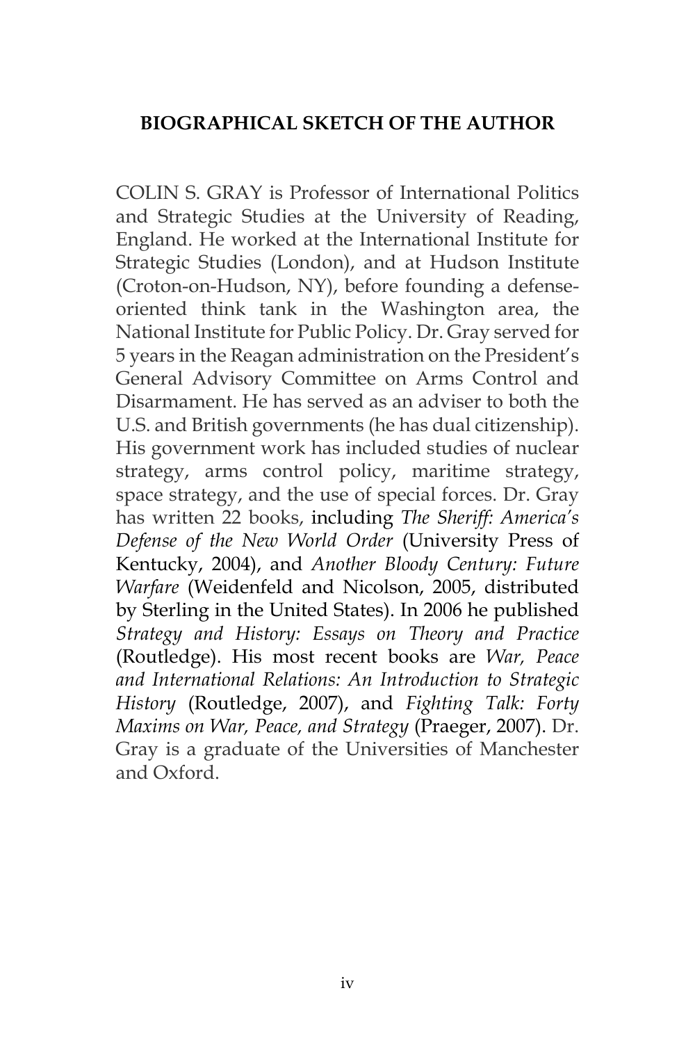## BIOGRAPHICAL SKETCH OF THE AUTHOR

COLIN S. GRAY is Professor of International Politics and Strategic Studies at the University of Reading, England. He worked at the International Institute for Strategic Studies (London), and at Hudson Institute (Croton-on-Hudson, NY), before founding a defense-oriented think tank in the Washington area, the National Institute for Public Policy. Dr. Gray served for 5 years in the Reagan administration on the President's General Advisory Committee on Arms Control and Disarmament. He has served as an adviser to both the U.S. and British governments (he has dual citizenship). His government work has included studies of nuclear strategy, arms control policy, maritime strategy, space strategy, and the use of special forces. Dr. Gray has written 22 books, including *The Sheriff: America's Defense of the New World Order* (University Press of Kentucky, 2004), and *Another Bloody Century: Future Warfare* (Weidenfeld and Nicolson, 2005, distributed by Sterling in the United States). In 2006 he published *Strategy and History: Essays on Theory and Practice* (Routledge). His most recent books are *War, Peace and International Relations: An Introduction to Strategic History* (Routledge, 2007), and *Fighting Talk: Forty Maxims on War, Peace, and Strategy* (Praeger, 2007). Dr. Gray is a graduate of the Universities of Manchester and Oxford.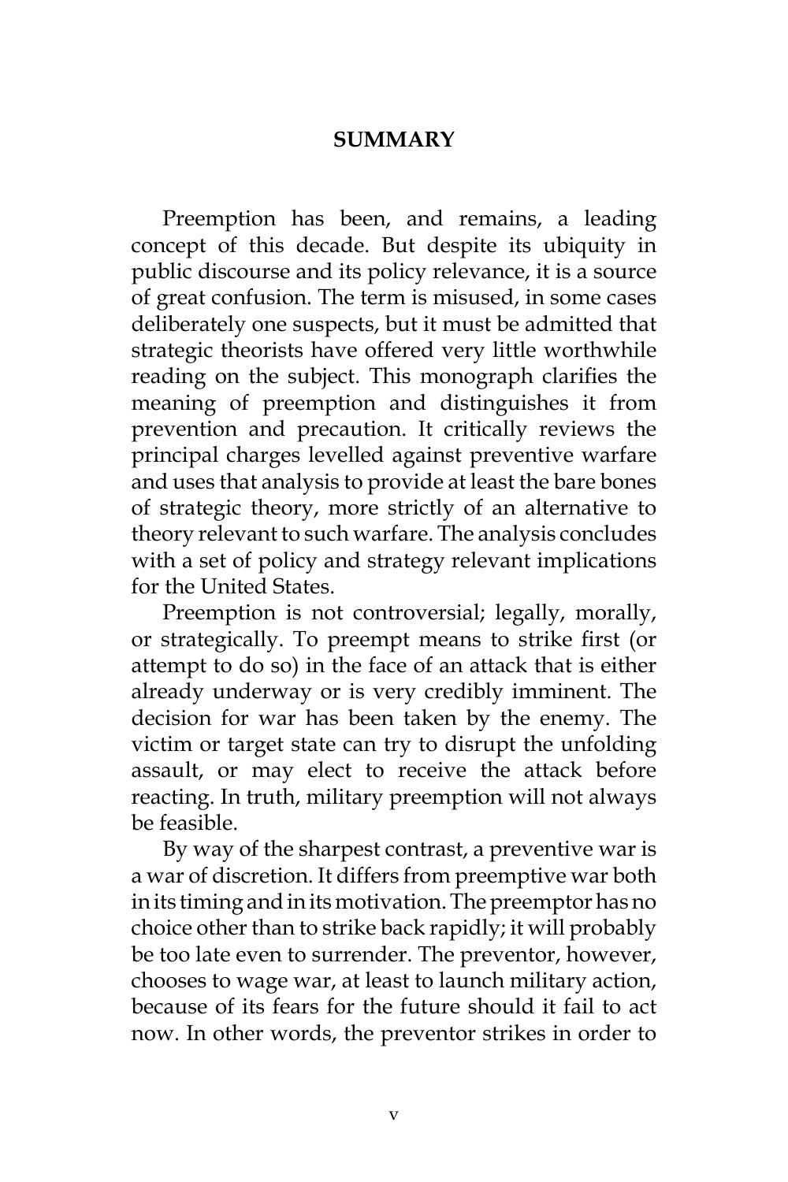# SUMMARY

Preemption has been, and remains, a leading concept of this decade. But despite its ubiquity in public discourse and its policy relevance, it is a source of great confusion. The term is misused, in some cases deliberately one suspects, but it must be admitted that strategic theorists have offered very little worthwhile reading on the subject. This monograph clarifies the meaning of preemption and distinguishes it from prevention and precaution. It critically reviews the principal charges levelled against preventive warfare and uses that analysis to provide at least the bare bones of strategic theory, more strictly of an alternative to theory relevant to such warfare. The analysis concludes with a set of policy and strategy relevant implications for the United States.

Preemption is not controversial; legally, morally, or strategically. To preempt means to strike first (or attempt to do so) in the face of an attack that is either already underway or is very credibly imminent. The decision for war has been taken by the enemy. The victim or target state can try to disrupt the unfolding assault, or may elect to receive the attack before reacting. In truth, military preemption will not always be feasible.

By way of the sharpest contrast, a preventive war is a war of discretion. It differs from preemptive war both in its timing and in its motivation. The preemptor has no choice other than to strike back rapidly; it will probably be too late even to surrender. The preventor, however, chooses to wage war, at least to launch military action, because of its fears for the future should it fail to act now. In other words, the preventor strikes in order to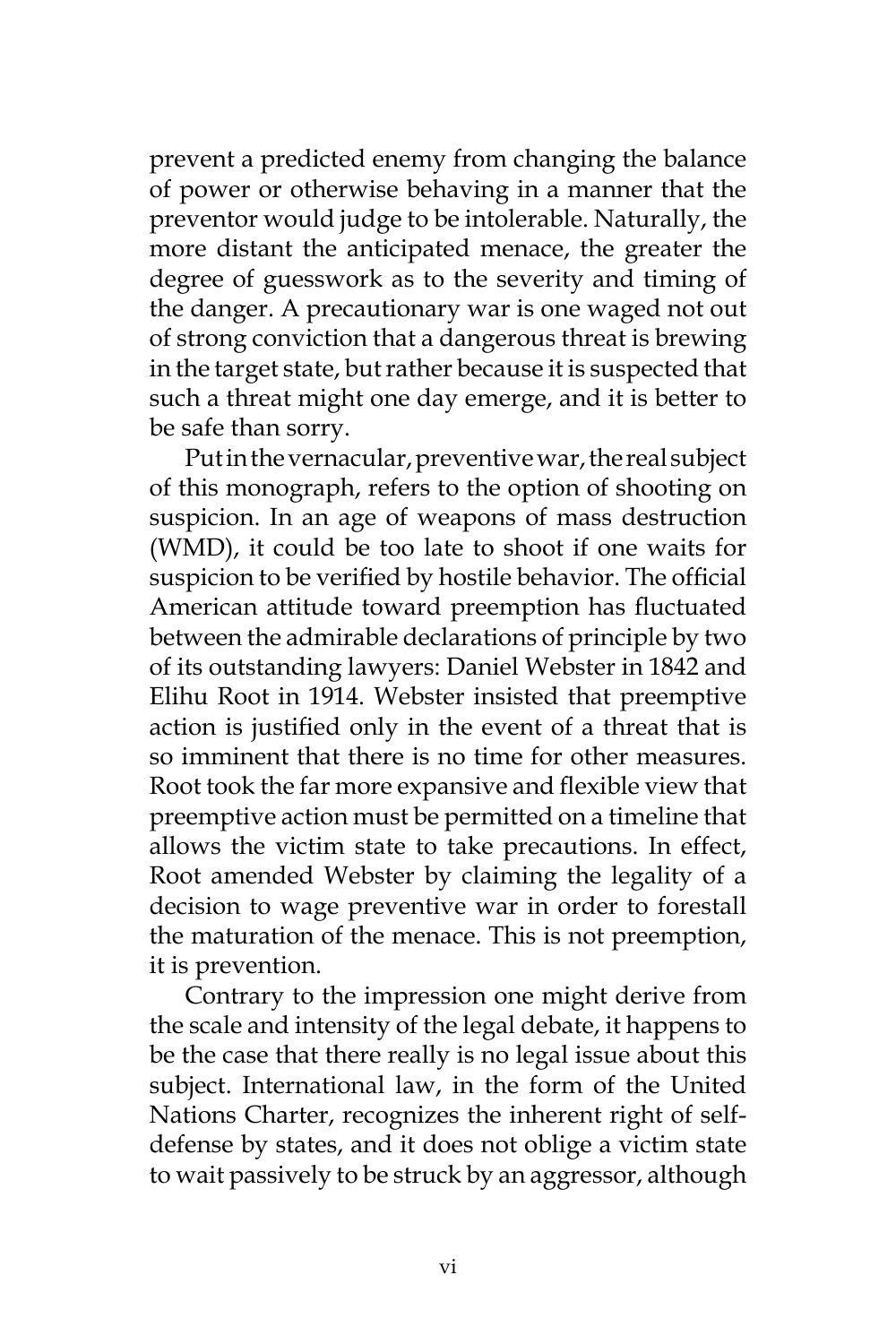prevent a predicted enemy from changing the balance of power or otherwise behaving in a manner that the preventor would judge to be intolerable. Naturally, the more distant the anticipated menace, the greater the degree of guesswork as to the severity and timing of the danger. A precautionary war is one waged not out of strong conviction that a dangerous threat is brewing in the target state, but rather because it is suspected that such a threat might one day emerge, and it is better to be safe than sorry.

Put in the vernacular, preventive war, the real subject of this monograph, refers to the option of shooting on suspicion. In an age of weapons of mass destruction (WMD), it could be too late to shoot if one waits for suspicion to be verified by hostile behavior. The official American attitude toward preemption has fluctuated between the admirable declarations of principle by two of its outstanding lawyers: Daniel Webster in 1842 and Elihu Root in 1914. Webster insisted that preemptive action is justified only in the event of a threat that is so imminent that there is no time for other measures. Root took the far more expansive and flexible view that preemptive action must be permitted on a timeline that allows the victim state to take precautions. In effect, Root amended Webster by claiming the legality of a decision to wage preventive war in order to forestall the maturation of the menace. This is not preemption, it is prevention.

Contrary to the impression one might derive from the scale and intensity of the legal debate, it happens to be the case that there really is no legal issue about this subject. International law, in the form of the United Nations Charter, recognizes the inherent right of self-defense by states, and it does not oblige a victim state to wait passively to be struck by an aggressor, although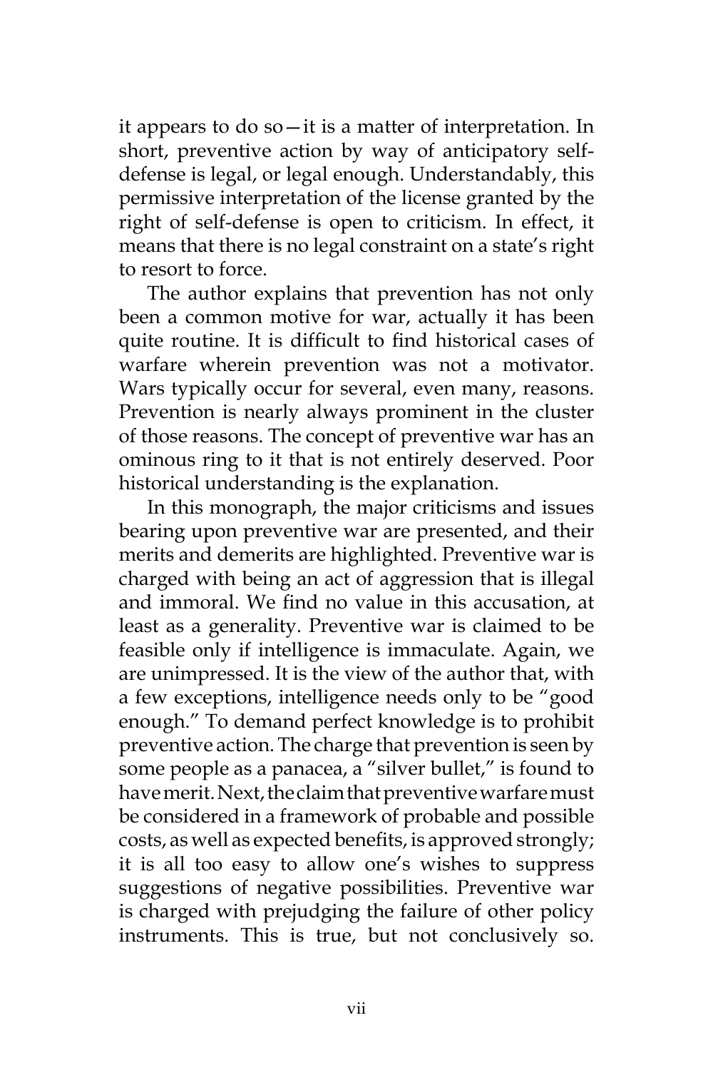it appears to do so—it is a matter of interpretation. In short, preventive action by way of anticipatory self-defense is legal, or legal enough. Understandably, this permissive interpretation of the license granted by the right of self-defense is open to criticism. In effect, it means that there is no legal constraint on a state's right to resort to force.

The author explains that prevention has not only been a common motive for war, actually it has been quite routine. It is difficult to find historical cases of warfare wherein prevention was not a motivator. Wars typically occur for several, even many, reasons. Prevention is nearly always prominent in the cluster of those reasons. The concept of preventive war has an ominous ring to it that is not entirely deserved. Poor historical understanding is the explanation.

In this monograph, the major criticisms and issues bearing upon preventive war are presented, and their merits and demerits are highlighted. Preventive war is charged with being an act of aggression that is illegal and immoral. We find no value in this accusation, at least as a generality. Preventive war is claimed to be feasible only if intelligence is immaculate. Again, we are unimpressed. It is the view of the author that, with a few exceptions, intelligence needs only to be "good enough." To demand perfect knowledge is to prohibit preventive action. The charge that prevention is seen by some people as a panacea, a "silver bullet," is found to have merit. Next, the claim that preventive warfare must be considered in a framework of probable and possible costs, as well as expected benefits, is approved strongly; it is all too easy to allow one's wishes to suppress suggestions of negative possibilities. Preventive war is charged with prejudging the failure of other policy instruments. This is true, but not conclusively so.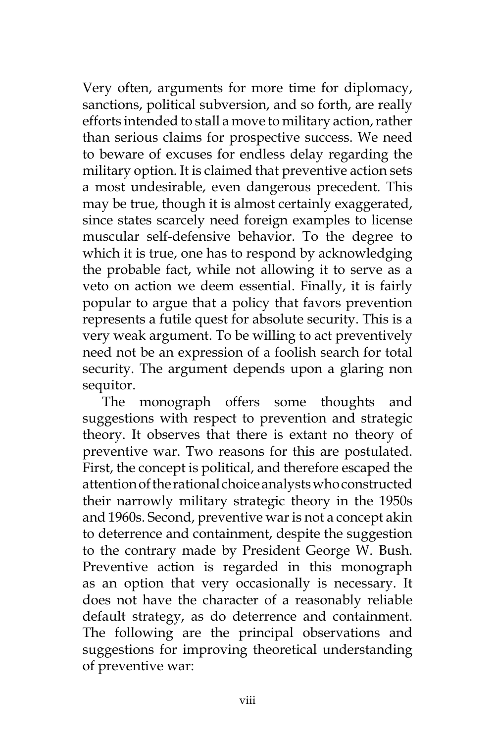Very often, arguments for more time for diplomacy, sanctions, political subversion, and so forth, are really efforts intended to stall a move to military action, rather than serious claims for prospective success. We need to beware of excuses for endless delay regarding the military option. It is claimed that preventive action sets a most undesirable, even dangerous precedent. This may be true, though it is almost certainly exaggerated, since states scarcely need foreign examples to license muscular self-defensive behavior. To the degree to which it is true, one has to respond by acknowledging the probable fact, while not allowing it to serve as a veto on action we deem essential. Finally, it is fairly popular to argue that a policy that favors prevention represents a futile quest for absolute security. This is a very weak argument. To be willing to act preventively need not be an expression of a foolish search for total security. The argument depends upon a glaring non sequitor.

The monograph offers some thoughts and suggestions with respect to prevention and strategic theory. It observes that there is extant no theory of preventive war. Two reasons for this are postulated. First, the concept is political, and therefore escaped the attention of the rational choice analysts who constructed their narrowly military strategic theory in the 1950s and 1960s. Second, preventive war is not a concept akin to deterrence and containment, despite the suggestion to the contrary made by President George W. Bush. Preventive action is regarded in this monograph as an option that very occasionally is necessary. It does not have the character of a reasonably reliable default strategy, as do deterrence and containment. The following are the principal observations and suggestions for improving theoretical understanding of preventive war: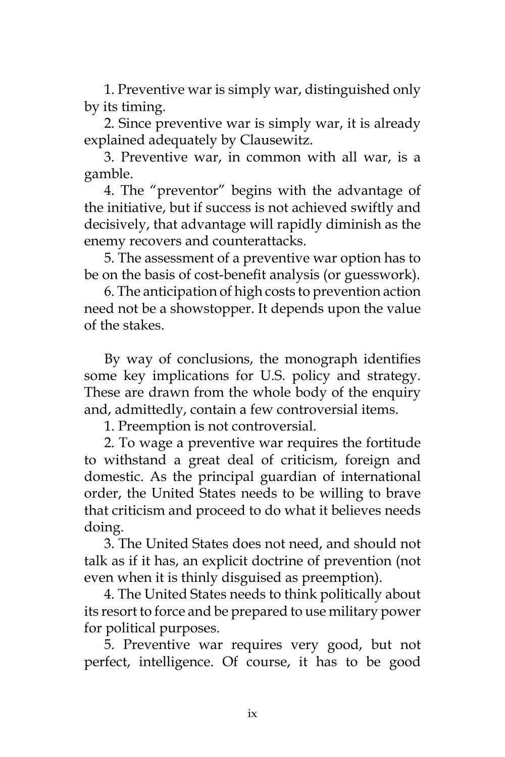1. Preventive war is simply war, distinguished only by its timing.

2. Since preventive war is simply war, it is already explained adequately by Clausewitz.

3. Preventive war, in common with all war, is a gamble.

4. The "preventor" begins with the advantage of the initiative, but if success is not achieved swiftly and decisively, that advantage will rapidly diminish as the enemy recovers and counterattacks.

5. The assessment of a preventive war option has to be on the basis of cost-benefit analysis (or guesswork).

6. The anticipation of high costs to prevention action need not be a showstopper. It depends upon the value of the stakes.

By way of conclusions, the monograph identifies some key implications for U.S. policy and strategy. These are drawn from the whole body of the enquiry and, admittedly, contain a few controversial items.

1. Preemption is not controversial.

2. To wage a preventive war requires the fortitude to withstand a great deal of criticism, foreign and domestic. As the principal guardian of international order, the United States needs to be willing to brave that criticism and proceed to do what it believes needs doing.

3. The United States does not need, and should not talk as if it has, an explicit doctrine of prevention (not even when it is thinly disguised as preemption).

4. The United States needs to think politically about its resort to force and be prepared to use military power for political purposes.

5. Preventive war requires very good, but not perfect, intelligence. Of course, it has to be good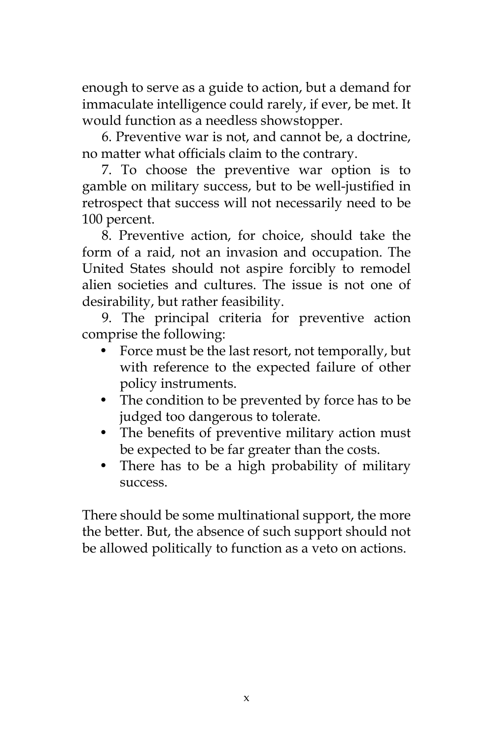enough to serve as a guide to action, but a demand for immaculate intelligence could rarely, if ever, be met. It would function as a needless showstopper.

6. Preventive war is not, and cannot be, a doctrine, no matter what officials claim to the contrary.

7. To choose the preventive war option is to gamble on military success, but to be well-justified in retrospect that success will not necessarily need to be 100 percent.

8. Preventive action, for choice, should take the form of a raid, not an invasion and occupation. The United States should not aspire forcibly to remodel alien societies and cultures. The issue is not one of desirability, but rather feasibility.

9. The principal criteria for preventive action comprise the following:

- Force must be the last resort, not temporally, but with reference to the expected failure of other policy instruments.
- The condition to be prevented by force has to be judged too dangerous to tolerate.
- The benefits of preventive military action must be expected to be far greater than the costs.
- There has to be a high probability of military success.

There should be some multinational support, the more the better. But, the absence of such support should not be allowed politically to function as a veto on actions.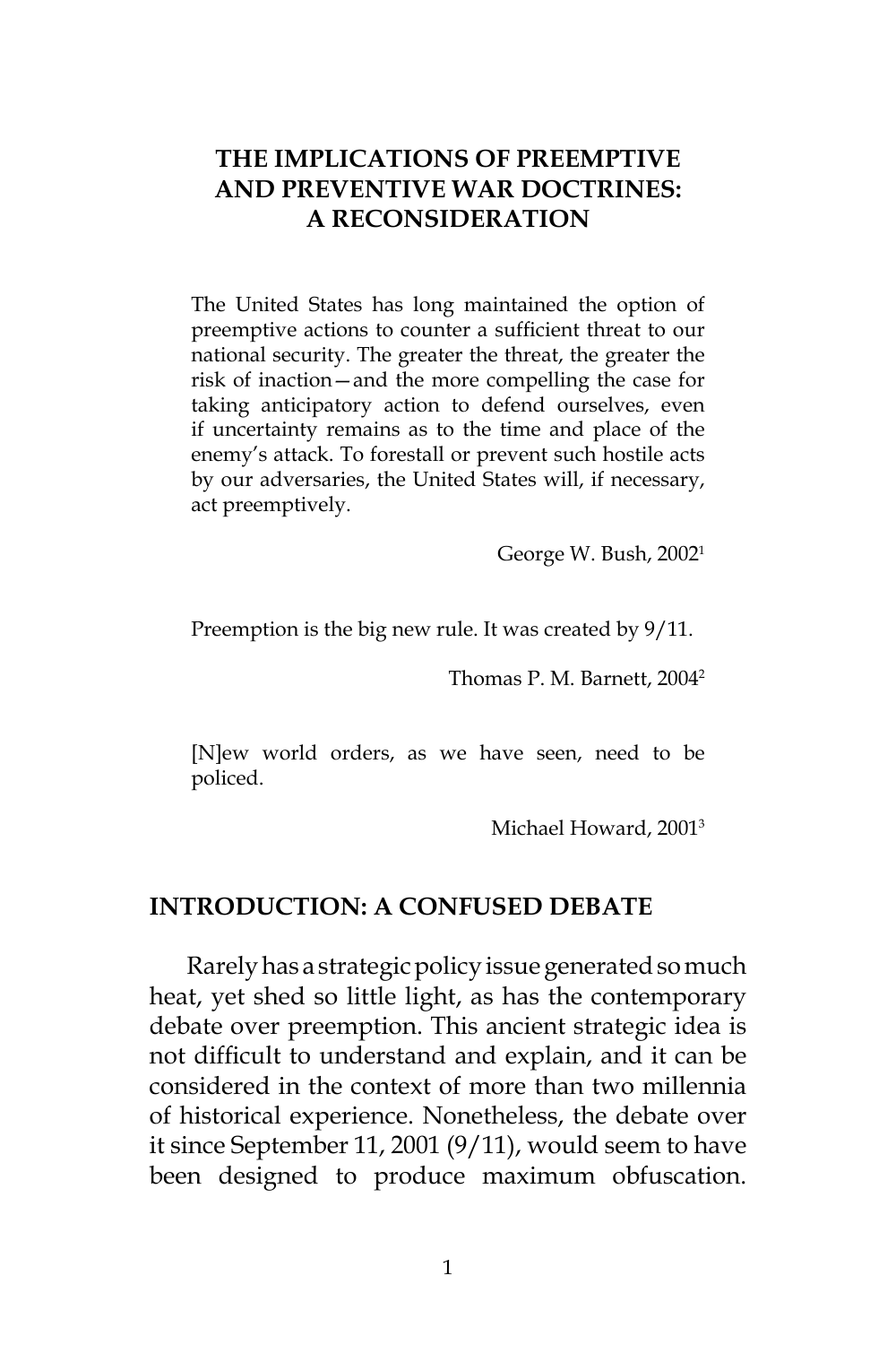# THE IMPLICATIONS OF PREEMPTIVE AND PREVENTIVE WAR DOCTRINES: A RECONSIDERATION

> The United States has long maintained the option of preemptive actions to counter a sufficient threat to our national security. The greater the threat, the greater the risk of inaction—and the more compelling the case for taking anticipatory action to defend ourselves, even if uncertainty remains as to the time and place of the enemy's attack. To forestall or prevent such hostile acts by our adversaries, the United States will, if necessary, act preemptively.
>
> George W. Bush, 2002[1]

> Preemption is the big new rule. It was created by 9/11.
>
> Thomas P. M. Barnett, 2004[2]

> [N]ew world orders, as we have seen, need to be policed.
>
> Michael Howard, 2001[3]

## INTRODUCTION: A CONFUSED DEBATE

Rarely has a strategic policy issue generated so much heat, yet shed so little light, as has the contemporary debate over preemption. This ancient strategic idea is not difficult to understand and explain, and it can be considered in the context of more than two millennia of historical experience. Nonetheless, the debate over it since September 11, 2001 (9/11), would seem to have been designed to produce maximum obfuscation.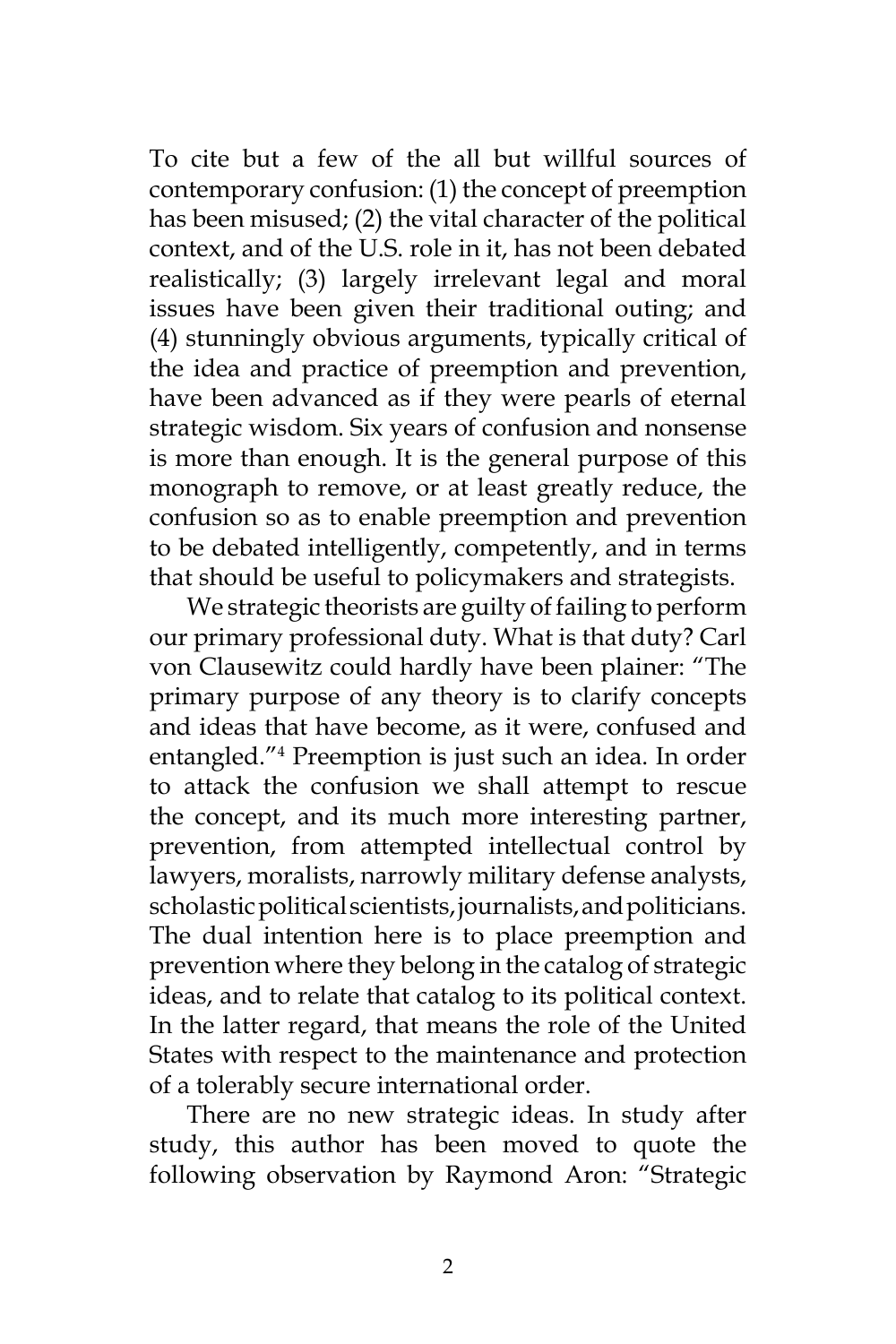To cite but a few of the all but willful sources of contemporary confusion: (1) the concept of preemption has been misused; (2) the vital character of the political context, and of the U.S. role in it, has not been debated realistically; (3) largely irrelevant legal and moral issues have been given their traditional outing; and (4) stunningly obvious arguments, typically critical of the idea and practice of preemption and prevention, have been advanced as if they were pearls of eternal strategic wisdom. Six years of confusion and nonsense is more than enough. It is the general purpose of this monograph to remove, or at least greatly reduce, the confusion so as to enable preemption and prevention to be debated intelligently, competently, and in terms that should be useful to policymakers and strategists.

We strategic theorists are guilty of failing to perform our primary professional duty. What is that duty? Carl von Clausewitz could hardly have been plainer: "The primary purpose of any theory is to clarify concepts and ideas that have become, as it were, confused and entangled."[4] Preemption is just such an idea. In order to attack the confusion we shall attempt to rescue the concept, and its much more interesting partner, prevention, from attempted intellectual control by lawyers, moralists, narrowly military defense analysts, scholastic political scientists, journalists, and politicians. The dual intention here is to place preemption and prevention where they belong in the catalog of strategic ideas, and to relate that catalog to its political context. In the latter regard, that means the role of the United States with respect to the maintenance and protection of a tolerably secure international order.

There are no new strategic ideas. In study after study, this author has been moved to quote the following observation by Raymond Aron: "Strategic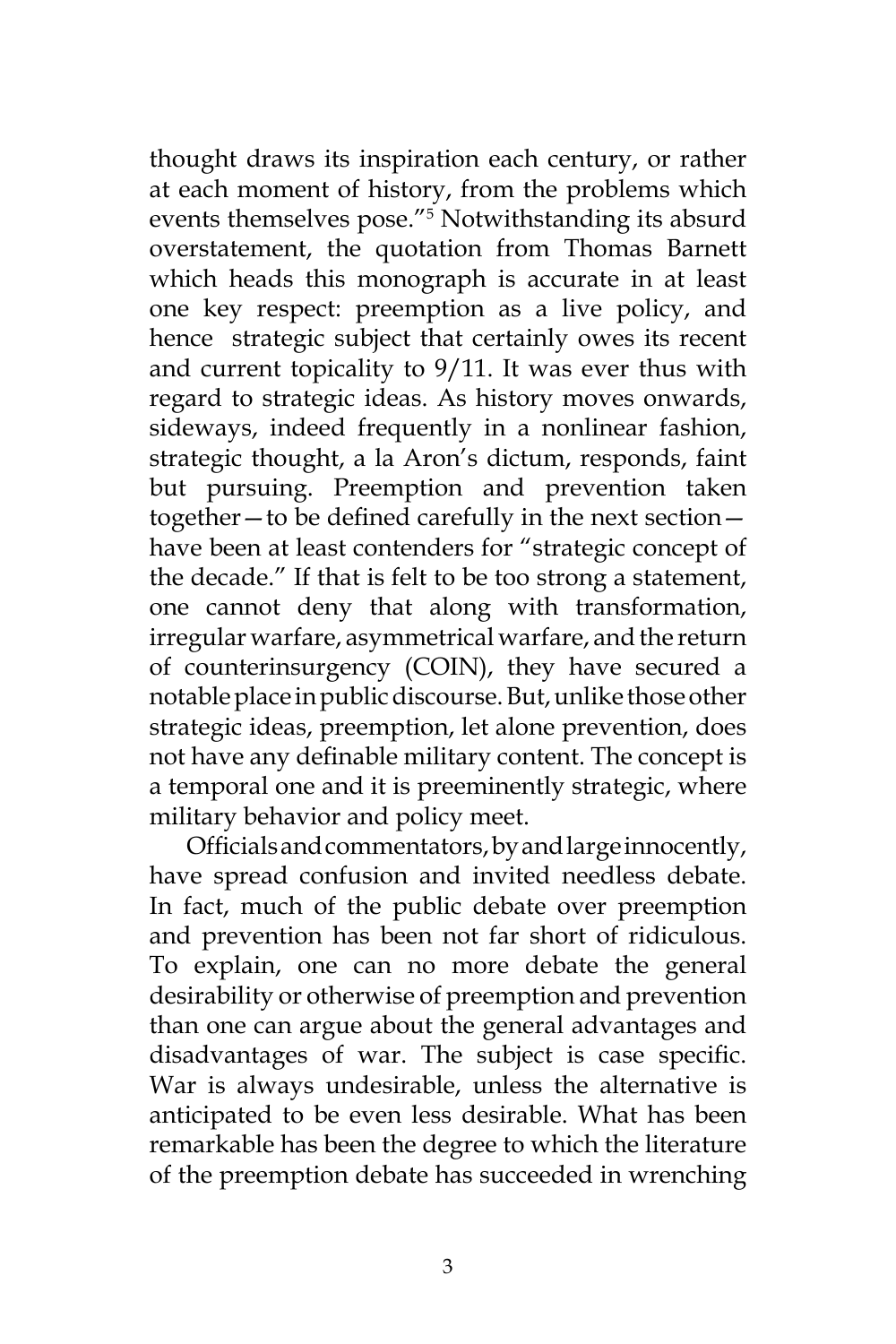thought draws its inspiration each century, or rather at each moment of history, from the problems which events themselves pose."[5] Notwithstanding its absurd overstatement, the quotation from Thomas Barnett which heads this monograph is accurate in at least one key respect: preemption as a live policy, and hence strategic subject that certainly owes its recent and current topicality to 9/11. It was ever thus with regard to strategic ideas. As history moves onwards, sideways, indeed frequently in a nonlinear fashion, strategic thought, a la Aron's dictum, responds, faint but pursuing. Preemption and prevention taken together—to be defined carefully in the next section—have been at least contenders for "strategic concept of the decade." If that is felt to be too strong a statement, one cannot deny that along with transformation, irregular warfare, asymmetrical warfare, and the return of counterinsurgency (COIN), they have secured a notable place in public discourse. But, unlike those other strategic ideas, preemption, let alone prevention, does not have any definable military content. The concept is a temporal one and it is preeminently strategic, where military behavior and policy meet.

Officials and commentators, by and large innocently, have spread confusion and invited needless debate. In fact, much of the public debate over preemption and prevention has been not far short of ridiculous. To explain, one can no more debate the general desirability or otherwise of preemption and prevention than one can argue about the general advantages and disadvantages of war. The subject is case specific. War is always undesirable, unless the alternative is anticipated to be even less desirable. What has been remarkable has been the degree to which the literature of the preemption debate has succeeded in wrenching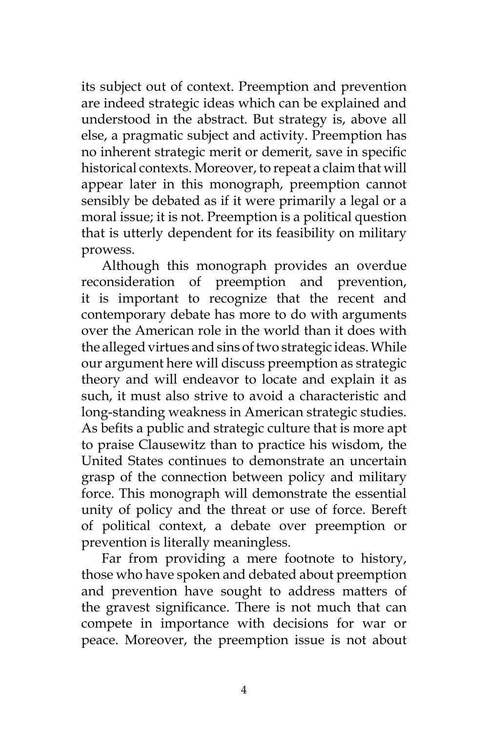its subject out of context. Preemption and prevention are indeed strategic ideas which can be explained and understood in the abstract. But strategy is, above all else, a pragmatic subject and activity. Preemption has no inherent strategic merit or demerit, save in specific historical contexts. Moreover, to repeat a claim that will appear later in this monograph, preemption cannot sensibly be debated as if it were primarily a legal or a moral issue; it is not. Preemption is a political question that is utterly dependent for its feasibility on military prowess.

Although this monograph provides an overdue reconsideration of preemption and prevention, it is important to recognize that the recent and contemporary debate has more to do with arguments over the American role in the world than it does with the alleged virtues and sins of two strategic ideas. While our argument here will discuss preemption as strategic theory and will endeavor to locate and explain it as such, it must also strive to avoid a characteristic and long-standing weakness in American strategic studies. As befits a public and strategic culture that is more apt to praise Clausewitz than to practice his wisdom, the United States continues to demonstrate an uncertain grasp of the connection between policy and military force. This monograph will demonstrate the essential unity of policy and the threat or use of force. Bereft of political context, a debate over preemption or prevention is literally meaningless.

Far from providing a mere footnote to history, those who have spoken and debated about preemption and prevention have sought to address matters of the gravest significance. There is not much that can compete in importance with decisions for war or peace. Moreover, the preemption issue is not about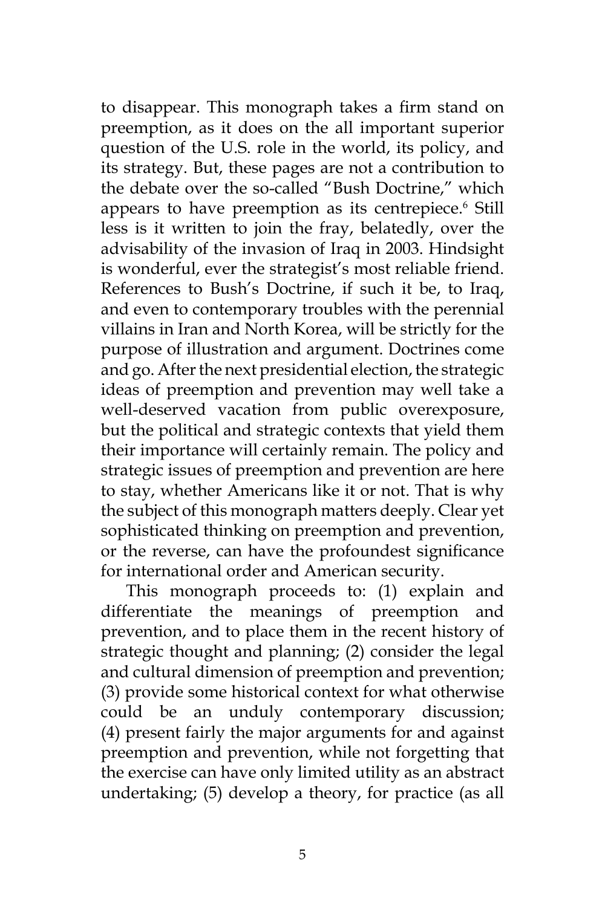to disappear. This monograph takes a firm stand on preemption, as it does on the all important superior question of the U.S. role in the world, its policy, and its strategy. But, these pages are not a contribution to the debate over the so-called "Bush Doctrine," which appears to have preemption as its centrepiece.[6] Still less is it written to join the fray, belatedly, over the advisability of the invasion of Iraq in 2003. Hindsight is wonderful, ever the strategist's most reliable friend. References to Bush's Doctrine, if such it be, to Iraq, and even to contemporary troubles with the perennial villains in Iran and North Korea, will be strictly for the purpose of illustration and argument. Doctrines come and go. After the next presidential election, the strategic ideas of preemption and prevention may well take a well-deserved vacation from public overexposure, but the political and strategic contexts that yield them their importance will certainly remain. The policy and strategic issues of preemption and prevention are here to stay, whether Americans like it or not. That is why the subject of this monograph matters deeply. Clear yet sophisticated thinking on preemption and prevention, or the reverse, can have the profoundest significance for international order and American security.

This monograph proceeds to: (1) explain and differentiate the meanings of preemption and prevention, and to place them in the recent history of strategic thought and planning; (2) consider the legal and cultural dimension of preemption and prevention; (3) provide some historical context for what otherwise could be an unduly contemporary discussion; (4) present fairly the major arguments for and against preemption and prevention, while not forgetting that the exercise can have only limited utility as an abstract undertaking; (5) develop a theory, for practice (as all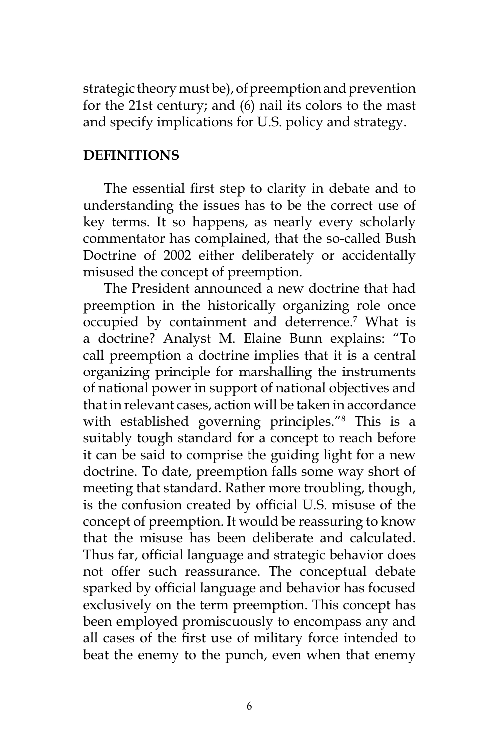strategic theory must be), of preemption and prevention for the 21st century; and (6) nail its colors to the mast and specify implications for U.S. policy and strategy.

## DEFINITIONS

The essential first step to clarity in debate and to understanding the issues has to be the correct use of key terms. It so happens, as nearly every scholarly commentator has complained, that the so-called Bush Doctrine of 2002 either deliberately or accidentally misused the concept of preemption.

The President announced a new doctrine that had preemption in the historically organizing role once occupied by containment and deterrence.[7] What is a doctrine? Analyst M. Elaine Bunn explains: "To call preemption a doctrine implies that it is a central organizing principle for marshalling the instruments of national power in support of national objectives and that in relevant cases, action will be taken in accordance with established governing principles."[8] This is a suitably tough standard for a concept to reach before it can be said to comprise the guiding light for a new doctrine. To date, preemption falls some way short of meeting that standard. Rather more troubling, though, is the confusion created by official U.S. misuse of the concept of preemption. It would be reassuring to know that the misuse has been deliberate and calculated. Thus far, official language and strategic behavior does not offer such reassurance. The conceptual debate sparked by official language and behavior has focused exclusively on the term preemption. This concept has been employed promiscuously to encompass any and all cases of the first use of military force intended to beat the enemy to the punch, even when that enemy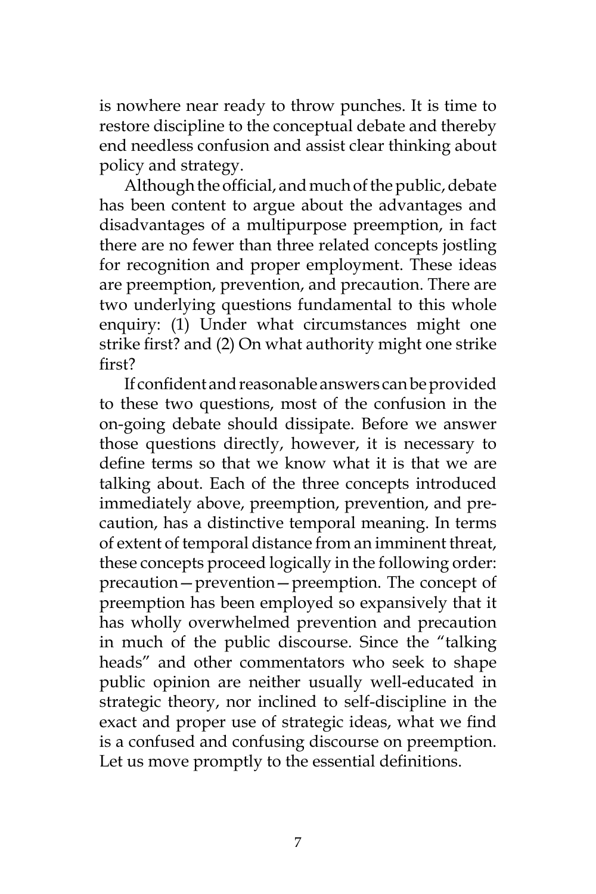is nowhere near ready to throw punches. It is time to restore discipline to the conceptual debate and thereby end needless confusion and assist clear thinking about policy and strategy.

Although the official, and much of the public, debate has been content to argue about the advantages and disadvantages of a multipurpose preemption, in fact there are no fewer than three related concepts jostling for recognition and proper employment. These ideas are preemption, prevention, and precaution. There are two underlying questions fundamental to this whole enquiry: (1) Under what circumstances might one strike first? and (2) On what authority might one strike first?

If confident and reasonable answers can be provided to these two questions, most of the confusion in the on-going debate should dissipate. Before we answer those questions directly, however, it is necessary to define terms so that we know what it is that we are talking about. Each of the three concepts introduced immediately above, preemption, prevention, and precaution, has a distinctive temporal meaning. In terms of extent of temporal distance from an imminent threat, these concepts proceed logically in the following order: precaution—prevention—preemption. The concept of preemption has been employed so expansively that it has wholly overwhelmed prevention and precaution in much of the public discourse. Since the "talking heads" and other commentators who seek to shape public opinion are neither usually well-educated in strategic theory, nor inclined to self-discipline in the exact and proper use of strategic ideas, what we find is a confused and confusing discourse on preemption. Let us move promptly to the essential definitions.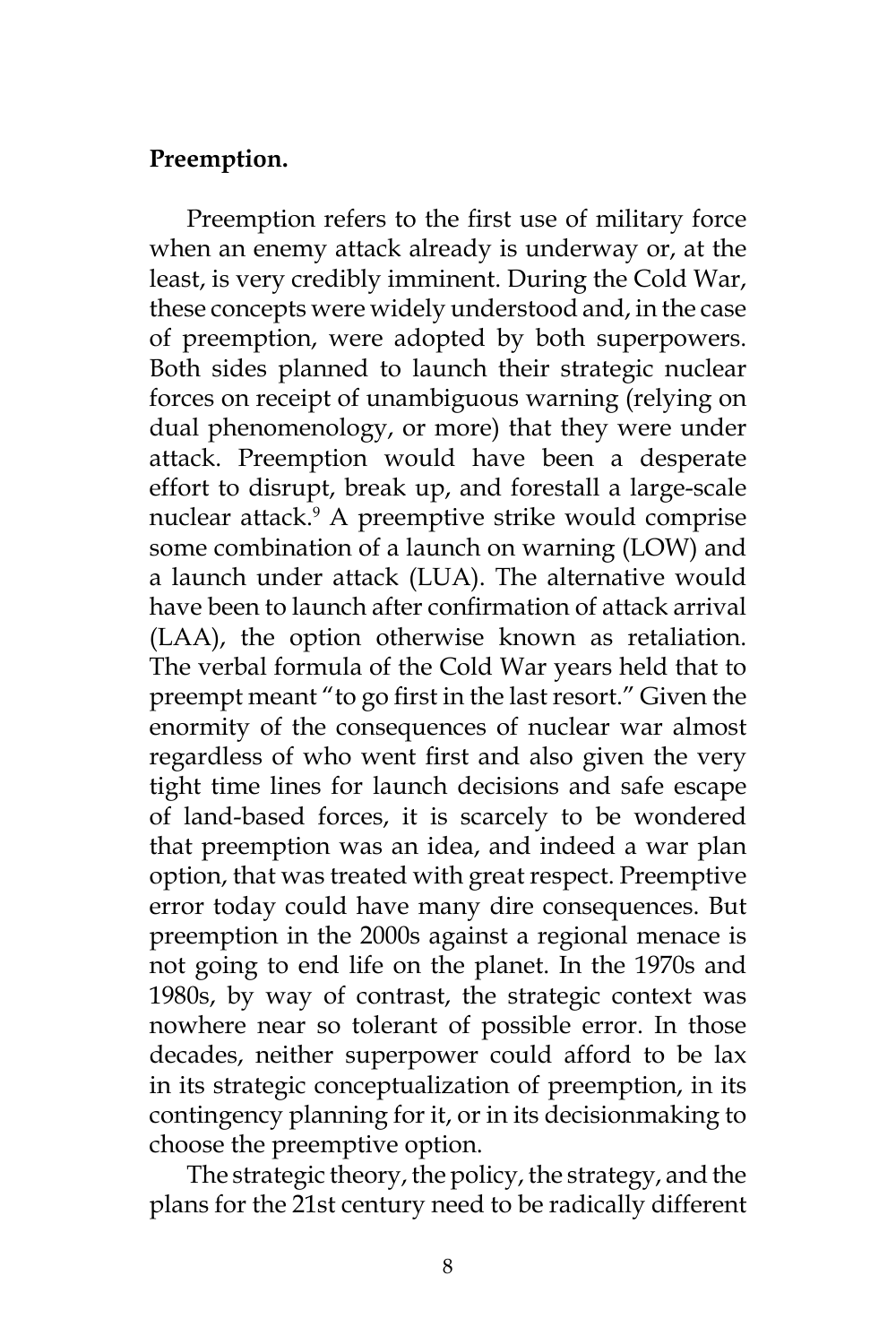**Preemption.**

Preemption refers to the first use of military force when an enemy attack already is underway or, at the least, is very credibly imminent. During the Cold War, these concepts were widely understood and, in the case of preemption, were adopted by both superpowers. Both sides planned to launch their strategic nuclear forces on receipt of unambiguous warning (relying on dual phenomenology, or more) that they were under attack. Preemption would have been a desperate effort to disrupt, break up, and forestall a large-scale nuclear attack.[9] A preemptive strike would comprise some combination of a launch on warning (LOW) and a launch under attack (LUA). The alternative would have been to launch after confirmation of attack arrival (LAA), the option otherwise known as retaliation. The verbal formula of the Cold War years held that to preempt meant "to go first in the last resort." Given the enormity of the consequences of nuclear war almost regardless of who went first and also given the very tight time lines for launch decisions and safe escape of land-based forces, it is scarcely to be wondered that preemption was an idea, and indeed a war plan option, that was treated with great respect. Preemptive error today could have many dire consequences. But preemption in the 2000s against a regional menace is not going to end life on the planet. In the 1970s and 1980s, by way of contrast, the strategic context was nowhere near so tolerant of possible error. In those decades, neither superpower could afford to be lax in its strategic conceptualization of preemption, in its contingency planning for it, or in its decisionmaking to choose the preemptive option.

The strategic theory, the policy, the strategy, and the plans for the 21st century need to be radically different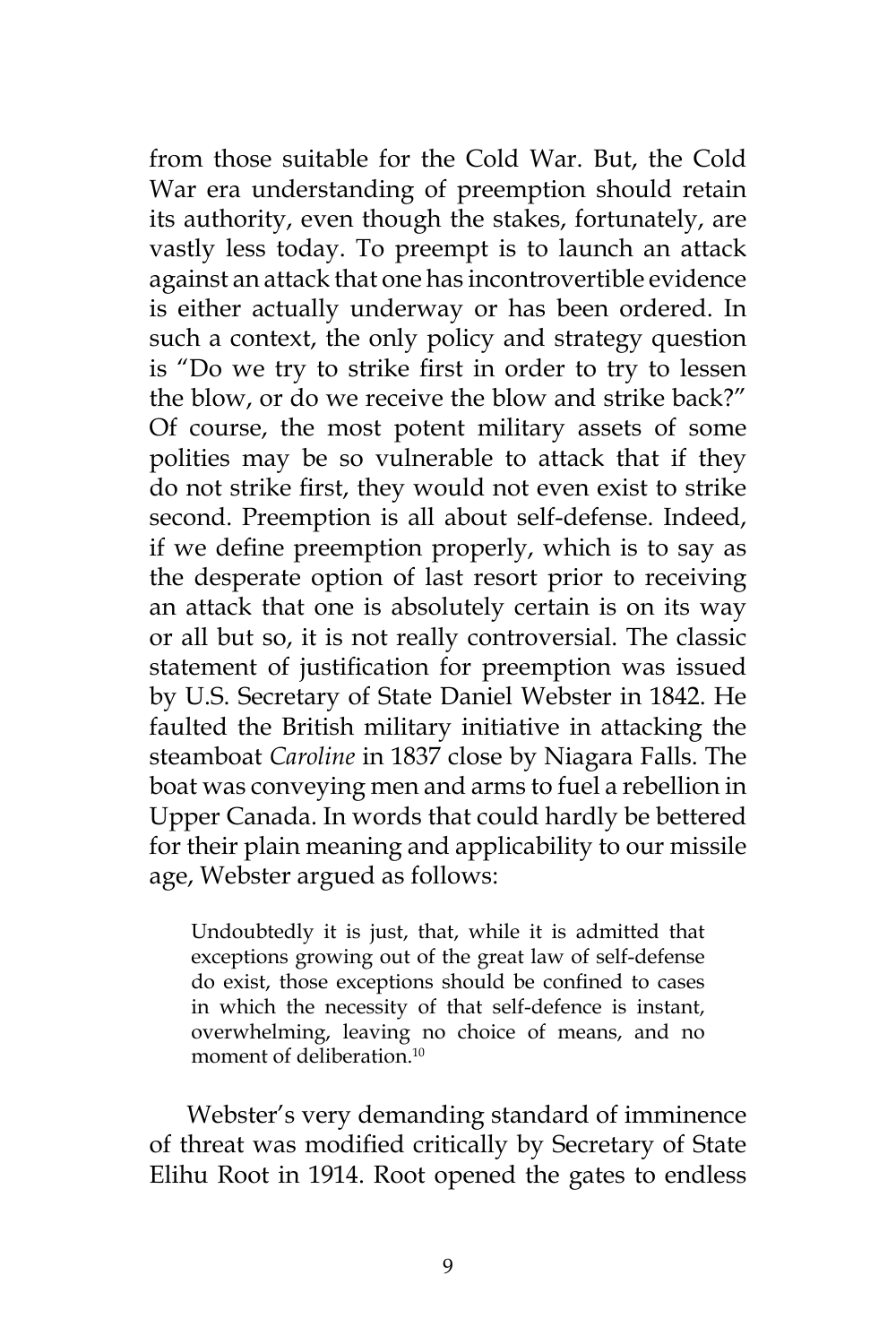from those suitable for the Cold War. But, the Cold War era understanding of preemption should retain its authority, even though the stakes, fortunately, are vastly less today. To preempt is to launch an attack against an attack that one has incontrovertible evidence is either actually underway or has been ordered. In such a context, the only policy and strategy question is "Do we try to strike first in order to try to lessen the blow, or do we receive the blow and strike back?" Of course, the most potent military assets of some polities may be so vulnerable to attack that if they do not strike first, they would not even exist to strike second. Preemption is all about self-defense. Indeed, if we define preemption properly, which is to say as the desperate option of last resort prior to receiving an attack that one is absolutely certain is on its way or all but so, it is not really controversial. The classic statement of justification for preemption was issued by U.S. Secretary of State Daniel Webster in 1842. He faulted the British military initiative in attacking the steamboat *Caroline* in 1837 close by Niagara Falls. The boat was conveying men and arms to fuel a rebellion in Upper Canada. In words that could hardly be bettered for their plain meaning and applicability to our missile age, Webster argued as follows:

> Undoubtedly it is just, that, while it is admitted that exceptions growing out of the great law of self-defense do exist, those exceptions should be confined to cases in which the necessity of that self-defence is instant, overwhelming, leaving no choice of means, and no moment of deliberation.[10]

Webster's very demanding standard of imminence of threat was modified critically by Secretary of State Elihu Root in 1914. Root opened the gates to endless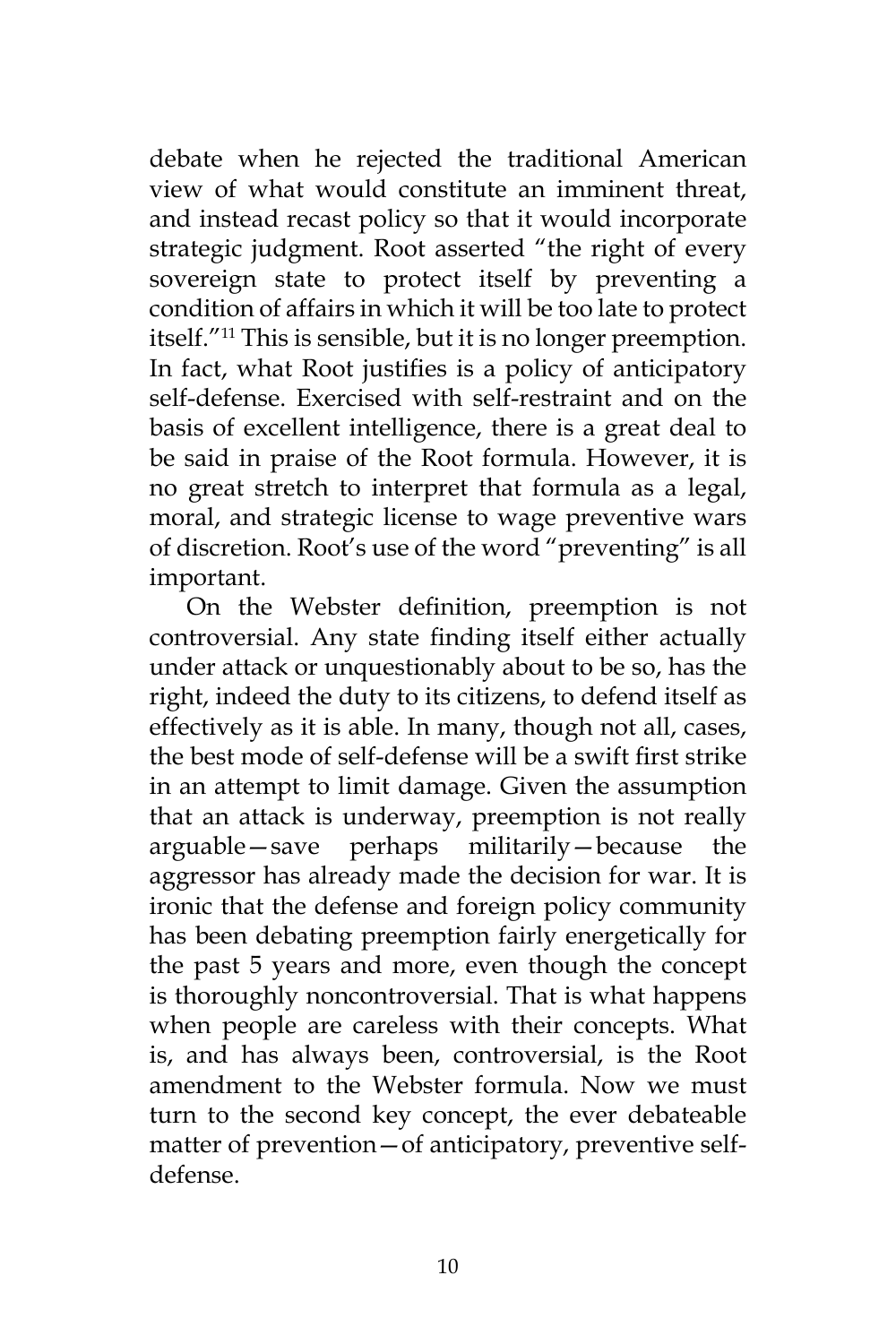debate when he rejected the traditional American view of what would constitute an imminent threat, and instead recast policy so that it would incorporate strategic judgment. Root asserted "the right of every sovereign state to protect itself by preventing a condition of affairs in which it will be too late to protect itself."[11] This is sensible, but it is no longer preemption. In fact, what Root justifies is a policy of anticipatory self-defense. Exercised with self-restraint and on the basis of excellent intelligence, there is a great deal to be said in praise of the Root formula. However, it is no great stretch to interpret that formula as a legal, moral, and strategic license to wage preventive wars of discretion. Root's use of the word "preventing" is all important.

On the Webster definition, preemption is not controversial. Any state finding itself either actually under attack or unquestionably about to be so, has the right, indeed the duty to its citizens, to defend itself as effectively as it is able. In many, though not all, cases, the best mode of self-defense will be a swift first strike in an attempt to limit damage. Given the assumption that an attack is underway, preemption is not really arguable—save perhaps militarily—because the aggressor has already made the decision for war. It is ironic that the defense and foreign policy community has been debating preemption fairly energetically for the past 5 years and more, even though the concept is thoroughly noncontroversial. That is what happens when people are careless with their concepts. What is, and has always been, controversial, is the Root amendment to the Webster formula. Now we must turn to the second key concept, the ever debateable matter of prevention—of anticipatory, preventive self-defense.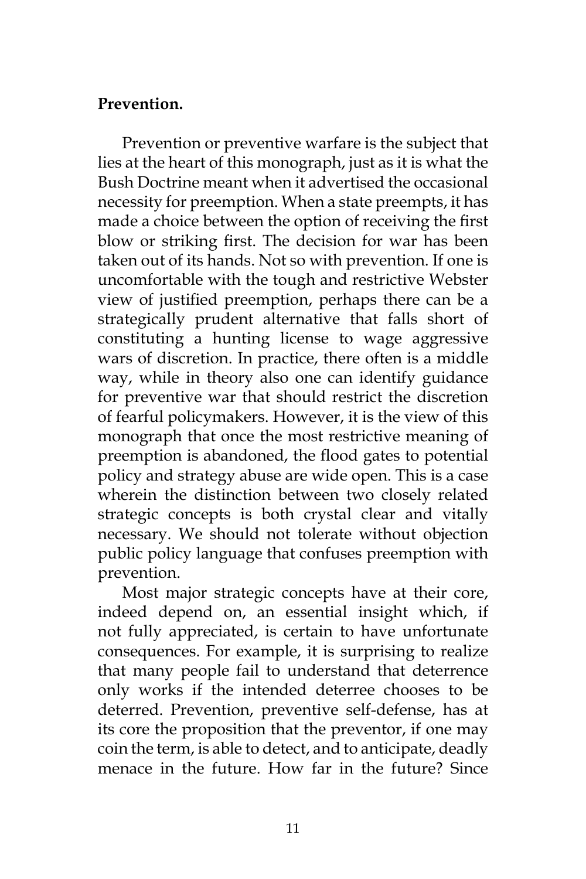**Prevention.**

Prevention or preventive warfare is the subject that lies at the heart of this monograph, just as it is what the Bush Doctrine meant when it advertised the occasional necessity for preemption. When a state preempts, it has made a choice between the option of receiving the first blow or striking first. The decision for war has been taken out of its hands. Not so with prevention. If one is uncomfortable with the tough and restrictive Webster view of justified preemption, perhaps there can be a strategically prudent alternative that falls short of constituting a hunting license to wage aggressive wars of discretion. In practice, there often is a middle way, while in theory also one can identify guidance for preventive war that should restrict the discretion of fearful policymakers. However, it is the view of this monograph that once the most restrictive meaning of preemption is abandoned, the flood gates to potential policy and strategy abuse are wide open. This is a case wherein the distinction between two closely related strategic concepts is both crystal clear and vitally necessary. We should not tolerate without objection public policy language that confuses preemption with prevention.

Most major strategic concepts have at their core, indeed depend on, an essential insight which, if not fully appreciated, is certain to have unfortunate consequences. For example, it is surprising to realize that many people fail to understand that deterrence only works if the intended deterree chooses to be deterred. Prevention, preventive self-defense, has at its core the proposition that the preventor, if one may coin the term, is able to detect, and to anticipate, deadly menace in the future. How far in the future? Since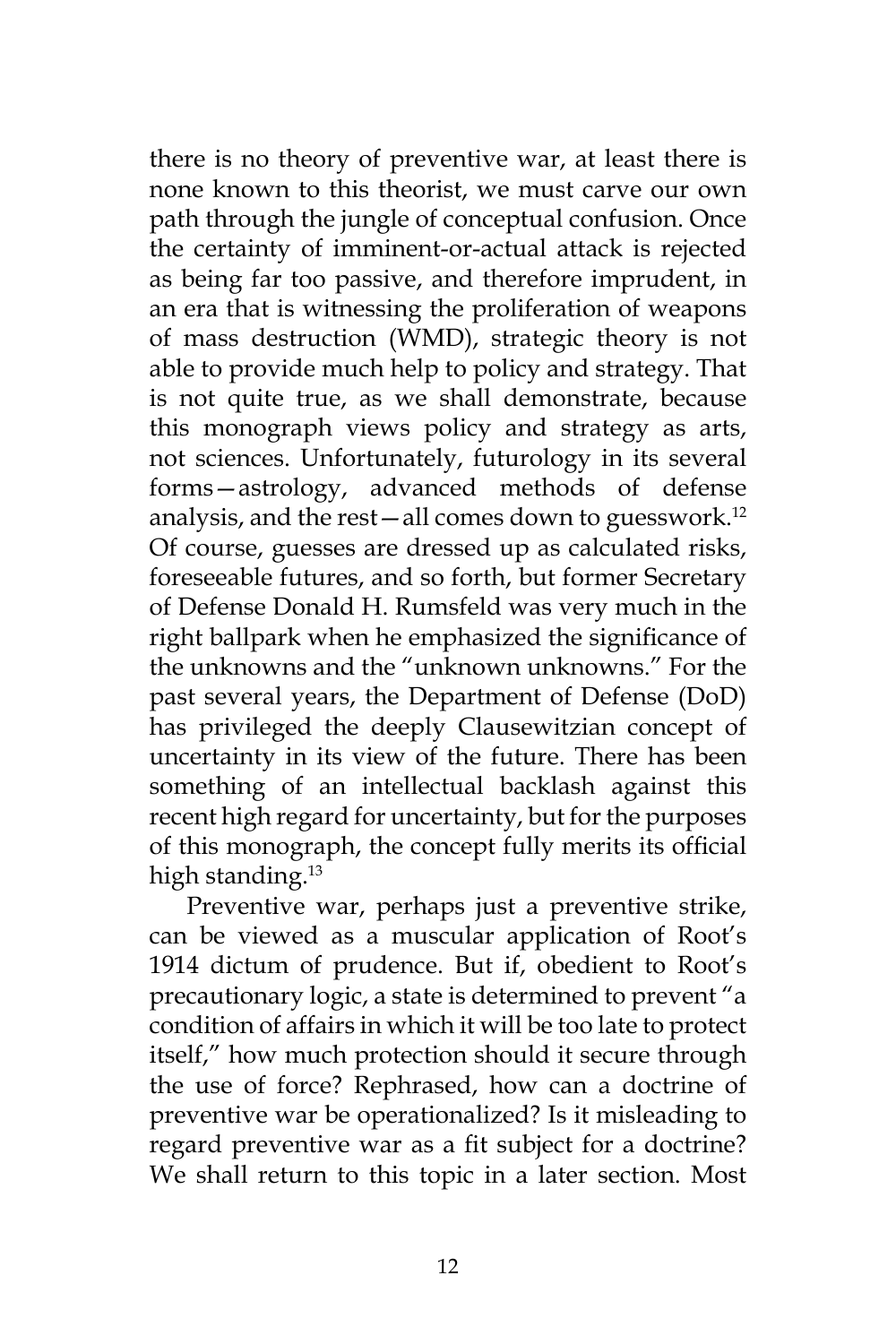there is no theory of preventive war, at least there is none known to this theorist, we must carve our own path through the jungle of conceptual confusion. Once the certainty of imminent-or-actual attack is rejected as being far too passive, and therefore imprudent, in an era that is witnessing the proliferation of weapons of mass destruction (WMD), strategic theory is not able to provide much help to policy and strategy. That is not quite true, as we shall demonstrate, because this monograph views policy and strategy as arts, not sciences. Unfortunately, futurology in its several forms—astrology, advanced methods of defense analysis, and the rest—all comes down to guesswork.[12] Of course, guesses are dressed up as calculated risks, foreseeable futures, and so forth, but former Secretary of Defense Donald H. Rumsfeld was very much in the right ballpark when he emphasized the significance of the unknowns and the "unknown unknowns." For the past several years, the Department of Defense (DoD) has privileged the deeply Clausewitzian concept of uncertainty in its view of the future. There has been something of an intellectual backlash against this recent high regard for uncertainty, but for the purposes of this monograph, the concept fully merits its official high standing.[13]

Preventive war, perhaps just a preventive strike, can be viewed as a muscular application of Root's 1914 dictum of prudence. But if, obedient to Root's precautionary logic, a state is determined to prevent "a condition of affairs in which it will be too late to protect itself," how much protection should it secure through the use of force? Rephrased, how can a doctrine of preventive war be operationalized? Is it misleading to regard preventive war as a fit subject for a doctrine? We shall return to this topic in a later section. Most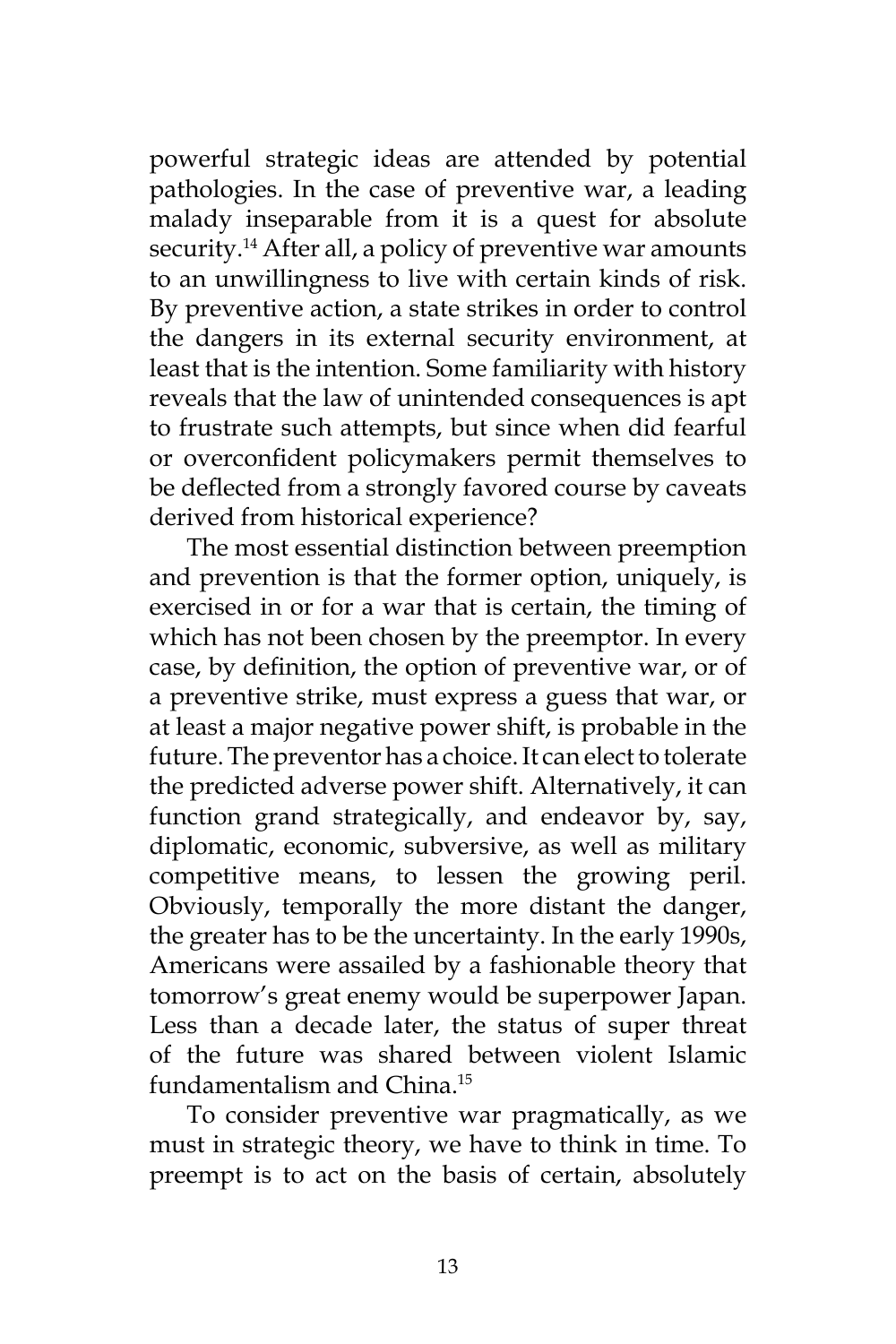powerful strategic ideas are attended by potential pathologies. In the case of preventive war, a leading malady inseparable from it is a quest for absolute security.[14] After all, a policy of preventive war amounts to an unwillingness to live with certain kinds of risk. By preventive action, a state strikes in order to control the dangers in its external security environment, at least that is the intention. Some familiarity with history reveals that the law of unintended consequences is apt to frustrate such attempts, but since when did fearful or overconfident policymakers permit themselves to be deflected from a strongly favored course by caveats derived from historical experience?

The most essential distinction between preemption and prevention is that the former option, uniquely, is exercised in or for a war that is certain, the timing of which has not been chosen by the preemptor. In every case, by definition, the option of preventive war, or of a preventive strike, must express a guess that war, or at least a major negative power shift, is probable in the future. The preventor has a choice. It can elect to tolerate the predicted adverse power shift. Alternatively, it can function grand strategically, and endeavor by, say, diplomatic, economic, subversive, as well as military competitive means, to lessen the growing peril. Obviously, temporally the more distant the danger, the greater has to be the uncertainty. In the early 1990s, Americans were assailed by a fashionable theory that tomorrow's great enemy would be superpower Japan. Less than a decade later, the status of super threat of the future was shared between violent Islamic fundamentalism and China.[15]

To consider preventive war pragmatically, as we must in strategic theory, we have to think in time. To preempt is to act on the basis of certain, absolutely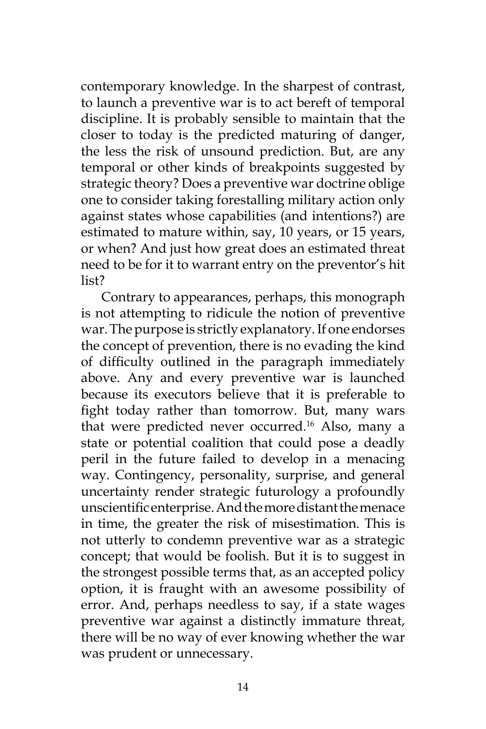contemporary knowledge. In the sharpest of contrast, to launch a preventive war is to act bereft of temporal discipline. It is probably sensible to maintain that the closer to today is the predicted maturing of danger, the less the risk of unsound prediction. But, are any temporal or other kinds of breakpoints suggested by strategic theory? Does a preventive war doctrine oblige one to consider taking forestalling military action only against states whose capabilities (and intentions?) are estimated to mature within, say, 10 years, or 15 years, or when? And just how great does an estimated threat need to be for it to warrant entry on the preventor's hit list?

Contrary to appearances, perhaps, this monograph is not attempting to ridicule the notion of preventive war. The purpose is strictly explanatory. If one endorses the concept of prevention, there is no evading the kind of difficulty outlined in the paragraph immediately above. Any and every preventive war is launched because its executors believe that it is preferable to fight today rather than tomorrow. But, many wars that were predicted never occurred.[16] Also, many a state or potential coalition that could pose a deadly peril in the future failed to develop in a menacing way. Contingency, personality, surprise, and general uncertainty render strategic futurology a profoundly unscientific enterprise. And the more distant the menace in time, the greater the risk of misestimation. This is not utterly to condemn preventive war as a strategic concept; that would be foolish. But it is to suggest in the strongest possible terms that, as an accepted policy option, it is fraught with an awesome possibility of error. And, perhaps needless to say, if a state wages preventive war against a distinctly immature threat, there will be no way of ever knowing whether the war was prudent or unnecessary.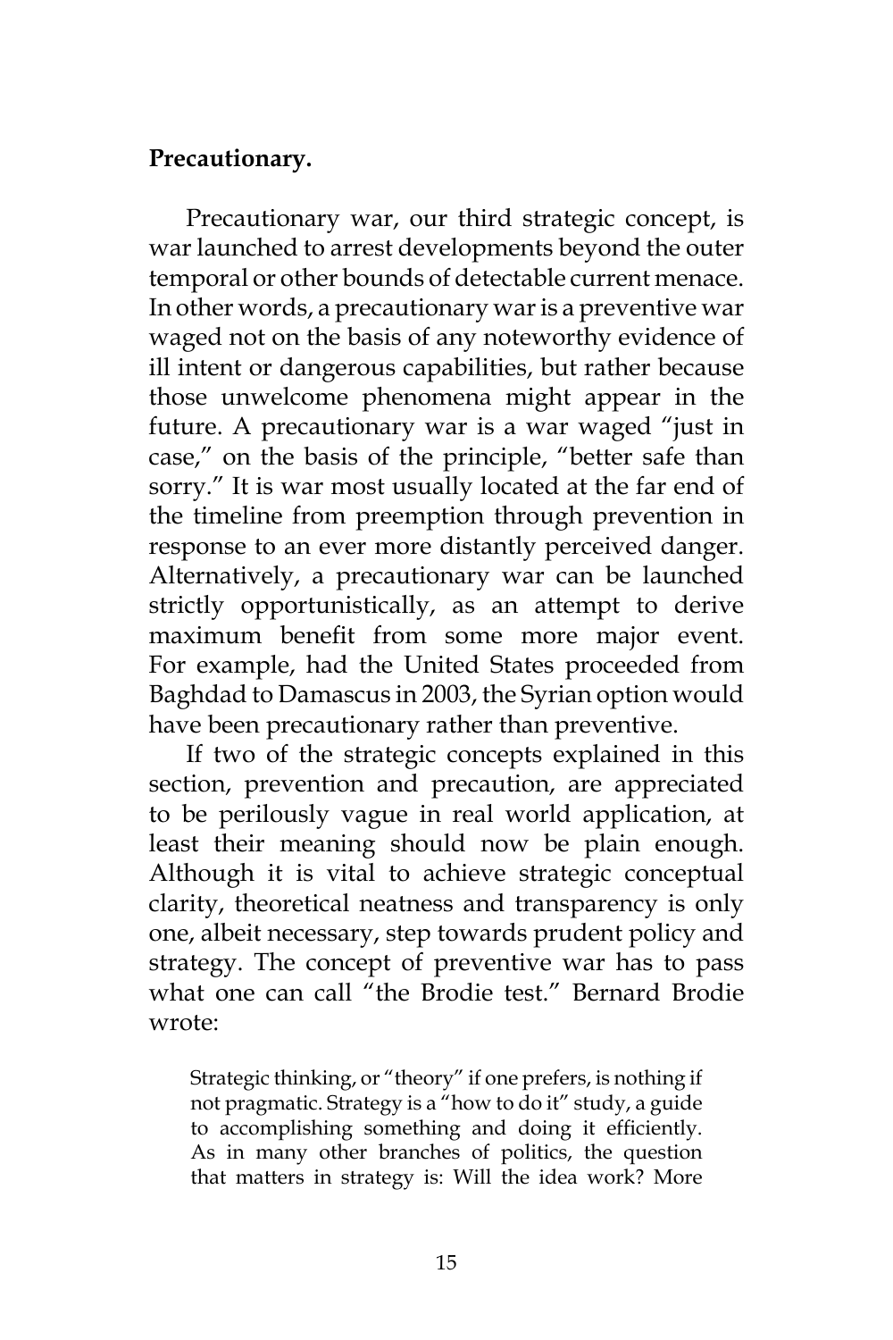**Precautionary.**

Precautionary war, our third strategic concept, is war launched to arrest developments beyond the outer temporal or other bounds of detectable current menace. In other words, a precautionary war is a preventive war waged not on the basis of any noteworthy evidence of ill intent or dangerous capabilities, but rather because those unwelcome phenomena might appear in the future. A precautionary war is a war waged "just in case," on the basis of the principle, "better safe than sorry." It is war most usually located at the far end of the timeline from preemption through prevention in response to an ever more distantly perceived danger. Alternatively, a precautionary war can be launched strictly opportunistically, as an attempt to derive maximum benefit from some more major event. For example, had the United States proceeded from Baghdad to Damascus in 2003, the Syrian option would have been precautionary rather than preventive.

If two of the strategic concepts explained in this section, prevention and precaution, are appreciated to be perilously vague in real world application, at least their meaning should now be plain enough. Although it is vital to achieve strategic conceptual clarity, theoretical neatness and transparency is only one, albeit necessary, step towards prudent policy and strategy. The concept of preventive war has to pass what one can call "the Brodie test." Bernard Brodie wrote:

> Strategic thinking, or "theory" if one prefers, is nothing if not pragmatic. Strategy is a "how to do it" study, a guide to accomplishing something and doing it efficiently. As in many other branches of politics, the question that matters in strategy is: Will the idea work? More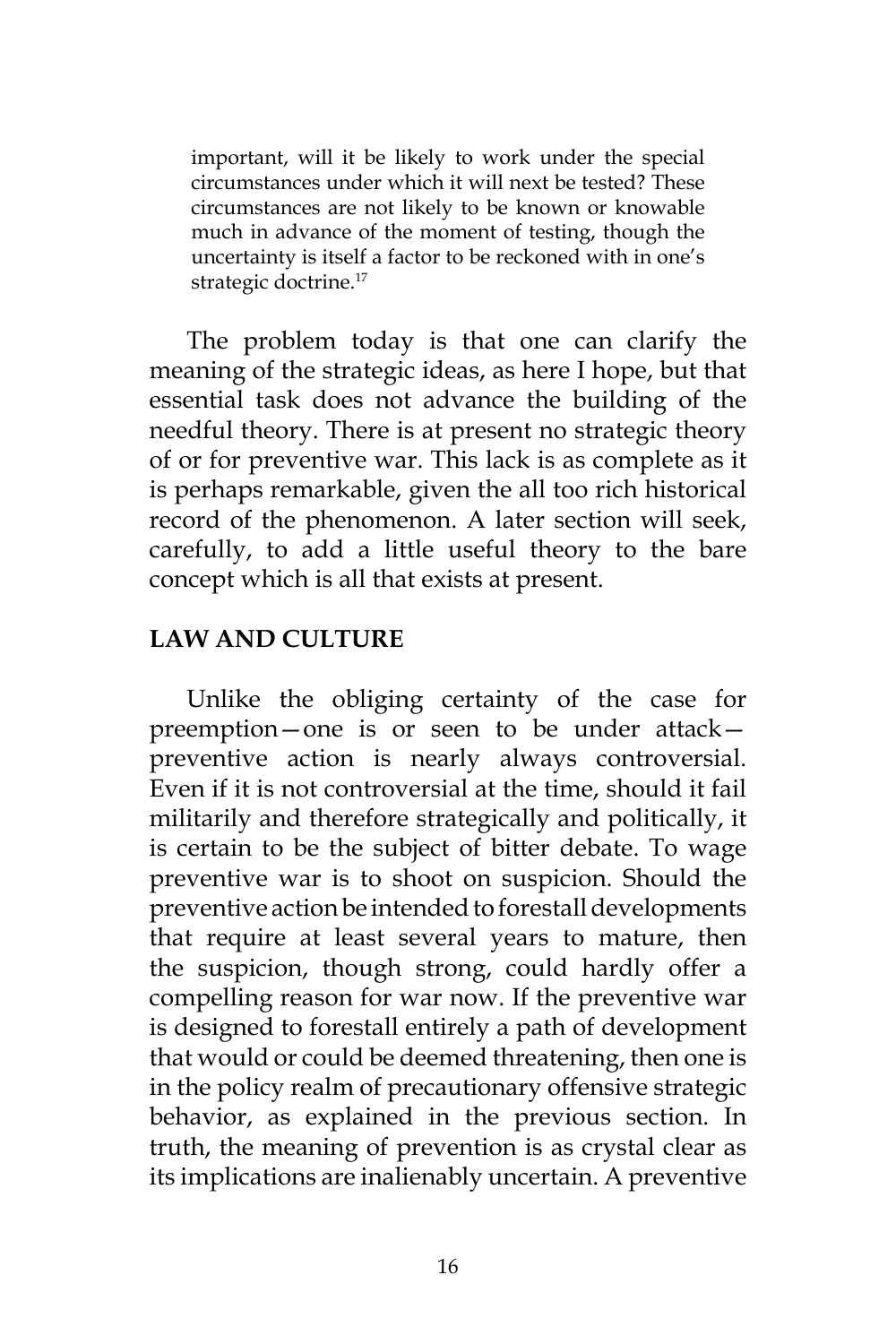> important, will it be likely to work under the special circumstances under which it will next be tested? These circumstances are not likely to be known or knowable much in advance of the moment of testing, though the uncertainty is itself a factor to be reckoned with in one's strategic doctrine.[17]

The problem today is that one can clarify the meaning of the strategic ideas, as here I hope, but that essential task does not advance the building of the needful theory. There is at present no strategic theory of or for preventive war. This lack is as complete as it is perhaps remarkable, given the all too rich historical record of the phenomenon. A later section will seek, carefully, to add a little useful theory to the bare concept which is all that exists at present.

## LAW AND CULTURE

Unlike the obliging certainty of the case for preemption—one is or seen to be under attack—preventive action is nearly always controversial. Even if it is not controversial at the time, should it fail militarily and therefore strategically and politically, it is certain to be the subject of bitter debate. To wage preventive war is to shoot on suspicion. Should the preventive action be intended to forestall developments that require at least several years to mature, then the suspicion, though strong, could hardly offer a compelling reason for war now. If the preventive war is designed to forestall entirely a path of development that would or could be deemed threatening, then one is in the policy realm of precautionary offensive strategic behavior, as explained in the previous section. In truth, the meaning of prevention is as crystal clear as its implications are inalienably uncertain. A preventive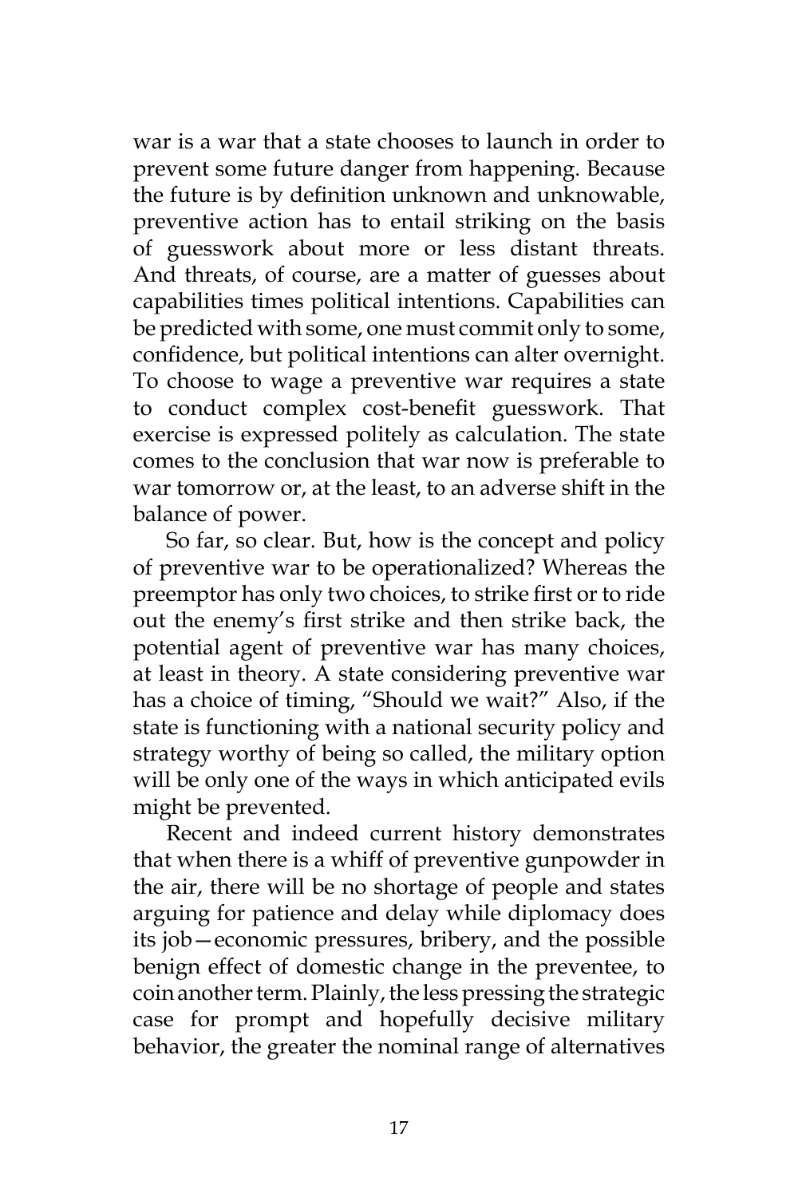war is a war that a state chooses to launch in order to prevent some future danger from happening. Because the future is by definition unknown and unknowable, preventive action has to entail striking on the basis of guesswork about more or less distant threats. And threats, of course, are a matter of guesses about capabilities times political intentions. Capabilities can be predicted with some, one must commit only to some, confidence, but political intentions can alter overnight. To choose to wage a preventive war requires a state to conduct complex cost-benefit guesswork. That exercise is expressed politely as calculation. The state comes to the conclusion that war now is preferable to war tomorrow or, at the least, to an adverse shift in the balance of power.

So far, so clear. But, how is the concept and policy of preventive war to be operationalized? Whereas the preemptor has only two choices, to strike first or to ride out the enemy's first strike and then strike back, the potential agent of preventive war has many choices, at least in theory. A state considering preventive war has a choice of timing, "Should we wait?" Also, if the state is functioning with a national security policy and strategy worthy of being so called, the military option will be only one of the ways in which anticipated evils might be prevented.

Recent and indeed current history demonstrates that when there is a whiff of preventive gunpowder in the air, there will be no shortage of people and states arguing for patience and delay while diplomacy does its job—economic pressures, bribery, and the possible benign effect of domestic change in the preventee, to coin another term. Plainly, the less pressing the strategic case for prompt and hopefully decisive military behavior, the greater the nominal range of alternatives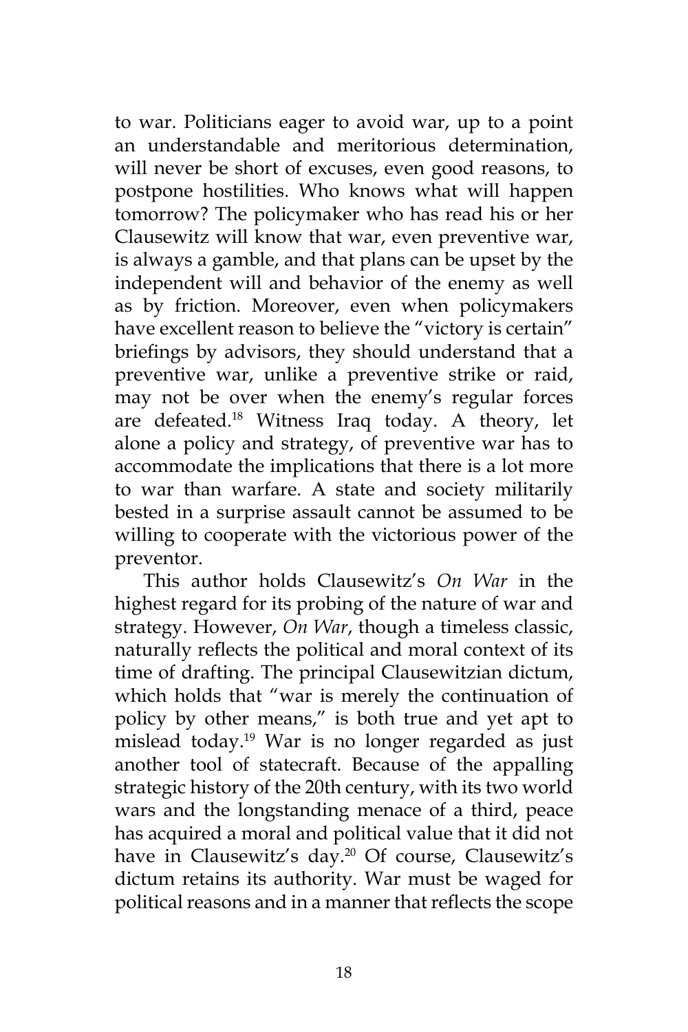to war. Politicians eager to avoid war, up to a point an understandable and meritorious determination, will never be short of excuses, even good reasons, to postpone hostilities. Who knows what will happen tomorrow? The policymaker who has read his or her Clausewitz will know that war, even preventive war, is always a gamble, and that plans can be upset by the independent will and behavior of the enemy as well as by friction. Moreover, even when policymakers have excellent reason to believe the "victory is certain" briefings by advisors, they should understand that a preventive war, unlike a preventive strike or raid, may not be over when the enemy's regular forces are defeated.[18] Witness Iraq today. A theory, let alone a policy and strategy, of preventive war has to accommodate the implications that there is a lot more to war than warfare. A state and society militarily bested in a surprise assault cannot be assumed to be willing to cooperate with the victorious power of the preventor.

This author holds Clausewitz's *On War* in the highest regard for its probing of the nature of war and strategy. However, *On War*, though a timeless classic, naturally reflects the political and moral context of its time of drafting. The principal Clausewitzian dictum, which holds that "war is merely the continuation of policy by other means," is both true and yet apt to mislead today.[19] War is no longer regarded as just another tool of statecraft. Because of the appalling strategic history of the 20th century, with its two world wars and the longstanding menace of a third, peace has acquired a moral and political value that it did not have in Clausewitz's day.[20] Of course, Clausewitz's dictum retains its authority. War must be waged for political reasons and in a manner that reflects the scope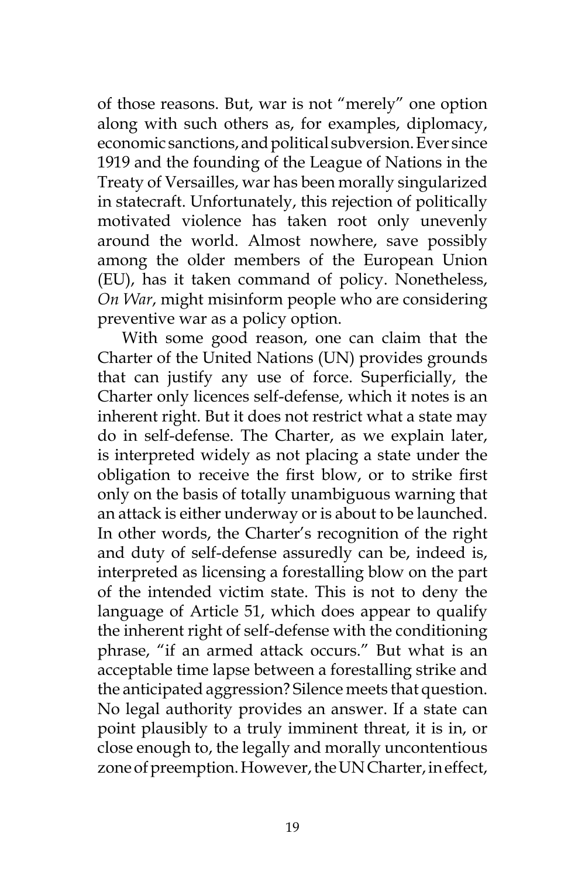of those reasons. But, war is not "merely" one option along with such others as, for examples, diplomacy, economic sanctions, and political subversion. Ever since 1919 and the founding of the League of Nations in the Treaty of Versailles, war has been morally singularized in statecraft. Unfortunately, this rejection of politically motivated violence has taken root only unevenly around the world. Almost nowhere, save possibly among the older members of the European Union (EU), has it taken command of policy. Nonetheless, *On War*, might misinform people who are considering preventive war as a policy option.

With some good reason, one can claim that the Charter of the United Nations (UN) provides grounds that can justify any use of force. Superficially, the Charter only licences self-defense, which it notes is an inherent right. But it does not restrict what a state may do in self-defense. The Charter, as we explain later, is interpreted widely as not placing a state under the obligation to receive the first blow, or to strike first only on the basis of totally unambiguous warning that an attack is either underway or is about to be launched. In other words, the Charter's recognition of the right and duty of self-defense assuredly can be, indeed is, interpreted as licensing a forestalling blow on the part of the intended victim state. This is not to deny the language of Article 51, which does appear to qualify the inherent right of self-defense with the conditioning phrase, "if an armed attack occurs." But what is an acceptable time lapse between a forestalling strike and the anticipated aggression? Silence meets that question. No legal authority provides an answer. If a state can point plausibly to a truly imminent threat, it is in, or close enough to, the legally and morally uncontentious zone of preemption. However, the UN Charter, in effect,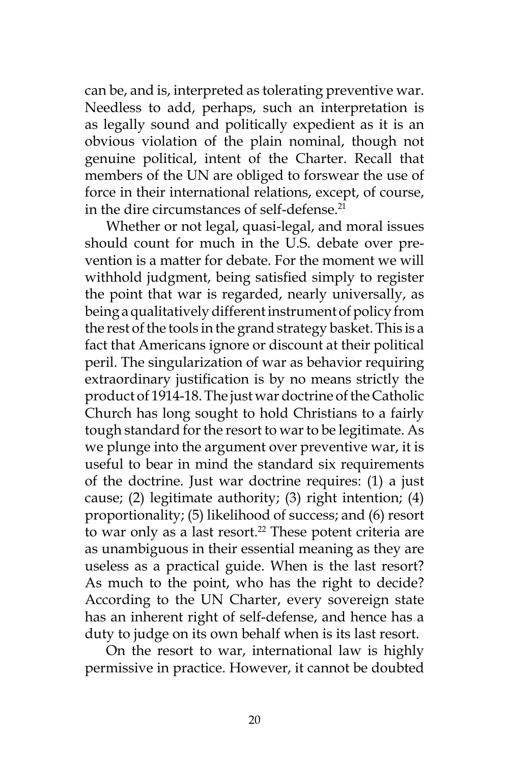can be, and is, interpreted as tolerating preventive war. Needless to add, perhaps, such an interpretation is as legally sound and politically expedient as it is an obvious violation of the plain nominal, though not genuine political, intent of the Charter. Recall that members of the UN are obliged to forswear the use of force in their international relations, except, of course, in the dire circumstances of self-defense.[21]

Whether or not legal, quasi-legal, and moral issues should count for much in the U.S. debate over prevention is a matter for debate. For the moment we will withhold judgment, being satisfied simply to register the point that war is regarded, nearly universally, as being a qualitatively different instrument of policy from the rest of the tools in the grand strategy basket. This is a fact that Americans ignore or discount at their political peril. The singularization of war as behavior requiring extraordinary justification is by no means strictly the product of 1914-18. The just war doctrine of the Catholic Church has long sought to hold Christians to a fairly tough standard for the resort to war to be legitimate. As we plunge into the argument over preventive war, it is useful to bear in mind the standard six requirements of the doctrine. Just war doctrine requires: (1) a just cause; (2) legitimate authority; (3) right intention; (4) proportionality; (5) likelihood of success; and (6) resort to war only as a last resort.[22] These potent criteria are as unambiguous in their essential meaning as they are useless as a practical guide. When is the last resort? As much to the point, who has the right to decide? According to the UN Charter, every sovereign state has an inherent right of self-defense, and hence has a duty to judge on its own behalf when is its last resort.

On the resort to war, international law is highly permissive in practice. However, it cannot be doubted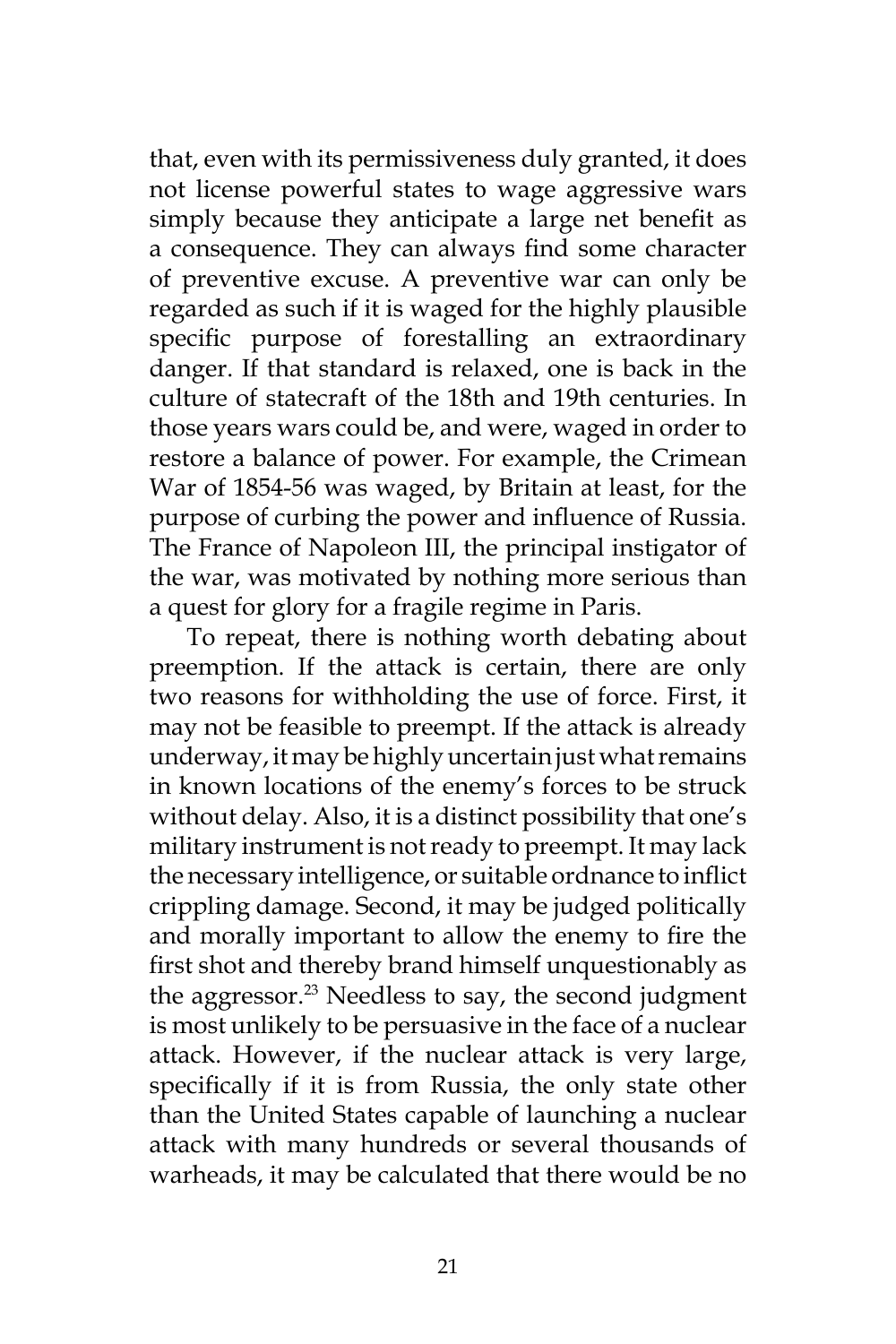that, even with its permissiveness duly granted, it does not license powerful states to wage aggressive wars simply because they anticipate a large net benefit as a consequence. They can always find some character of preventive excuse. A preventive war can only be regarded as such if it is waged for the highly plausible specific purpose of forestalling an extraordinary danger. If that standard is relaxed, one is back in the culture of statecraft of the 18th and 19th centuries. In those years wars could be, and were, waged in order to restore a balance of power. For example, the Crimean War of 1854-56 was waged, by Britain at least, for the purpose of curbing the power and influence of Russia. The France of Napoleon III, the principal instigator of the war, was motivated by nothing more serious than a quest for glory for a fragile regime in Paris.

To repeat, there is nothing worth debating about preemption. If the attack is certain, there are only two reasons for withholding the use of force. First, it may not be feasible to preempt. If the attack is already underway, it may be highly uncertain just what remains in known locations of the enemy's forces to be struck without delay. Also, it is a distinct possibility that one's military instrument is not ready to preempt. It may lack the necessary intelligence, or suitable ordnance to inflict crippling damage. Second, it may be judged politically and morally important to allow the enemy to fire the first shot and thereby brand himself unquestionably as the aggressor.[23] Needless to say, the second judgment is most unlikely to be persuasive in the face of a nuclear attack. However, if the nuclear attack is very large, specifically if it is from Russia, the only state other than the United States capable of launching a nuclear attack with many hundreds or several thousands of warheads, it may be calculated that there would be no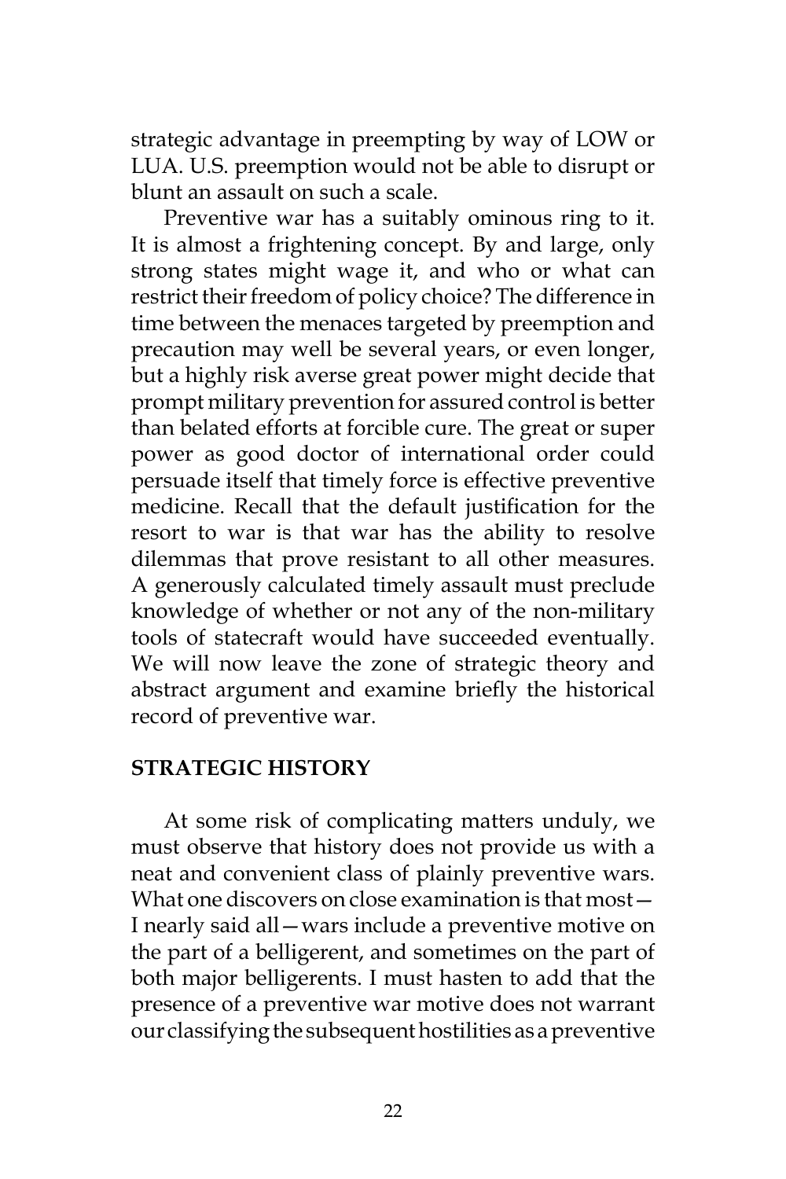strategic advantage in preempting by way of LOW or LUA. U.S. preemption would not be able to disrupt or blunt an assault on such a scale.

Preventive war has a suitably ominous ring to it. It is almost a frightening concept. By and large, only strong states might wage it, and who or what can restrict their freedom of policy choice? The difference in time between the menaces targeted by preemption and precaution may well be several years, or even longer, but a highly risk averse great power might decide that prompt military prevention for assured control is better than belated efforts at forcible cure. The great or super power as good doctor of international order could persuade itself that timely force is effective preventive medicine. Recall that the default justification for the resort to war is that war has the ability to resolve dilemmas that prove resistant to all other measures. A generously calculated timely assault must preclude knowledge of whether or not any of the non-military tools of statecraft would have succeeded eventually. We will now leave the zone of strategic theory and abstract argument and examine briefly the historical record of preventive war.

## STRATEGIC HISTORY

At some risk of complicating matters unduly, we must observe that history does not provide us with a neat and convenient class of plainly preventive wars. What one discovers on close examination is that most—I nearly said all—wars include a preventive motive on the part of a belligerent, and sometimes on the part of both major belligerents. I must hasten to add that the presence of a preventive war motive does not warrant our classifying the subsequent hostilities as a preventive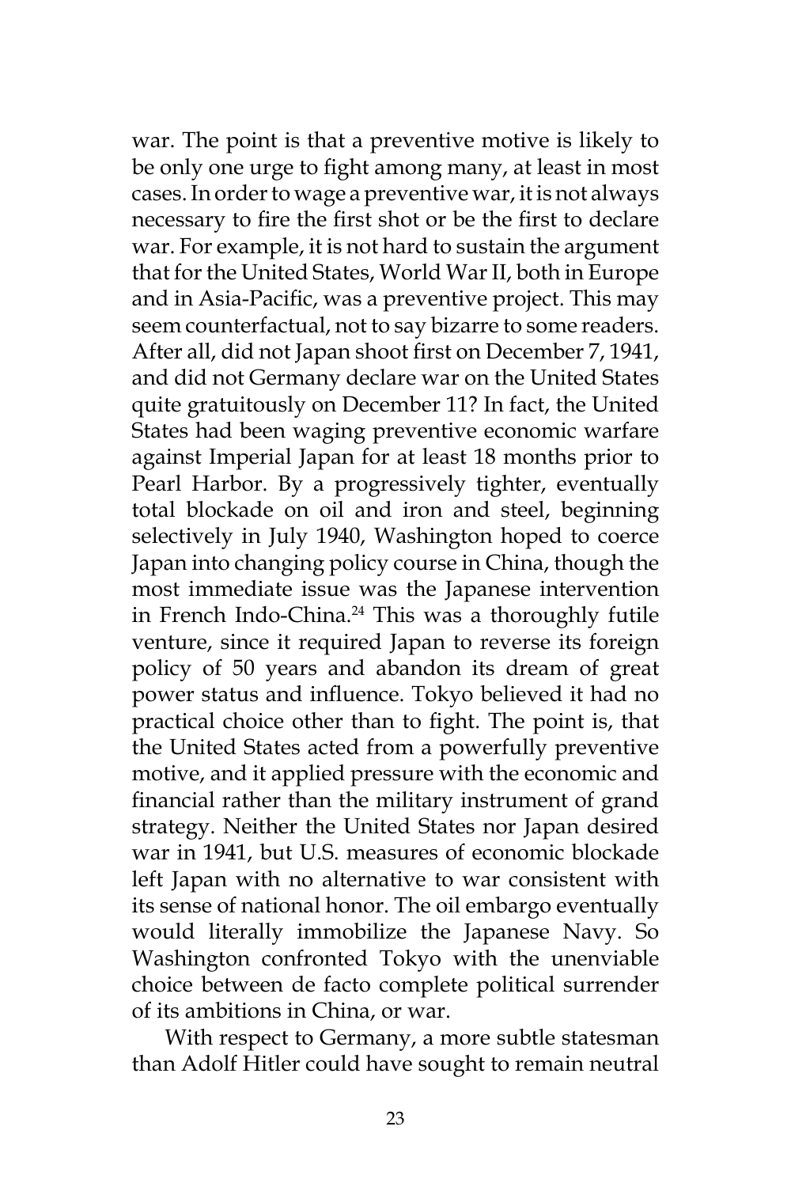war. The point is that a preventive motive is likely to be only one urge to fight among many, at least in most cases. In order to wage a preventive war, it is not always necessary to fire the first shot or be the first to declare war. For example, it is not hard to sustain the argument that for the United States, World War II, both in Europe and in Asia-Pacific, was a preventive project. This may seem counterfactual, not to say bizarre to some readers. After all, did not Japan shoot first on December 7, 1941, and did not Germany declare war on the United States quite gratuitously on December 11? In fact, the United States had been waging preventive economic warfare against Imperial Japan for at least 18 months prior to Pearl Harbor. By a progressively tighter, eventually total blockade on oil and iron and steel, beginning selectively in July 1940, Washington hoped to coerce Japan into changing policy course in China, though the most immediate issue was the Japanese intervention in French Indo-China.[24] This was a thoroughly futile venture, since it required Japan to reverse its foreign policy of 50 years and abandon its dream of great power status and influence. Tokyo believed it had no practical choice other than to fight. The point is, that the United States acted from a powerfully preventive motive, and it applied pressure with the economic and financial rather than the military instrument of grand strategy. Neither the United States nor Japan desired war in 1941, but U.S. measures of economic blockade left Japan with no alternative to war consistent with its sense of national honor. The oil embargo eventually would literally immobilize the Japanese Navy. So Washington confronted Tokyo with the unenviable choice between de facto complete political surrender of its ambitions in China, or war.

With respect to Germany, a more subtle statesman than Adolf Hitler could have sought to remain neutral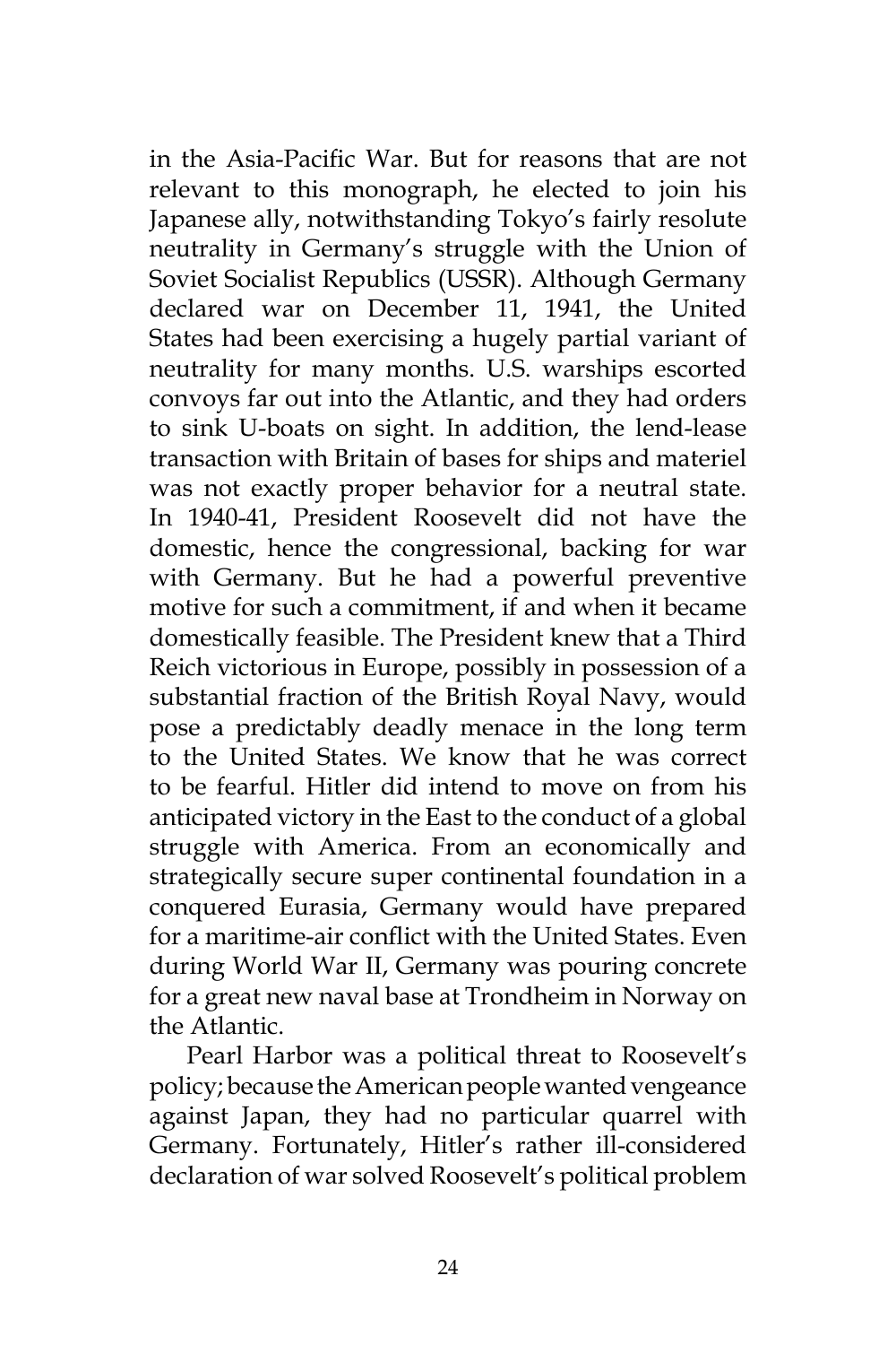in the Asia-Pacific War. But for reasons that are not relevant to this monograph, he elected to join his Japanese ally, notwithstanding Tokyo's fairly resolute neutrality in Germany's struggle with the Union of Soviet Socialist Republics (USSR). Although Germany declared war on December 11, 1941, the United States had been exercising a hugely partial variant of neutrality for many months. U.S. warships escorted convoys far out into the Atlantic, and they had orders to sink U-boats on sight. In addition, the lend-lease transaction with Britain of bases for ships and materiel was not exactly proper behavior for a neutral state. In 1940-41, President Roosevelt did not have the domestic, hence the congressional, backing for war with Germany. But he had a powerful preventive motive for such a commitment, if and when it became domestically feasible. The President knew that a Third Reich victorious in Europe, possibly in possession of a substantial fraction of the British Royal Navy, would pose a predictably deadly menace in the long term to the United States. We know that he was correct to be fearful. Hitler did intend to move on from his anticipated victory in the East to the conduct of a global struggle with America. From an economically and strategically secure super continental foundation in a conquered Eurasia, Germany would have prepared for a maritime-air conflict with the United States. Even during World War II, Germany was pouring concrete for a great new naval base at Trondheim in Norway on the Atlantic.

Pearl Harbor was a political threat to Roosevelt's policy; because the American people wanted vengeance against Japan, they had no particular quarrel with Germany. Fortunately, Hitler's rather ill-considered declaration of war solved Roosevelt's political problem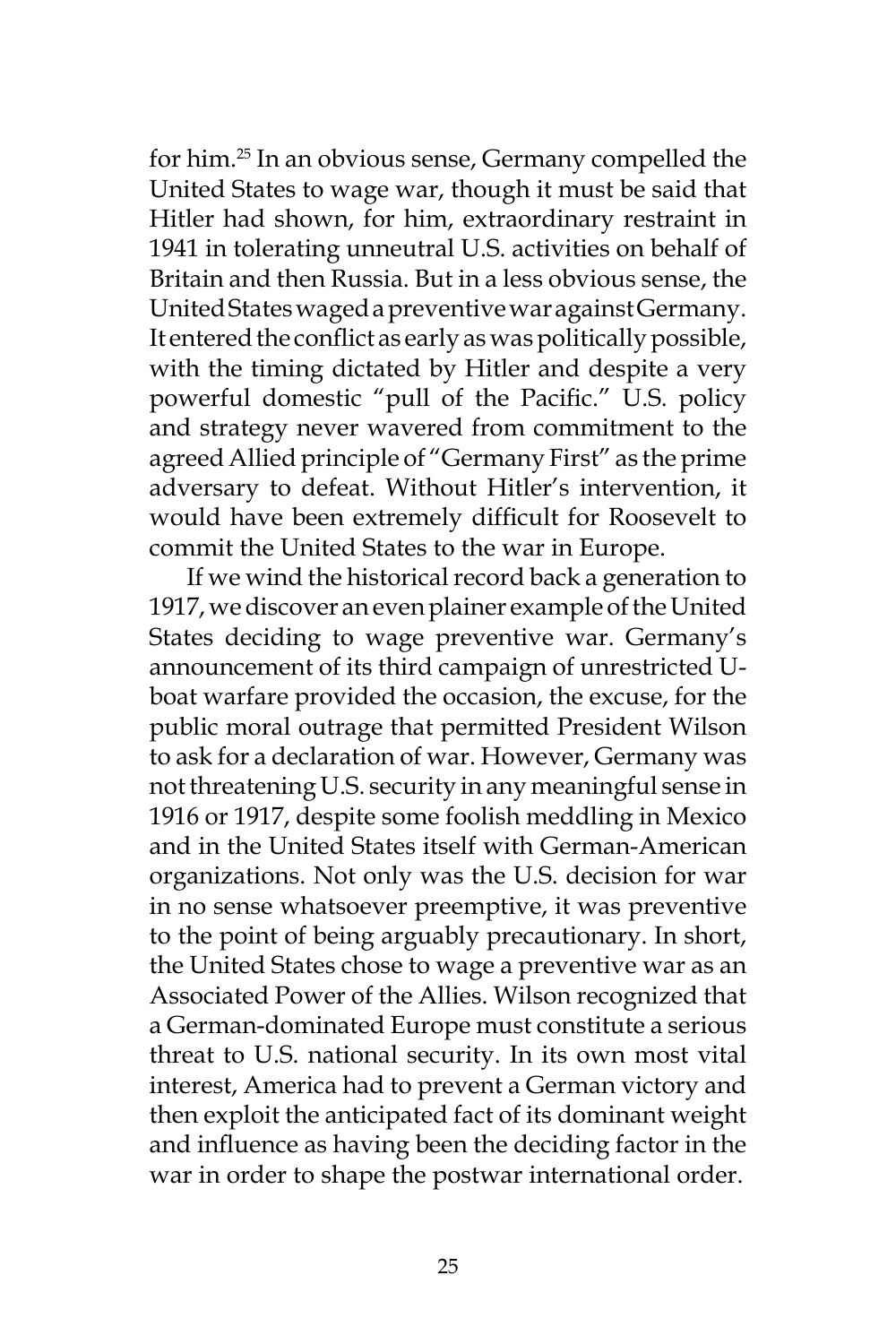for him.[25] In an obvious sense, Germany compelled the United States to wage war, though it must be said that Hitler had shown, for him, extraordinary restraint in 1941 in tolerating unneutral U.S. activities on behalf of Britain and then Russia. But in a less obvious sense, the United States waged a preventive war against Germany. It entered the conflict as early as was politically possible, with the timing dictated by Hitler and despite a very powerful domestic "pull of the Pacific." U.S. policy and strategy never wavered from commitment to the agreed Allied principle of "Germany First" as the prime adversary to defeat. Without Hitler's intervention, it would have been extremely difficult for Roosevelt to commit the United States to the war in Europe.

If we wind the historical record back a generation to 1917, we discover an even plainer example of the United States deciding to wage preventive war. Germany's announcement of its third campaign of unrestricted U-boat warfare provided the occasion, the excuse, for the public moral outrage that permitted President Wilson to ask for a declaration of war. However, Germany was not threatening U.S. security in any meaningful sense in 1916 or 1917, despite some foolish meddling in Mexico and in the United States itself with German-American organizations. Not only was the U.S. decision for war in no sense whatsoever preemptive, it was preventive to the point of being arguably precautionary. In short, the United States chose to wage a preventive war as an Associated Power of the Allies. Wilson recognized that a German-dominated Europe must constitute a serious threat to U.S. national security. In its own most vital interest, America had to prevent a German victory and then exploit the anticipated fact of its dominant weight and influence as having been the deciding factor in the war in order to shape the postwar international order.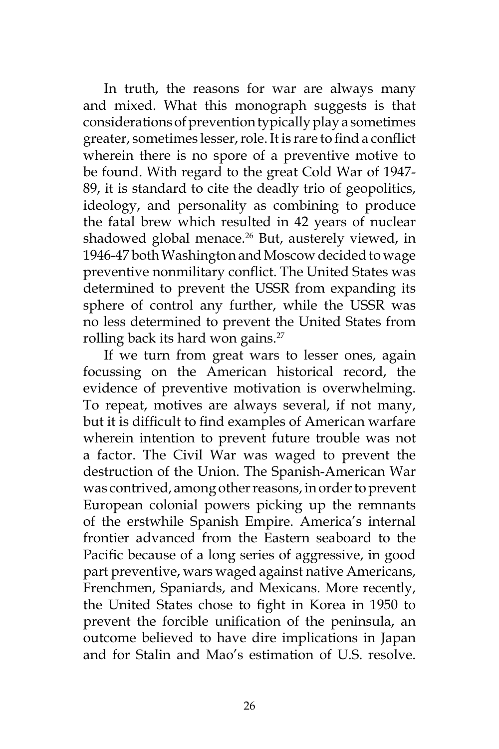In truth, the reasons for war are always many and mixed. What this monograph suggests is that considerations of prevention typically play a sometimes greater, sometimes lesser, role. It is rare to find a conflict wherein there is no spore of a preventive motive to be found. With regard to the great Cold War of 1947-89, it is standard to cite the deadly trio of geopolitics, ideology, and personality as combining to produce the fatal brew which resulted in 42 years of nuclear shadowed global menace.[26] But, austerely viewed, in 1946-47 both Washington and Moscow decided to wage preventive nonmilitary conflict. The United States was determined to prevent the USSR from expanding its sphere of control any further, while the USSR was no less determined to prevent the United States from rolling back its hard won gains.[27]

If we turn from great wars to lesser ones, again focussing on the American historical record, the evidence of preventive motivation is overwhelming. To repeat, motives are always several, if not many, but it is difficult to find examples of American warfare wherein intention to prevent future trouble was not a factor. The Civil War was waged to prevent the destruction of the Union. The Spanish-American War was contrived, among other reasons, in order to prevent European colonial powers picking up the remnants of the erstwhile Spanish Empire. America's internal frontier advanced from the Eastern seaboard to the Pacific because of a long series of aggressive, in good part preventive, wars waged against native Americans, Frenchmen, Spaniards, and Mexicans. More recently, the United States chose to fight in Korea in 1950 to prevent the forcible unification of the peninsula, an outcome believed to have dire implications in Japan and for Stalin and Mao's estimation of U.S. resolve.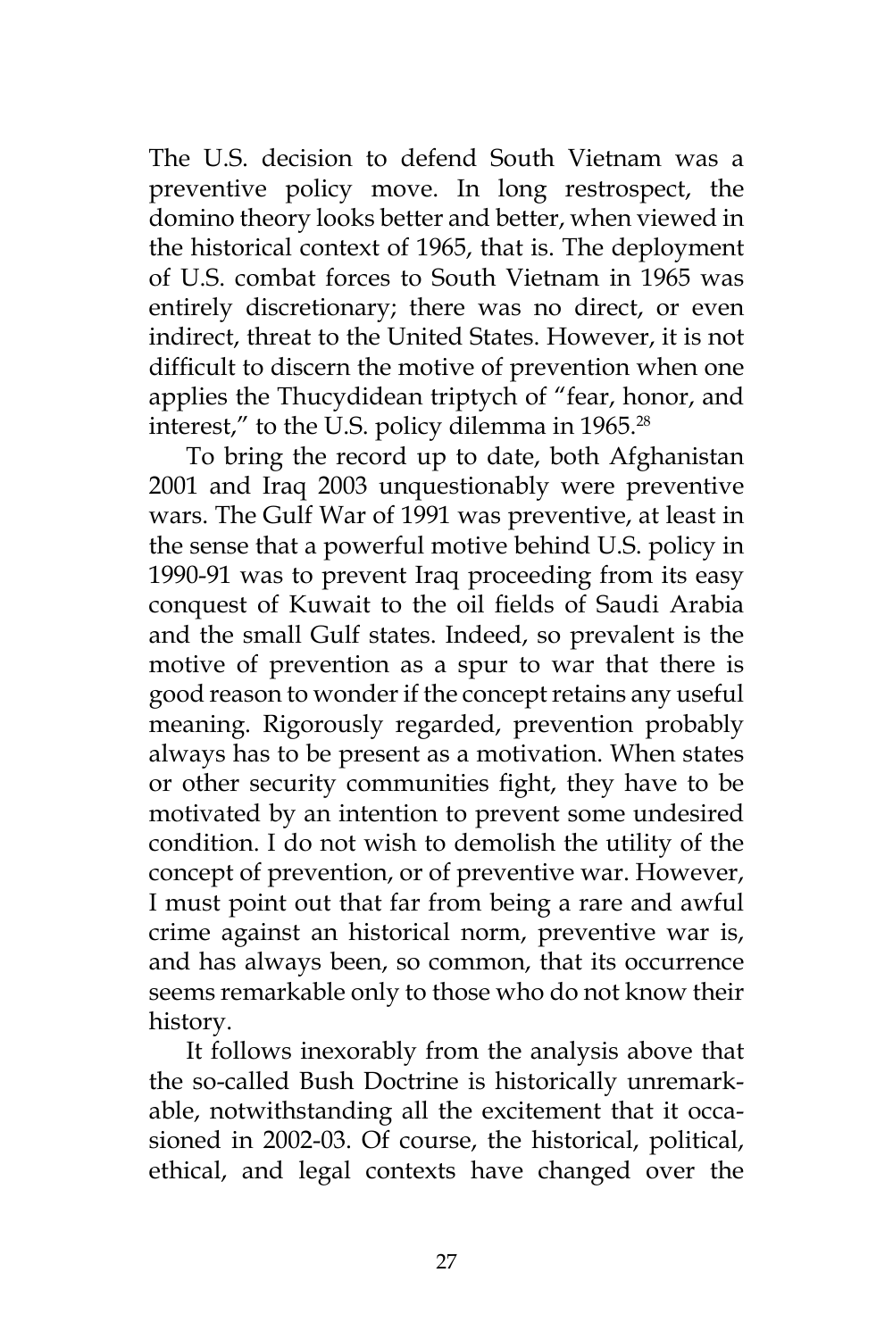The U.S. decision to defend South Vietnam was a preventive policy move. In long restrospect, the domino theory looks better and better, when viewed in the historical context of 1965, that is. The deployment of U.S. combat forces to South Vietnam in 1965 was entirely discretionary; there was no direct, or even indirect, threat to the United States. However, it is not difficult to discern the motive of prevention when one applies the Thucydidean triptych of "fear, honor, and interest," to the U.S. policy dilemma in 1965.[28]

To bring the record up to date, both Afghanistan 2001 and Iraq 2003 unquestionably were preventive wars. The Gulf War of 1991 was preventive, at least in the sense that a powerful motive behind U.S. policy in 1990-91 was to prevent Iraq proceeding from its easy conquest of Kuwait to the oil fields of Saudi Arabia and the small Gulf states. Indeed, so prevalent is the motive of prevention as a spur to war that there is good reason to wonder if the concept retains any useful meaning. Rigorously regarded, prevention probably always has to be present as a motivation. When states or other security communities fight, they have to be motivated by an intention to prevent some undesired condition. I do not wish to demolish the utility of the concept of prevention, or of preventive war. However, I must point out that far from being a rare and awful crime against an historical norm, preventive war is, and has always been, so common, that its occurrence seems remarkable only to those who do not know their history.

It follows inexorably from the analysis above that the so-called Bush Doctrine is historically unremarkable, notwithstanding all the excitement that it occasioned in 2002-03. Of course, the historical, political, ethical, and legal contexts have changed over the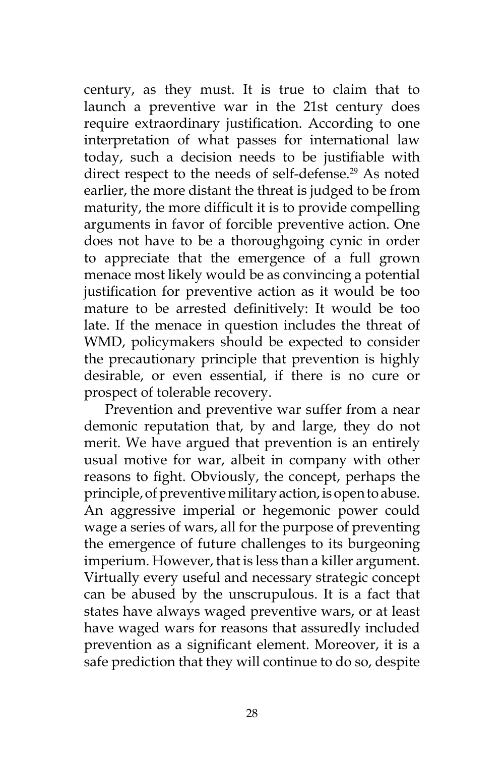century, as they must. It is true to claim that to launch a preventive war in the 21st century does require extraordinary justification. According to one interpretation of what passes for international law today, such a decision needs to be justifiable with direct respect to the needs of self-defense.[29] As noted earlier, the more distant the threat is judged to be from maturity, the more difficult it is to provide compelling arguments in favor of forcible preventive action. One does not have to be a thoroughgoing cynic in order to appreciate that the emergence of a full grown menace most likely would be as convincing a potential justification for preventive action as it would be too mature to be arrested definitively: It would be too late. If the menace in question includes the threat of WMD, policymakers should be expected to consider the precautionary principle that prevention is highly desirable, or even essential, if there is no cure or prospect of tolerable recovery.

Prevention and preventive war suffer from a near demonic reputation that, by and large, they do not merit. We have argued that prevention is an entirely usual motive for war, albeit in company with other reasons to fight. Obviously, the concept, perhaps the principle, of preventive military action, is open to abuse. An aggressive imperial or hegemonic power could wage a series of wars, all for the purpose of preventing the emergence of future challenges to its burgeoning imperium. However, that is less than a killer argument. Virtually every useful and necessary strategic concept can be abused by the unscrupulous. It is a fact that states have always waged preventive wars, or at least have waged wars for reasons that assuredly included prevention as a significant element. Moreover, it is a safe prediction that they will continue to do so, despite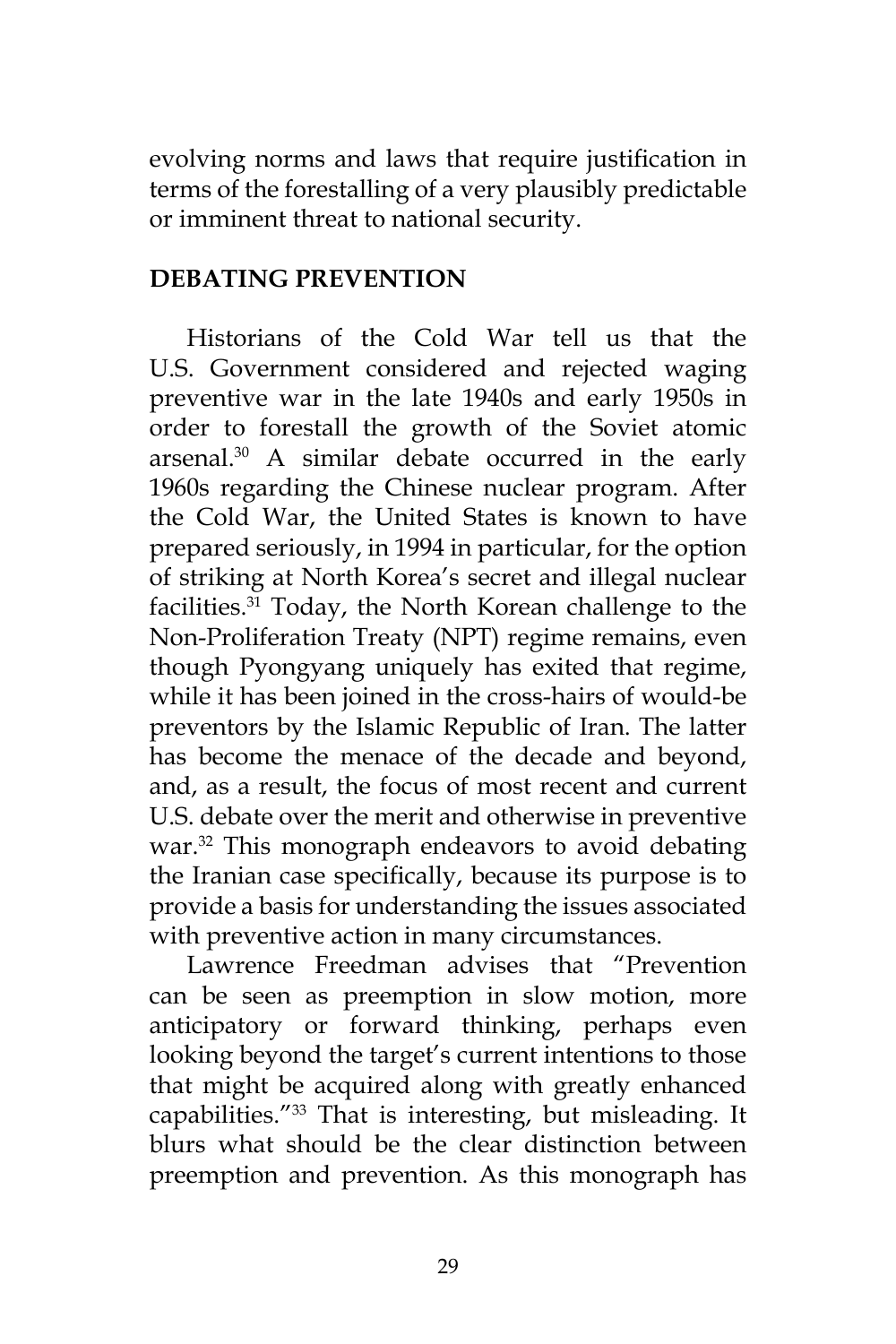evolving norms and laws that require justification in terms of the forestalling of a very plausibly predictable or imminent threat to national security.

## DEBATING PREVENTION

Historians of the Cold War tell us that the U.S. Government considered and rejected waging preventive war in the late 1940s and early 1950s in order to forestall the growth of the Soviet atomic arsenal.[30] A similar debate occurred in the early 1960s regarding the Chinese nuclear program. After the Cold War, the United States is known to have prepared seriously, in 1994 in particular, for the option of striking at North Korea's secret and illegal nuclear facilities.[31] Today, the North Korean challenge to the Non-Proliferation Treaty (NPT) regime remains, even though Pyongyang uniquely has exited that regime, while it has been joined in the cross-hairs of would-be preventors by the Islamic Republic of Iran. The latter has become the menace of the decade and beyond, and, as a result, the focus of most recent and current U.S. debate over the merit and otherwise in preventive war.[32] This monograph endeavors to avoid debating the Iranian case specifically, because its purpose is to provide a basis for understanding the issues associated with preventive action in many circumstances.

Lawrence Freedman advises that "Prevention can be seen as preemption in slow motion, more anticipatory or forward thinking, perhaps even looking beyond the target's current intentions to those that might be acquired along with greatly enhanced capabilities."[33] That is interesting, but misleading. It blurs what should be the clear distinction between preemption and prevention. As this monograph has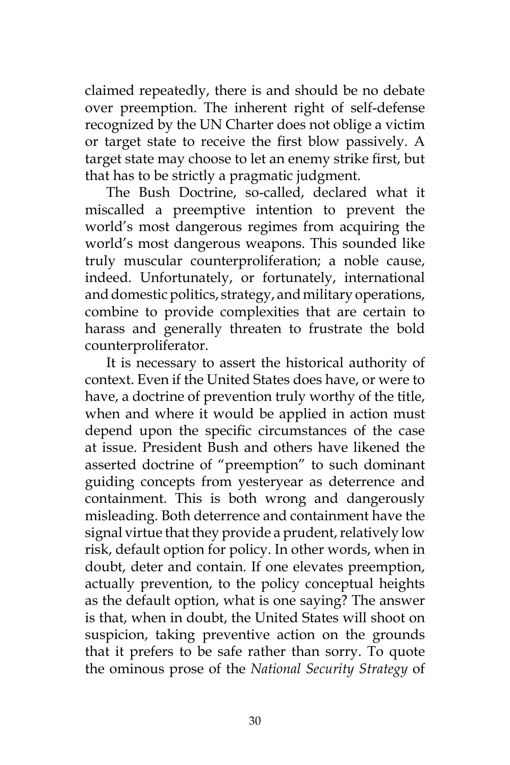claimed repeatedly, there is and should be no debate over preemption. The inherent right of self-defense recognized by the UN Charter does not oblige a victim or target state to receive the first blow passively. A target state may choose to let an enemy strike first, but that has to be strictly a pragmatic judgment.

The Bush Doctrine, so-called, declared what it miscalled a preemptive intention to prevent the world's most dangerous regimes from acquiring the world's most dangerous weapons. This sounded like truly muscular counterproliferation; a noble cause, indeed. Unfortunately, or fortunately, international and domestic politics, strategy, and military operations, combine to provide complexities that are certain to harass and generally threaten to frustrate the bold counterproliferator.

It is necessary to assert the historical authority of context. Even if the United States does have, or were to have, a doctrine of prevention truly worthy of the title, when and where it would be applied in action must depend upon the specific circumstances of the case at issue. President Bush and others have likened the asserted doctrine of "preemption" to such dominant guiding concepts from yesteryear as deterrence and containment. This is both wrong and dangerously misleading. Both deterrence and containment have the signal virtue that they provide a prudent, relatively low risk, default option for policy. In other words, when in doubt, deter and contain. If one elevates preemption, actually prevention, to the policy conceptual heights as the default option, what is one saying? The answer is that, when in doubt, the United States will shoot on suspicion, taking preventive action on the grounds that it prefers to be safe rather than sorry. To quote the ominous prose of the *National Security Strategy* of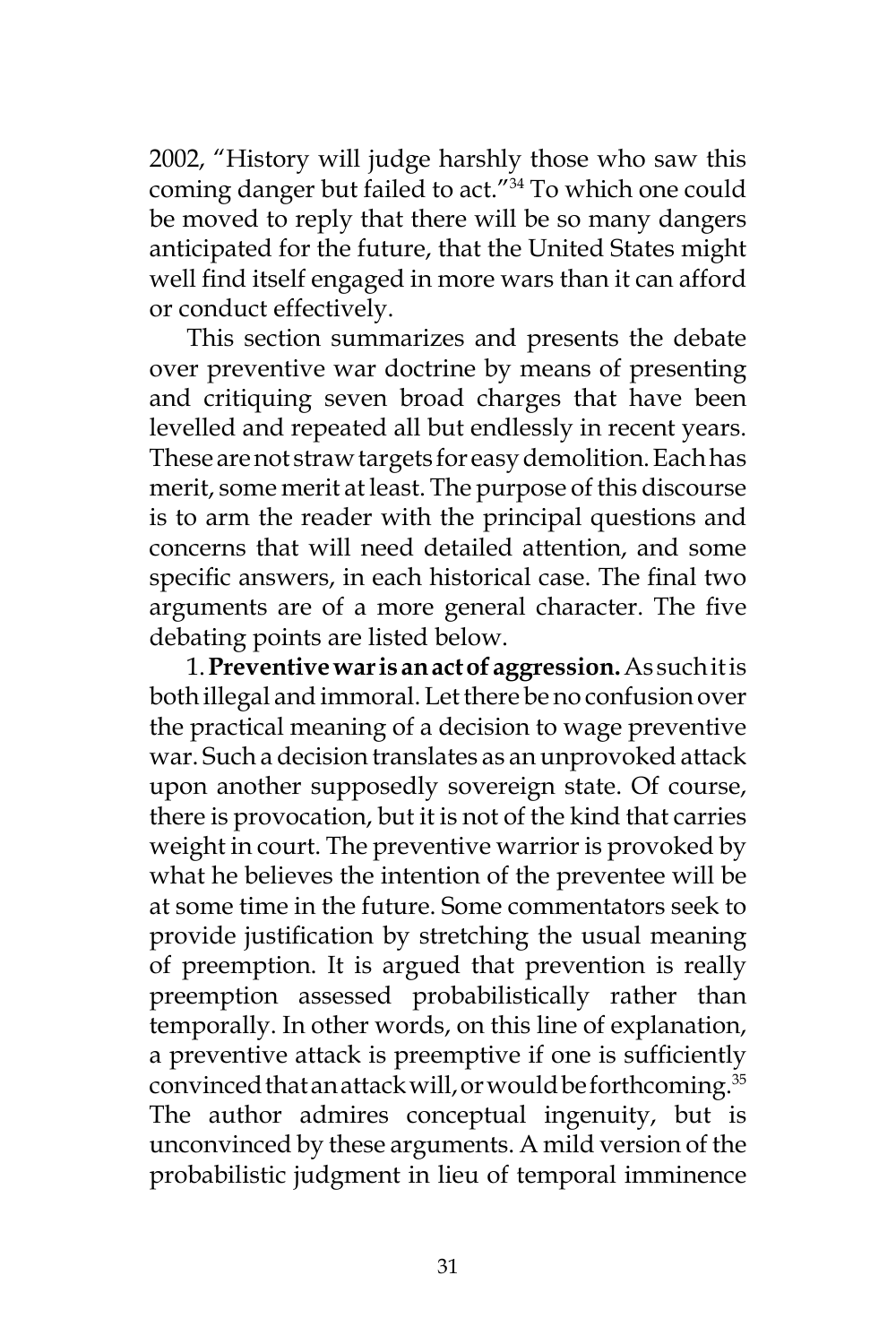2002, "History will judge harshly those who saw this coming danger but failed to act."[34] To which one could be moved to reply that there will be so many dangers anticipated for the future, that the United States might well find itself engaged in more wars than it can afford or conduct effectively.

This section summarizes and presents the debate over preventive war doctrine by means of presenting and critiquing seven broad charges that have been levelled and repeated all but endlessly in recent years. These are not straw targets for easy demolition. Each has merit, some merit at least. The purpose of this discourse is to arm the reader with the principal questions and concerns that will need detailed attention, and some specific answers, in each historical case. The final two arguments are of a more general character. The five debating points are listed below.

1. **Preventive war is an act of aggression.** As such it is both illegal and immoral. Let there be no confusion over the practical meaning of a decision to wage preventive war. Such a decision translates as an unprovoked attack upon another supposedly sovereign state. Of course, there is provocation, but it is not of the kind that carries weight in court. The preventive warrior is provoked by what he believes the intention of the preventee will be at some time in the future. Some commentators seek to provide justification by stretching the usual meaning of preemption. It is argued that prevention is really preemption assessed probabilistically rather than temporally. In other words, on this line of explanation, a preventive attack is preemptive if one is sufficiently convinced that an attack will, or would be forthcoming.[35] The author admires conceptual ingenuity, but is unconvinced by these arguments. A mild version of the probabilistic judgment in lieu of temporal imminence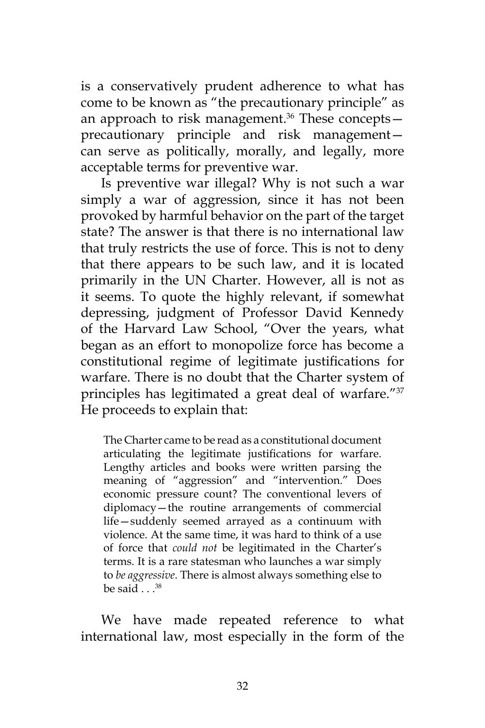is a conservatively prudent adherence to what has come to be known as "the precautionary principle" as an approach to risk management.[36] These concepts—precautionary principle and risk management—can serve as politically, morally, and legally, more acceptable terms for preventive war.

Is preventive war illegal? Why is not such a war simply a war of aggression, since it has not been provoked by harmful behavior on the part of the target state? The answer is that there is no international law that truly restricts the use of force. This is not to deny that there appears to be such law, and it is located primarily in the UN Charter. However, all is not as it seems. To quote the highly relevant, if somewhat depressing, judgment of Professor David Kennedy of the Harvard Law School, "Over the years, what began as an effort to monopolize force has become a constitutional regime of legitimate justifications for warfare. There is no doubt that the Charter system of principles has legitimated a great deal of warfare."[37] He proceeds to explain that:

> The Charter came to be read as a constitutional document articulating the legitimate justifications for warfare. Lengthy articles and books were written parsing the meaning of "aggression" and "intervention." Does economic pressure count? The conventional levers of diplomacy—the routine arrangements of commercial life—suddenly seemed arrayed as a continuum with violence. At the same time, it was hard to think of a use of force that *could not* be legitimated in the Charter's terms. It is a rare statesman who launches a war simply to *be aggressive*. There is almost always something else to be said . . .[38]

We have made repeated reference to what international law, most especially in the form of the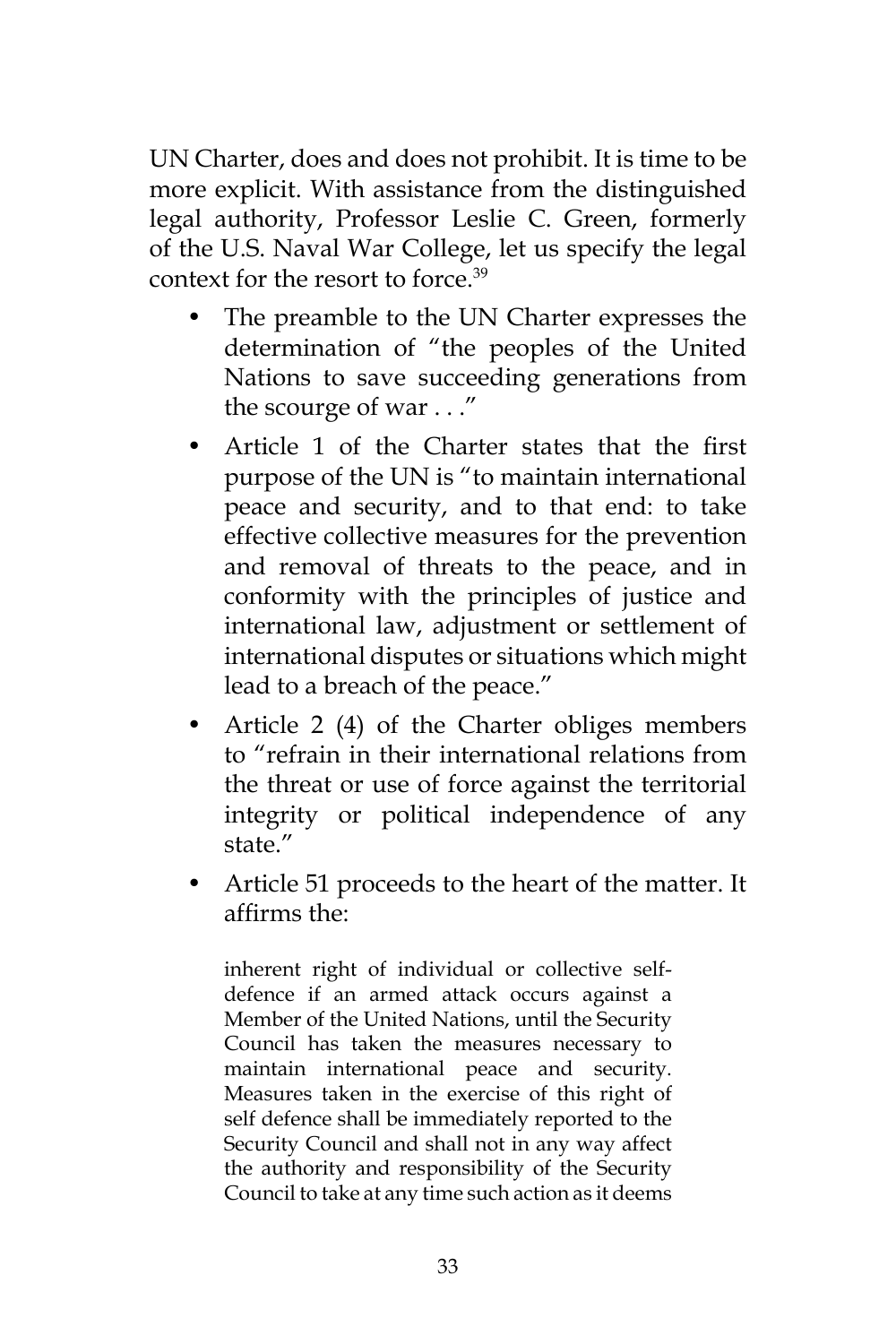UN Charter, does and does not prohibit. It is time to be more explicit. With assistance from the distinguished legal authority, Professor Leslie C. Green, formerly of the U.S. Naval War College, let us specify the legal context for the resort to force.[39]

- The preamble to the UN Charter expresses the determination of "the peoples of the United Nations to save succeeding generations from the scourge of war . . ."
- Article 1 of the Charter states that the first purpose of the UN is "to maintain international peace and security, and to that end: to take effective collective measures for the prevention and removal of threats to the peace, and in conformity with the principles of justice and international law, adjustment or settlement of international disputes or situations which might lead to a breach of the peace."
- Article 2 (4) of the Charter obliges members to "refrain in their international relations from the threat or use of force against the territorial integrity or political independence of any state."
- Article 51 proceeds to the heart of the matter. It affirms the:

> inherent right of individual or collective self-defence if an armed attack occurs against a Member of the United Nations, until the Security Council has taken the measures necessary to maintain international peace and security. Measures taken in the exercise of this right of self defence shall be immediately reported to the Security Council and shall not in any way affect the authority and responsibility of the Security Council to take at any time such action as it deems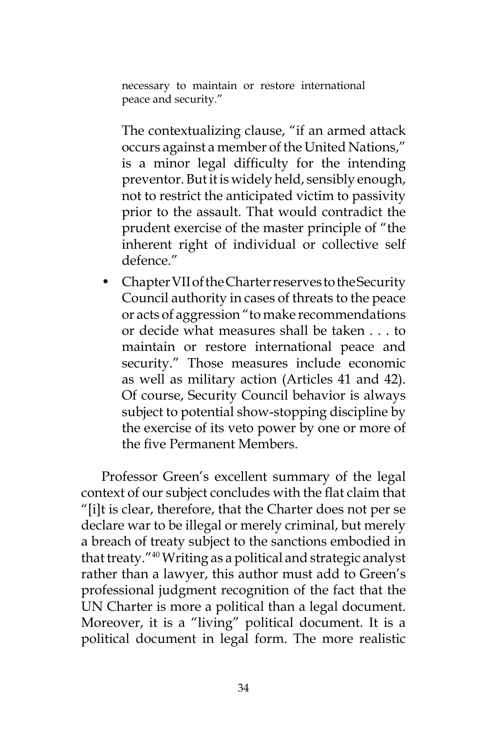> necessary to maintain or restore international peace and security."

The contextualizing clause, "if an armed attack occurs against a member of the United Nations," is a minor legal difficulty for the intending preventor. But it is widely held, sensibly enough, not to restrict the anticipated victim to passivity prior to the assault. That would contradict the prudent exercise of the master principle of "the inherent right of individual or collective self defence."

- Chapter VII of the Charter reserves to the Security Council authority in cases of threats to the peace or acts of aggression "to make recommendations or decide what measures shall be taken . . . to maintain or restore international peace and security." Those measures include economic as well as military action (Articles 41 and 42). Of course, Security Council behavior is always subject to potential show-stopping discipline by the exercise of its veto power by one or more of the five Permanent Members.

Professor Green's excellent summary of the legal context of our subject concludes with the flat claim that "[i]t is clear, therefore, that the Charter does not per se declare war to be illegal or merely criminal, but merely a breach of treaty subject to the sanctions embodied in that treaty."[40] Writing as a political and strategic analyst rather than a lawyer, this author must add to Green's professional judgment recognition of the fact that the UN Charter is more a political than a legal document. Moreover, it is a "living" political document. It is a political document in legal form. The more realistic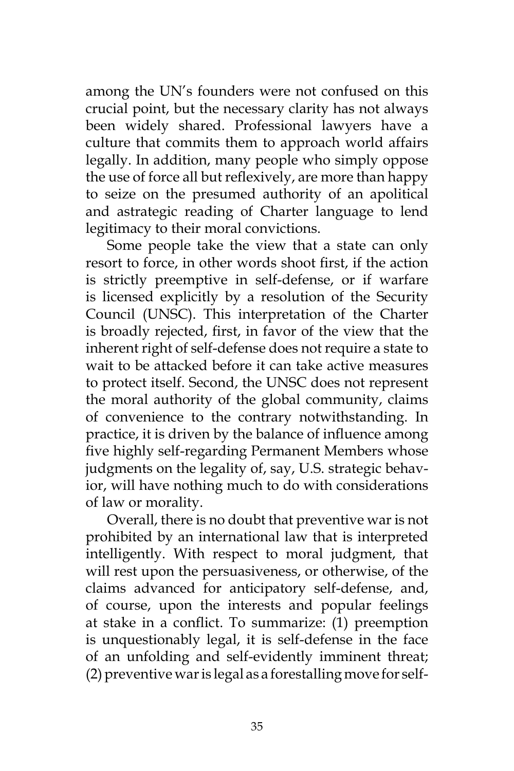among the UN's founders were not confused on this crucial point, but the necessary clarity has not always been widely shared. Professional lawyers have a culture that commits them to approach world affairs legally. In addition, many people who simply oppose the use of force all but reflexively, are more than happy to seize on the presumed authority of an apolitical and astrategic reading of Charter language to lend legitimacy to their moral convictions.

Some people take the view that a state can only resort to force, in other words shoot first, if the action is strictly preemptive in self-defense, or if warfare is licensed explicitly by a resolution of the Security Council (UNSC). This interpretation of the Charter is broadly rejected, first, in favor of the view that the inherent right of self-defense does not require a state to wait to be attacked before it can take active measures to protect itself. Second, the UNSC does not represent the moral authority of the global community, claims of convenience to the contrary notwithstanding. In practice, it is driven by the balance of influence among five highly self-regarding Permanent Members whose judgments on the legality of, say, U.S. strategic behavior, will have nothing much to do with considerations of law or morality.

Overall, there is no doubt that preventive war is not prohibited by an international law that is interpreted intelligently. With respect to moral judgment, that will rest upon the persuasiveness, or otherwise, of the claims advanced for anticipatory self-defense, and, of course, upon the interests and popular feelings at stake in a conflict. To summarize: (1) preemption is unquestionably legal, it is self-defense in the face of an unfolding and self-evidently imminent threat; (2) preventive war is legal as a forestalling move for self-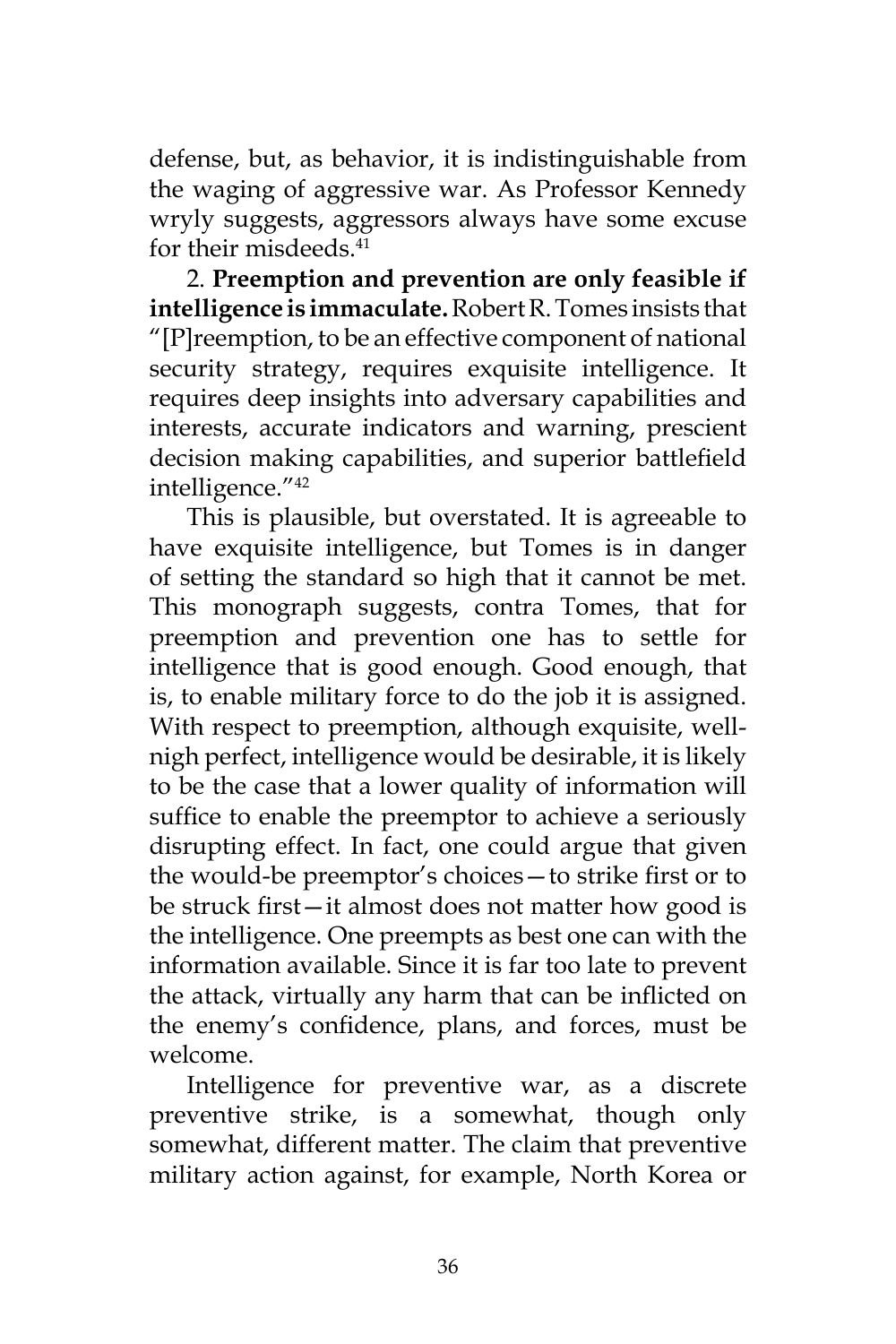defense, but, as behavior, it is indistinguishable from the waging of aggressive war. As Professor Kennedy wryly suggests, aggressors always have some excuse for their misdeeds.[41]

2. **Preemption and prevention are only feasible if intelligence is immaculate.** Robert R. Tomes insists that "[P]reemption, to be an effective component of national security strategy, requires exquisite intelligence. It requires deep insights into adversary capabilities and interests, accurate indicators and warning, prescient decision making capabilities, and superior battlefield intelligence."[42]

This is plausible, but overstated. It is agreeable to have exquisite intelligence, but Tomes is in danger of setting the standard so high that it cannot be met. This monograph suggests, contra Tomes, that for preemption and prevention one has to settle for intelligence that is good enough. Good enough, that is, to enable military force to do the job it is assigned. With respect to preemption, although exquisite, well-nigh perfect, intelligence would be desirable, it is likely to be the case that a lower quality of information will suffice to enable the preemptor to achieve a seriously disrupting effect. In fact, one could argue that given the would-be preemptor's choices—to strike first or to be struck first—it almost does not matter how good is the intelligence. One preempts as best one can with the information available. Since it is far too late to prevent the attack, virtually any harm that can be inflicted on the enemy's confidence, plans, and forces, must be welcome.

Intelligence for preventive war, as a discrete preventive strike, is a somewhat, though only somewhat, different matter. The claim that preventive military action against, for example, North Korea or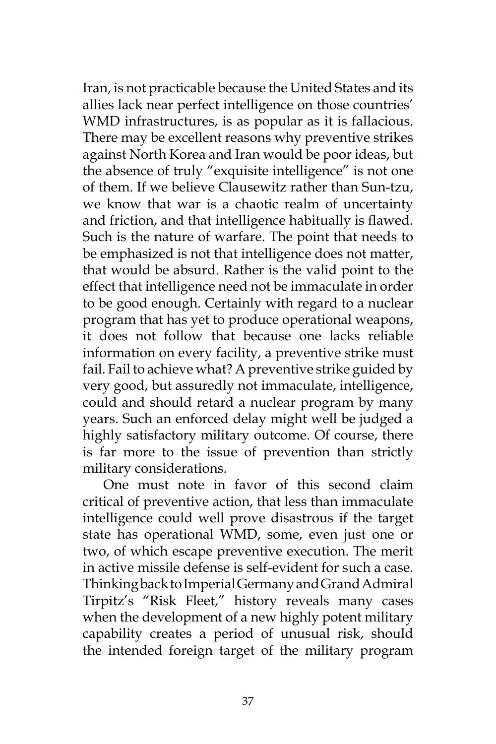Iran, is not practicable because the United States and its allies lack near perfect intelligence on those countries' WMD infrastructures, is as popular as it is fallacious. There may be excellent reasons why preventive strikes against North Korea and Iran would be poor ideas, but the absence of truly "exquisite intelligence" is not one of them. If we believe Clausewitz rather than Sun-tzu, we know that war is a chaotic realm of uncertainty and friction, and that intelligence habitually is flawed. Such is the nature of warfare. The point that needs to be emphasized is not that intelligence does not matter, that would be absurd. Rather is the valid point to the effect that intelligence need not be immaculate in order to be good enough. Certainly with regard to a nuclear program that has yet to produce operational weapons, it does not follow that because one lacks reliable information on every facility, a preventive strike must fail. Fail to achieve what? A preventive strike guided by very good, but assuredly not immaculate, intelligence, could and should retard a nuclear program by many years. Such an enforced delay might well be judged a highly satisfactory military outcome. Of course, there is far more to the issue of prevention than strictly military considerations.

One must note in favor of this second claim critical of preventive action, that less than immaculate intelligence could well prove disastrous if the target state has operational WMD, some, even just one or two, of which escape preventive execution. The merit in active missile defense is self-evident for such a case. Thinking back to Imperial Germany and Grand Admiral Tirpitz's "Risk Fleet," history reveals many cases when the development of a new highly potent military capability creates a period of unusual risk, should the intended foreign target of the military program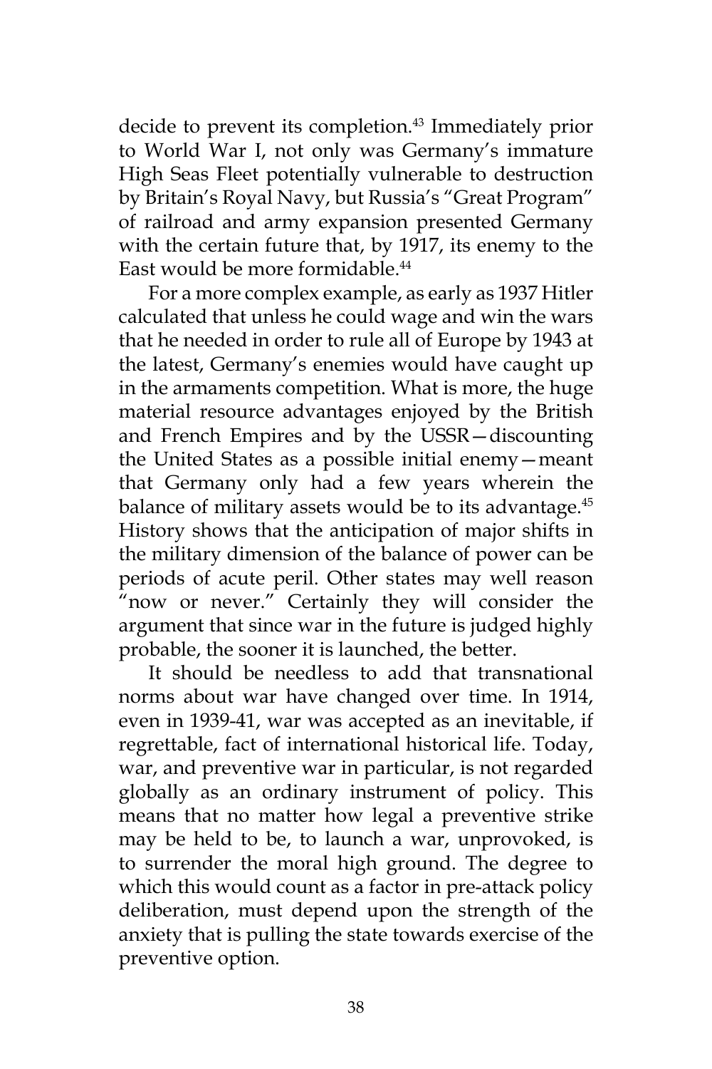decide to prevent its completion.[43] Immediately prior to World War I, not only was Germany's immature High Seas Fleet potentially vulnerable to destruction by Britain's Royal Navy, but Russia's "Great Program" of railroad and army expansion presented Germany with the certain future that, by 1917, its enemy to the East would be more formidable.[44]

For a more complex example, as early as 1937 Hitler calculated that unless he could wage and win the wars that he needed in order to rule all of Europe by 1943 at the latest, Germany's enemies would have caught up in the armaments competition. What is more, the huge material resource advantages enjoyed by the British and French Empires and by the USSR—discounting the United States as a possible initial enemy—meant that Germany only had a few years wherein the balance of military assets would be to its advantage.[45] History shows that the anticipation of major shifts in the military dimension of the balance of power can be periods of acute peril. Other states may well reason "now or never." Certainly they will consider the argument that since war in the future is judged highly probable, the sooner it is launched, the better.

It should be needless to add that transnational norms about war have changed over time. In 1914, even in 1939-41, war was accepted as an inevitable, if regrettable, fact of international historical life. Today, war, and preventive war in particular, is not regarded globally as an ordinary instrument of policy. This means that no matter how legal a preventive strike may be held to be, to launch a war, unprovoked, is to surrender the moral high ground. The degree to which this would count as a factor in pre-attack policy deliberation, must depend upon the strength of the anxiety that is pulling the state towards exercise of the preventive option.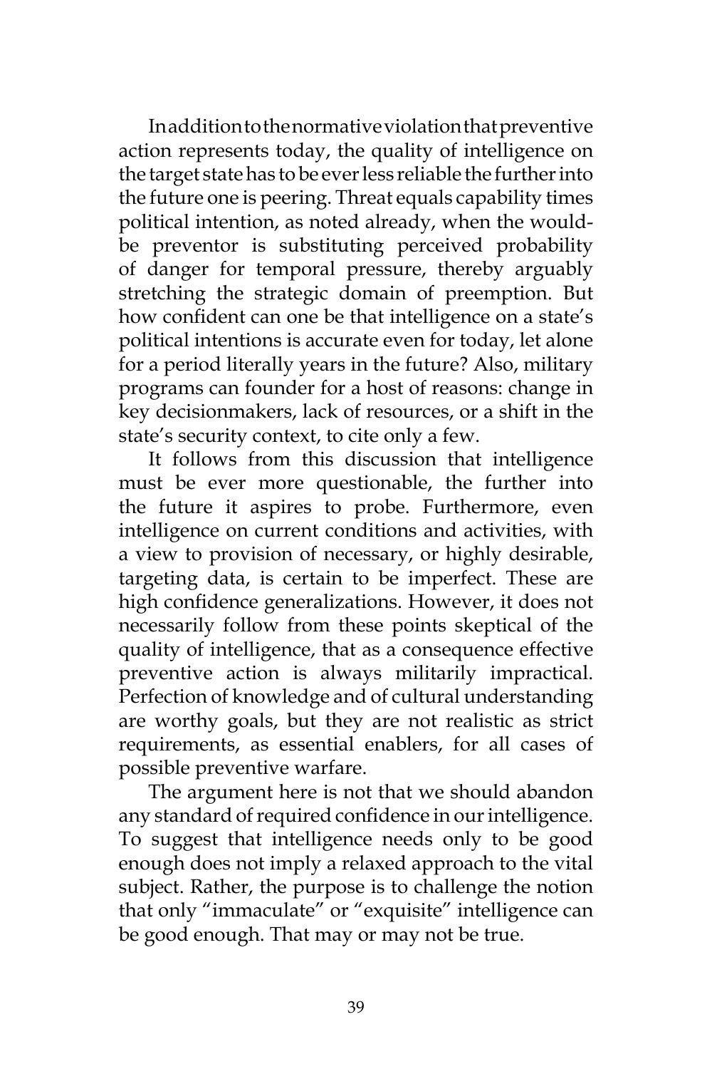In addition to the normative violation that preventive action represents today, the quality of intelligence on the target state has to be ever less reliable the further into the future one is peering. Threat equals capability times political intention, as noted already, when the would-be preventor is substituting perceived probability of danger for temporal pressure, thereby arguably stretching the strategic domain of preemption. But how confident can one be that intelligence on a state's political intentions is accurate even for today, let alone for a period literally years in the future? Also, military programs can founder for a host of reasons: change in key decisionmakers, lack of resources, or a shift in the state's security context, to cite only a few.

It follows from this discussion that intelligence must be ever more questionable, the further into the future it aspires to probe. Furthermore, even intelligence on current conditions and activities, with a view to provision of necessary, or highly desirable, targeting data, is certain to be imperfect. These are high confidence generalizations. However, it does not necessarily follow from these points skeptical of the quality of intelligence, that as a consequence effective preventive action is always militarily impractical. Perfection of knowledge and of cultural understanding are worthy goals, but they are not realistic as strict requirements, as essential enablers, for all cases of possible preventive warfare.

The argument here is not that we should abandon any standard of required confidence in our intelligence. To suggest that intelligence needs only to be good enough does not imply a relaxed approach to the vital subject. Rather, the purpose is to challenge the notion that only "immaculate" or "exquisite" intelligence can be good enough. That may or may not be true.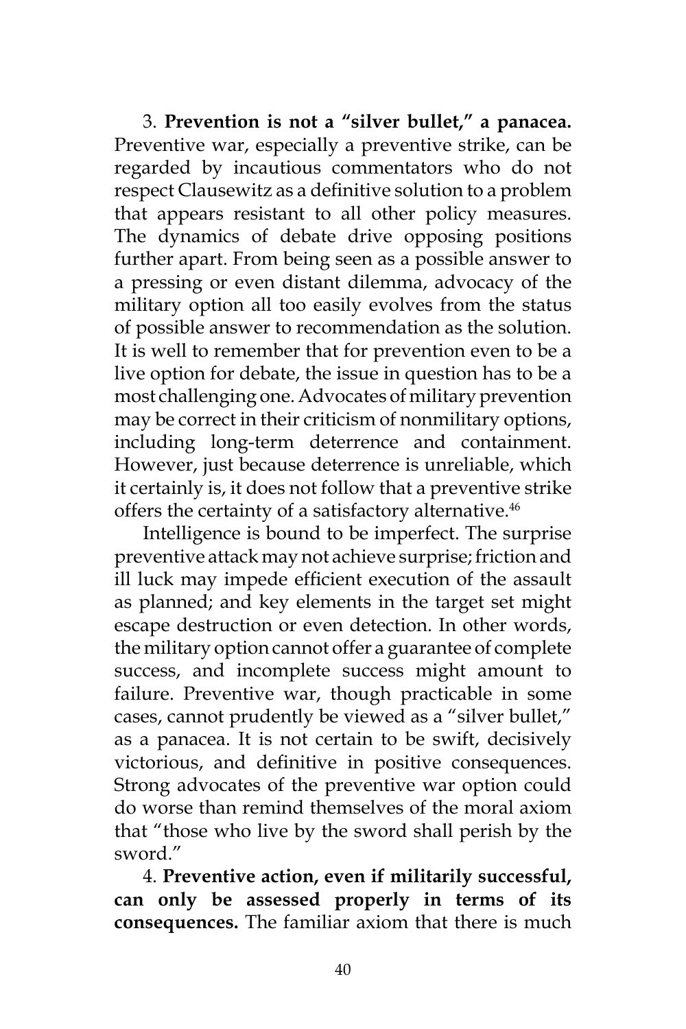3. **Prevention is not a "silver bullet," a panacea.** Preventive war, especially a preventive strike, can be regarded by incautious commentators who do not respect Clausewitz as a definitive solution to a problem that appears resistant to all other policy measures. The dynamics of debate drive opposing positions further apart. From being seen as a possible answer to a pressing or even distant dilemma, advocacy of the military option all too easily evolves from the status of possible answer to recommendation as the solution. It is well to remember that for prevention even to be a live option for debate, the issue in question has to be a most challenging one. Advocates of military prevention may be correct in their criticism of nonmilitary options, including long-term deterrence and containment. However, just because deterrence is unreliable, which it certainly is, it does not follow that a preventive strike offers the certainty of a satisfactory alternative.[46]

Intelligence is bound to be imperfect. The surprise preventive attack may not achieve surprise; friction and ill luck may impede efficient execution of the assault as planned; and key elements in the target set might escape destruction or even detection. In other words, the military option cannot offer a guarantee of complete success, and incomplete success might amount to failure. Preventive war, though practicable in some cases, cannot prudently be viewed as a "silver bullet," as a panacea. It is not certain to be swift, decisively victorious, and definitive in positive consequences. Strong advocates of the preventive war option could do worse than remind themselves of the moral axiom that "those who live by the sword shall perish by the sword."

4. **Preventive action, even if militarily successful, can only be assessed properly in terms of its consequences.** The familiar axiom that there is much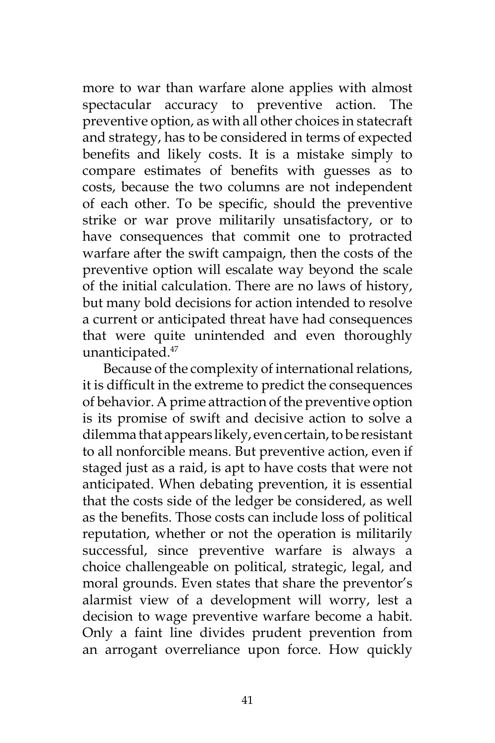more to war than warfare alone applies with almost spectacular accuracy to preventive action. The preventive option, as with all other choices in statecraft and strategy, has to be considered in terms of expected benefits and likely costs. It is a mistake simply to compare estimates of benefits with guesses as to costs, because the two columns are not independent of each other. To be specific, should the preventive strike or war prove militarily unsatisfactory, or to have consequences that commit one to protracted warfare after the swift campaign, then the costs of the preventive option will escalate way beyond the scale of the initial calculation. There are no laws of history, but many bold decisions for action intended to resolve a current or anticipated threat have had consequences that were quite unintended and even thoroughly unanticipated.[47]

Because of the complexity of international relations, it is difficult in the extreme to predict the consequences of behavior. A prime attraction of the preventive option is its promise of swift and decisive action to solve a dilemma that appears likely, even certain, to be resistant to all nonforcible means. But preventive action, even if staged just as a raid, is apt to have costs that were not anticipated. When debating prevention, it is essential that the costs side of the ledger be considered, as well as the benefits. Those costs can include loss of political reputation, whether or not the operation is militarily successful, since preventive warfare is always a choice challengeable on political, strategic, legal, and moral grounds. Even states that share the preventor's alarmist view of a development will worry, lest a decision to wage preventive warfare become a habit. Only a faint line divides prudent prevention from an arrogant overreliance upon force. How quickly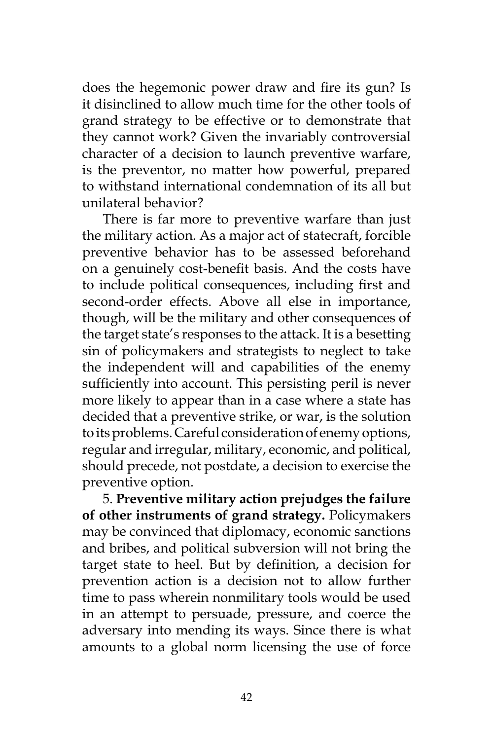does the hegemonic power draw and fire its gun? Is it disinclined to allow much time for the other tools of grand strategy to be effective or to demonstrate that they cannot work? Given the invariably controversial character of a decision to launch preventive warfare, is the preventor, no matter how powerful, prepared to withstand international condemnation of its all but unilateral behavior?

There is far more to preventive warfare than just the military action. As a major act of statecraft, forcible preventive behavior has to be assessed beforehand on a genuinely cost-benefit basis. And the costs have to include political consequences, including first and second-order effects. Above all else in importance, though, will be the military and other consequences of the target state's responses to the attack. It is a besetting sin of policymakers and strategists to neglect to take the independent will and capabilities of the enemy sufficiently into account. This persisting peril is never more likely to appear than in a case where a state has decided that a preventive strike, or war, is the solution to its problems. Careful consideration of enemy options, regular and irregular, military, economic, and political, should precede, not postdate, a decision to exercise the preventive option.

5. **Preventive military action prejudges the failure of other instruments of grand strategy.** Policymakers may be convinced that diplomacy, economic sanctions and bribes, and political subversion will not bring the target state to heel. But by definition, a decision for prevention action is a decision not to allow further time to pass wherein nonmilitary tools would be used in an attempt to persuade, pressure, and coerce the adversary into mending its ways. Since there is what amounts to a global norm licensing the use of force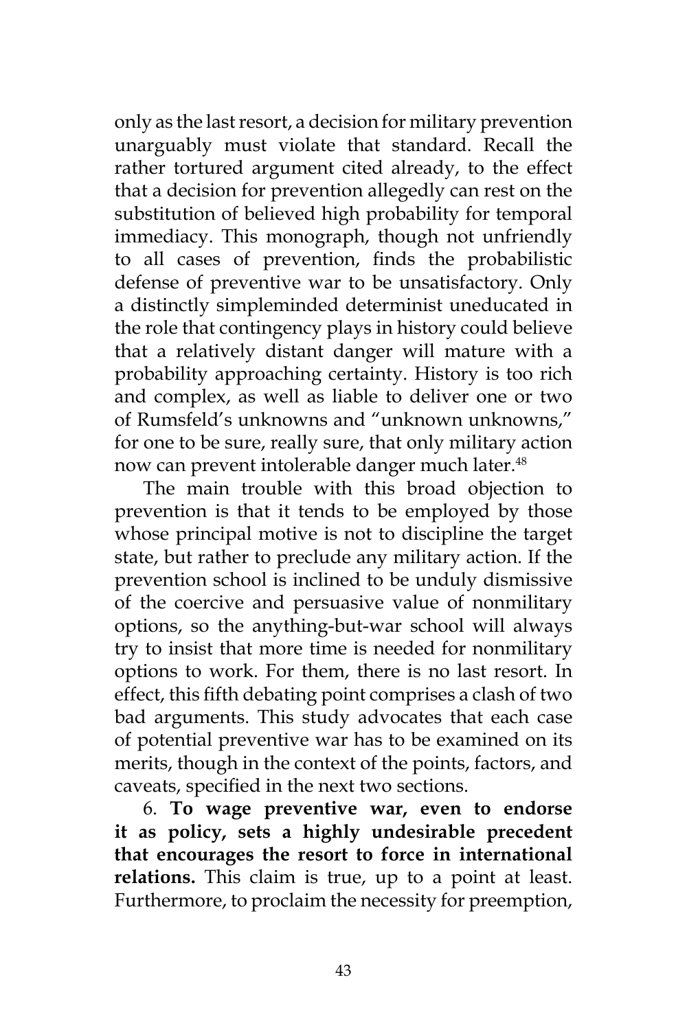only as the last resort, a decision for military prevention unarguably must violate that standard. Recall the rather tortured argument cited already, to the effect that a decision for prevention allegedly can rest on the substitution of believed high probability for temporal immediacy. This monograph, though not unfriendly to all cases of prevention, finds the probabilistic defense of preventive war to be unsatisfactory. Only a distinctly simpleminded determinist uneducated in the role that contingency plays in history could believe that a relatively distant danger will mature with a probability approaching certainty. History is too rich and complex, as well as liable to deliver one or two of Rumsfeld's unknowns and "unknown unknowns," for one to be sure, really sure, that only military action now can prevent intolerable danger much later.[48]

The main trouble with this broad objection to prevention is that it tends to be employed by those whose principal motive is not to discipline the target state, but rather to preclude any military action. If the prevention school is inclined to be unduly dismissive of the coercive and persuasive value of nonmilitary options, so the anything-but-war school will always try to insist that more time is needed for nonmilitary options to work. For them, there is no last resort. In effect, this fifth debating point comprises a clash of two bad arguments. This study advocates that each case of potential preventive war has to be examined on its merits, though in the context of the points, factors, and caveats, specified in the next two sections.

6. **To wage preventive war, even to endorse it as policy, sets a highly undesirable precedent that encourages the resort to force in international relations.** This claim is true, up to a point at least. Furthermore, to proclaim the necessity for preemption,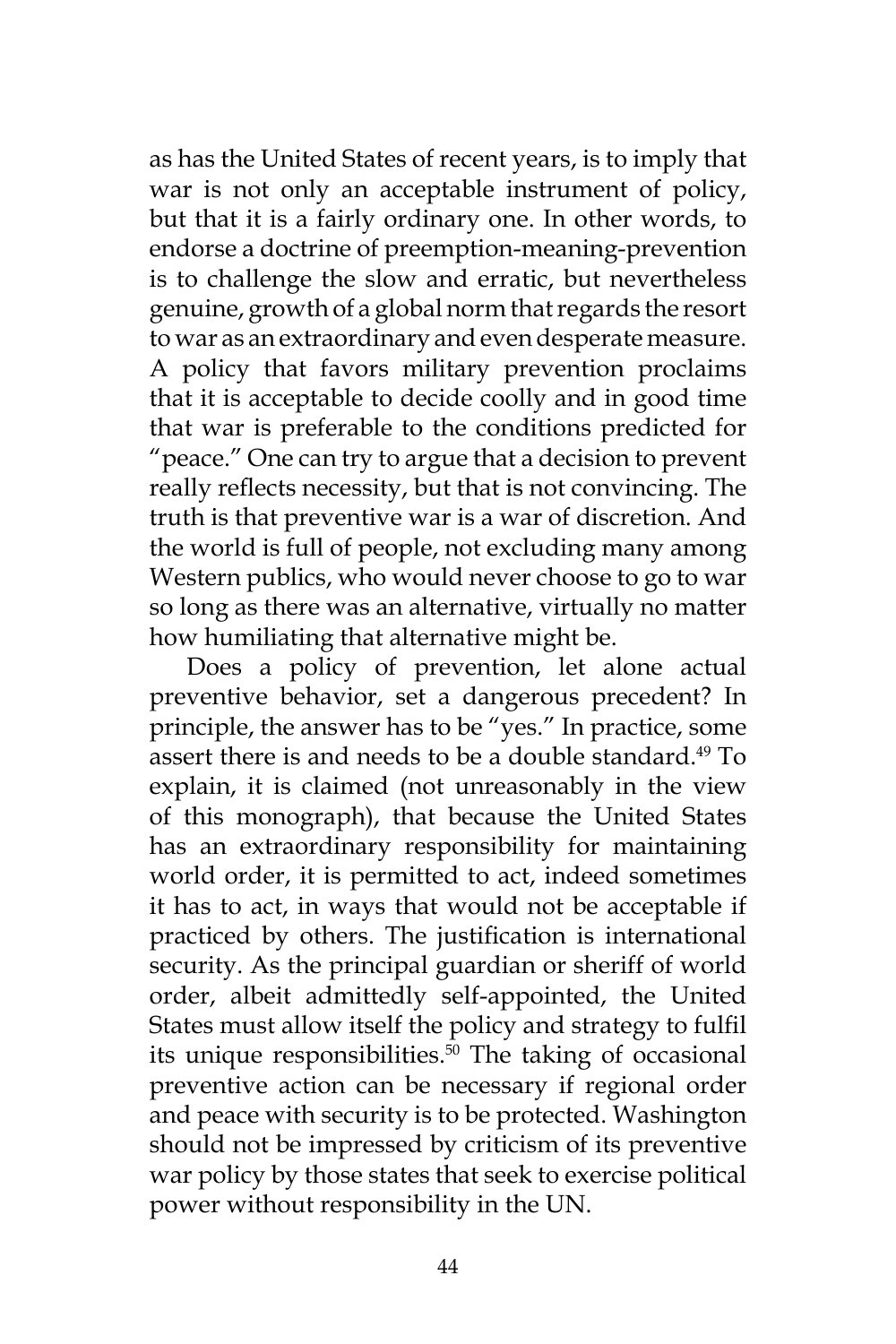as has the United States of recent years, is to imply that war is not only an acceptable instrument of policy, but that it is a fairly ordinary one. In other words, to endorse a doctrine of preemption-meaning-prevention is to challenge the slow and erratic, but nevertheless genuine, growth of a global norm that regards the resort to war as an extraordinary and even desperate measure. A policy that favors military prevention proclaims that it is acceptable to decide coolly and in good time that war is preferable to the conditions predicted for "peace." One can try to argue that a decision to prevent really reflects necessity, but that is not convincing. The truth is that preventive war is a war of discretion. And the world is full of people, not excluding many among Western publics, who would never choose to go to war so long as there was an alternative, virtually no matter how humiliating that alternative might be.

Does a policy of prevention, let alone actual preventive behavior, set a dangerous precedent? In principle, the answer has to be "yes." In practice, some assert there is and needs to be a double standard.[49] To explain, it is claimed (not unreasonably in the view of this monograph), that because the United States has an extraordinary responsibility for maintaining world order, it is permitted to act, indeed sometimes it has to act, in ways that would not be acceptable if practiced by others. The justification is international security. As the principal guardian or sheriff of world order, albeit admittedly self-appointed, the United States must allow itself the policy and strategy to fulfil its unique responsibilities.[50] The taking of occasional preventive action can be necessary if regional order and peace with security is to be protected. Washington should not be impressed by criticism of its preventive war policy by those states that seek to exercise political power without responsibility in the UN.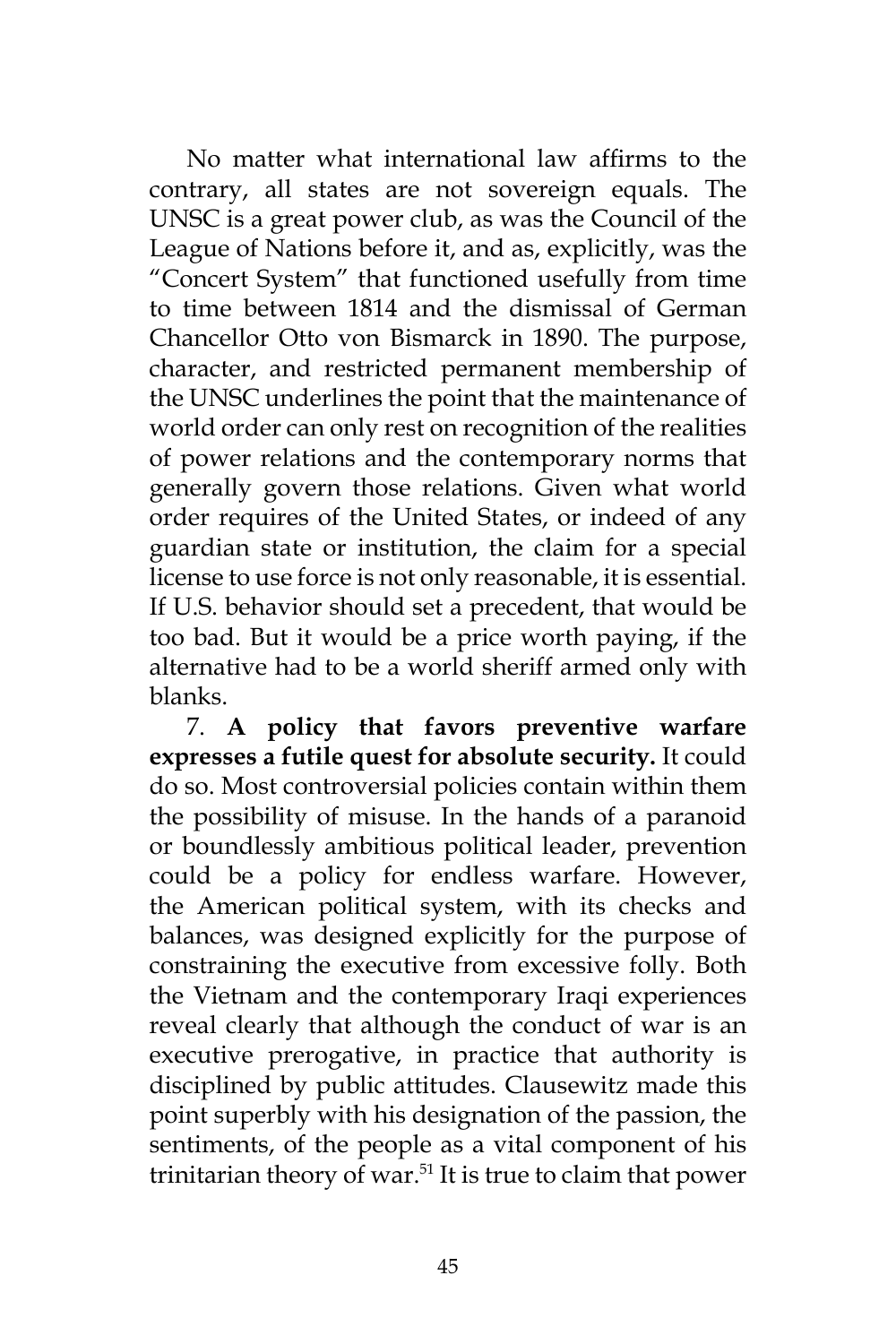No matter what international law affirms to the contrary, all states are not sovereign equals. The UNSC is a great power club, as was the Council of the League of Nations before it, and as, explicitly, was the "Concert System" that functioned usefully from time to time between 1814 and the dismissal of German Chancellor Otto von Bismarck in 1890. The purpose, character, and restricted permanent membership of the UNSC underlines the point that the maintenance of world order can only rest on recognition of the realities of power relations and the contemporary norms that generally govern those relations. Given what world order requires of the United States, or indeed of any guardian state or institution, the claim for a special license to use force is not only reasonable, it is essential. If U.S. behavior should set a precedent, that would be too bad. But it would be a price worth paying, if the alternative had to be a world sheriff armed only with blanks.

7. **A policy that favors preventive warfare expresses a futile quest for absolute security.** It could do so. Most controversial policies contain within them the possibility of misuse. In the hands of a paranoid or boundlessly ambitious political leader, prevention could be a policy for endless warfare. However, the American political system, with its checks and balances, was designed explicitly for the purpose of constraining the executive from excessive folly. Both the Vietnam and the contemporary Iraqi experiences reveal clearly that although the conduct of war is an executive prerogative, in practice that authority is disciplined by public attitudes. Clausewitz made this point superbly with his designation of the passion, the sentiments, of the people as a vital component of his trinitarian theory of war.[51] It is true to claim that power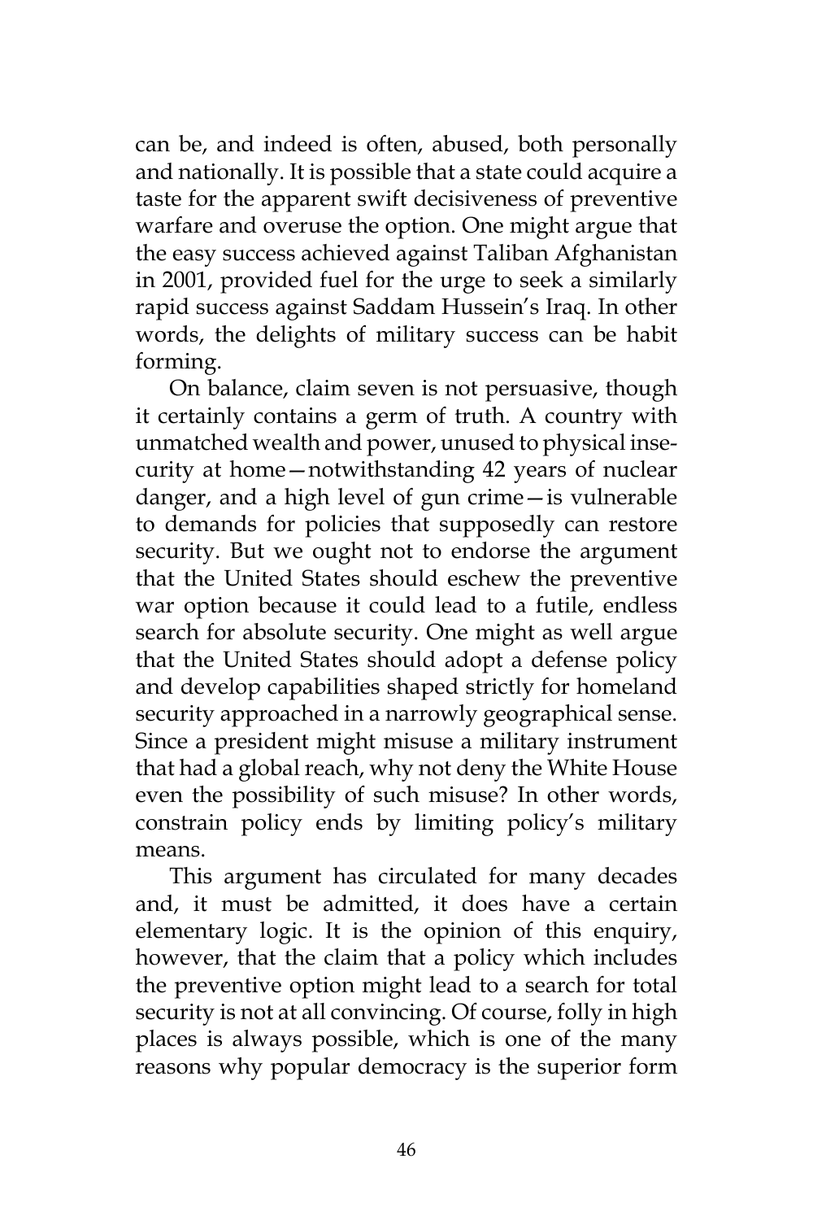can be, and indeed is often, abused, both personally and nationally. It is possible that a state could acquire a taste for the apparent swift decisiveness of preventive warfare and overuse the option. One might argue that the easy success achieved against Taliban Afghanistan in 2001, provided fuel for the urge to seek a similarly rapid success against Saddam Hussein's Iraq. In other words, the delights of military success can be habit forming.

On balance, claim seven is not persuasive, though it certainly contains a germ of truth. A country with unmatched wealth and power, unused to physical insecurity at home—notwithstanding 42 years of nuclear danger, and a high level of gun crime—is vulnerable to demands for policies that supposedly can restore security. But we ought not to endorse the argument that the United States should eschew the preventive war option because it could lead to a futile, endless search for absolute security. One might as well argue that the United States should adopt a defense policy and develop capabilities shaped strictly for homeland security approached in a narrowly geographical sense. Since a president might misuse a military instrument that had a global reach, why not deny the White House even the possibility of such misuse? In other words, constrain policy ends by limiting policy's military means.

This argument has circulated for many decades and, it must be admitted, it does have a certain elementary logic. It is the opinion of this enquiry, however, that the claim that a policy which includes the preventive option might lead to a search for total security is not at all convincing. Of course, folly in high places is always possible, which is one of the many reasons why popular democracy is the superior form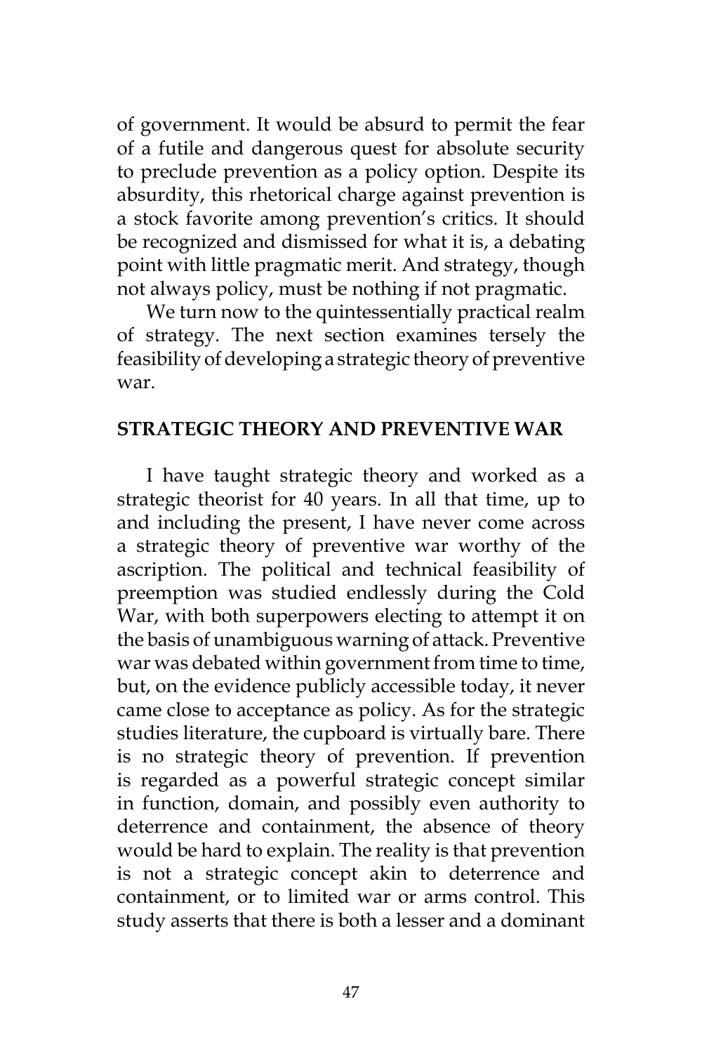of government. It would be absurd to permit the fear of a futile and dangerous quest for absolute security to preclude prevention as a policy option. Despite its absurdity, this rhetorical charge against prevention is a stock favorite among prevention's critics. It should be recognized and dismissed for what it is, a debating point with little pragmatic merit. And strategy, though not always policy, must be nothing if not pragmatic.

We turn now to the quintessentially practical realm of strategy. The next section examines tersely the feasibility of developing a strategic theory of preventive war.

## STRATEGIC THEORY AND PREVENTIVE WAR

I have taught strategic theory and worked as a strategic theorist for 40 years. In all that time, up to and including the present, I have never come across a strategic theory of preventive war worthy of the ascription. The political and technical feasibility of preemption was studied endlessly during the Cold War, with both superpowers electing to attempt it on the basis of unambiguous warning of attack. Preventive war was debated within government from time to time, but, on the evidence publicly accessible today, it never came close to acceptance as policy. As for the strategic studies literature, the cupboard is virtually bare. There is no strategic theory of prevention. If prevention is regarded as a powerful strategic concept similar in function, domain, and possibly even authority to deterrence and containment, the absence of theory would be hard to explain. The reality is that prevention is not a strategic concept akin to deterrence and containment, or to limited war or arms control. This study asserts that there is both a lesser and a dominant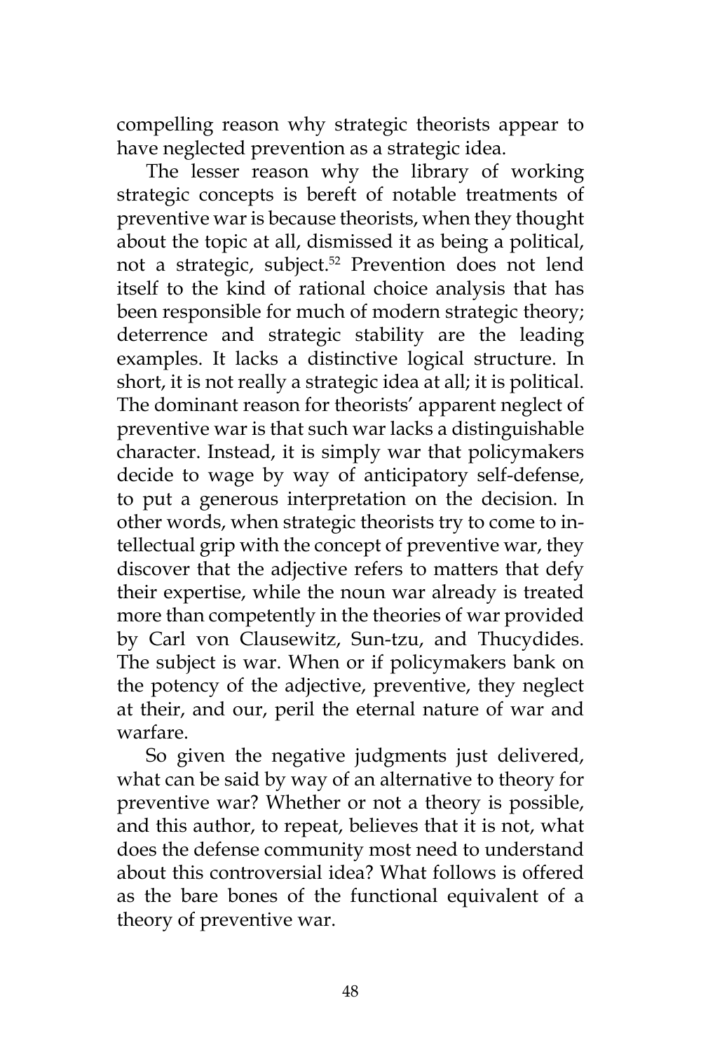compelling reason why strategic theorists appear to have neglected prevention as a strategic idea.

The lesser reason why the library of working strategic concepts is bereft of notable treatments of preventive war is because theorists, when they thought about the topic at all, dismissed it as being a political, not a strategic, subject.[52] Prevention does not lend itself to the kind of rational choice analysis that has been responsible for much of modern strategic theory; deterrence and strategic stability are the leading examples. It lacks a distinctive logical structure. In short, it is not really a strategic idea at all; it is political. The dominant reason for theorists' apparent neglect of preventive war is that such war lacks a distinguishable character. Instead, it is simply war that policymakers decide to wage by way of anticipatory self-defense, to put a generous interpretation on the decision. In other words, when strategic theorists try to come to intellectual grip with the concept of preventive war, they discover that the adjective refers to matters that defy their expertise, while the noun war already is treated more than competently in the theories of war provided by Carl von Clausewitz, Sun-tzu, and Thucydides. The subject is war. When or if policymakers bank on the potency of the adjective, preventive, they neglect at their, and our, peril the eternal nature of war and warfare.

So given the negative judgments just delivered, what can be said by way of an alternative to theory for preventive war? Whether or not a theory is possible, and this author, to repeat, believes that it is not, what does the defense community most need to understand about this controversial idea? What follows is offered as the bare bones of the functional equivalent of a theory of preventive war.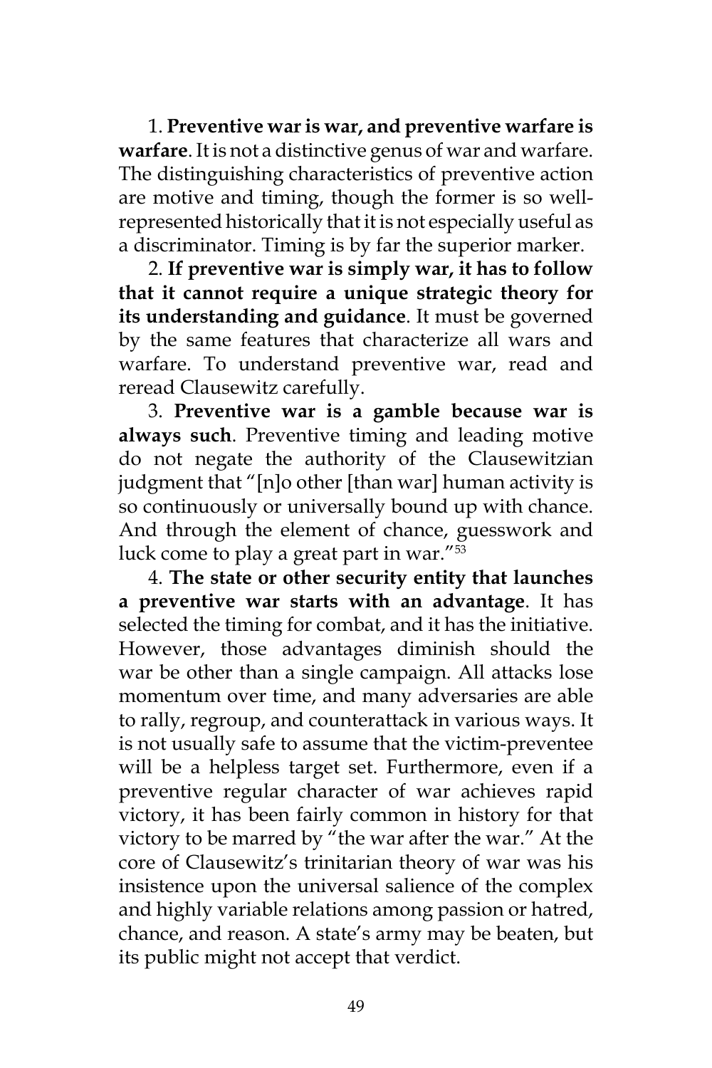1. **Preventive war is war, and preventive warfare is warfare**. It is not a distinctive genus of war and warfare. The distinguishing characteristics of preventive action are motive and timing, though the former is so well-represented historically that it is not especially useful as a discriminator. Timing is by far the superior marker.

2. **If preventive war is simply war, it has to follow that it cannot require a unique strategic theory for its understanding and guidance**. It must be governed by the same features that characterize all wars and warfare. To understand preventive war, read and reread Clausewitz carefully.

3. **Preventive war is a gamble because war is always such**. Preventive timing and leading motive do not negate the authority of the Clausewitzian judgment that "[n]o other [than war] human activity is so continuously or universally bound up with chance. And through the element of chance, guesswork and luck come to play a great part in war."[53]

4. **The state or other security entity that launches a preventive war starts with an advantage**. It has selected the timing for combat, and it has the initiative. However, those advantages diminish should the war be other than a single campaign. All attacks lose momentum over time, and many adversaries are able to rally, regroup, and counterattack in various ways. It is not usually safe to assume that the victim-preventee will be a helpless target set. Furthermore, even if a preventive regular character of war achieves rapid victory, it has been fairly common in history for that victory to be marred by "the war after the war." At the core of Clausewitz's trinitarian theory of war was his insistence upon the universal salience of the complex and highly variable relations among passion or hatred, chance, and reason. A state's army may be beaten, but its public might not accept that verdict.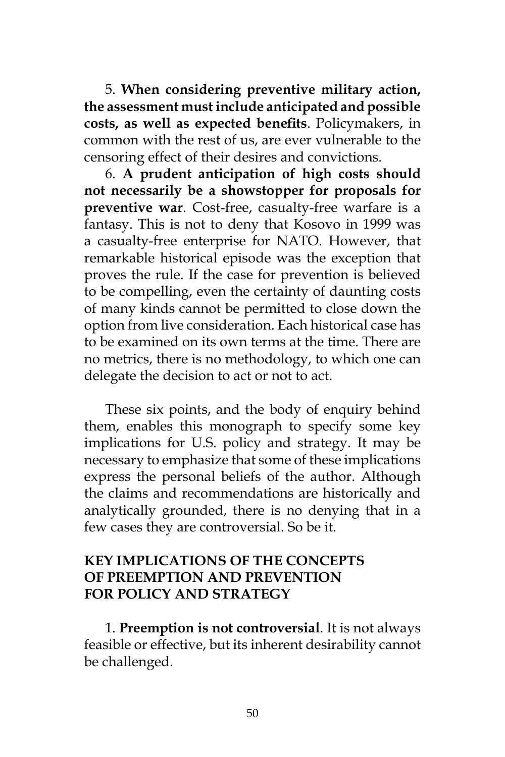5. **When considering preventive military action, the assessment must include anticipated and possible costs, as well as expected benefits**. Policymakers, in common with the rest of us, are ever vulnerable to the censoring effect of their desires and convictions.

6. **A prudent anticipation of high costs should not necessarily be a showstopper for proposals for preventive war**. Cost-free, casualty-free warfare is a fantasy. This is not to deny that Kosovo in 1999 was a casualty-free enterprise for NATO. However, that remarkable historical episode was the exception that proves the rule. If the case for prevention is believed to be compelling, even the certainty of daunting costs of many kinds cannot be permitted to close down the option from live consideration. Each historical case has to be examined on its own terms at the time. There are no metrics, there is no methodology, to which one can delegate the decision to act or not to act.

These six points, and the body of enquiry behind them, enables this monograph to specify some key implications for U.S. policy and strategy. It may be necessary to emphasize that some of these implications express the personal beliefs of the author. Although the claims and recommendations are historically and analytically grounded, there is no denying that in a few cases they are controversial. So be it.

## KEY IMPLICATIONS OF THE CONCEPTS OF PREEMPTION AND PREVENTION FOR POLICY AND STRATEGY

1. **Preemption is not controversial**. It is not always feasible or effective, but its inherent desirability cannot be challenged.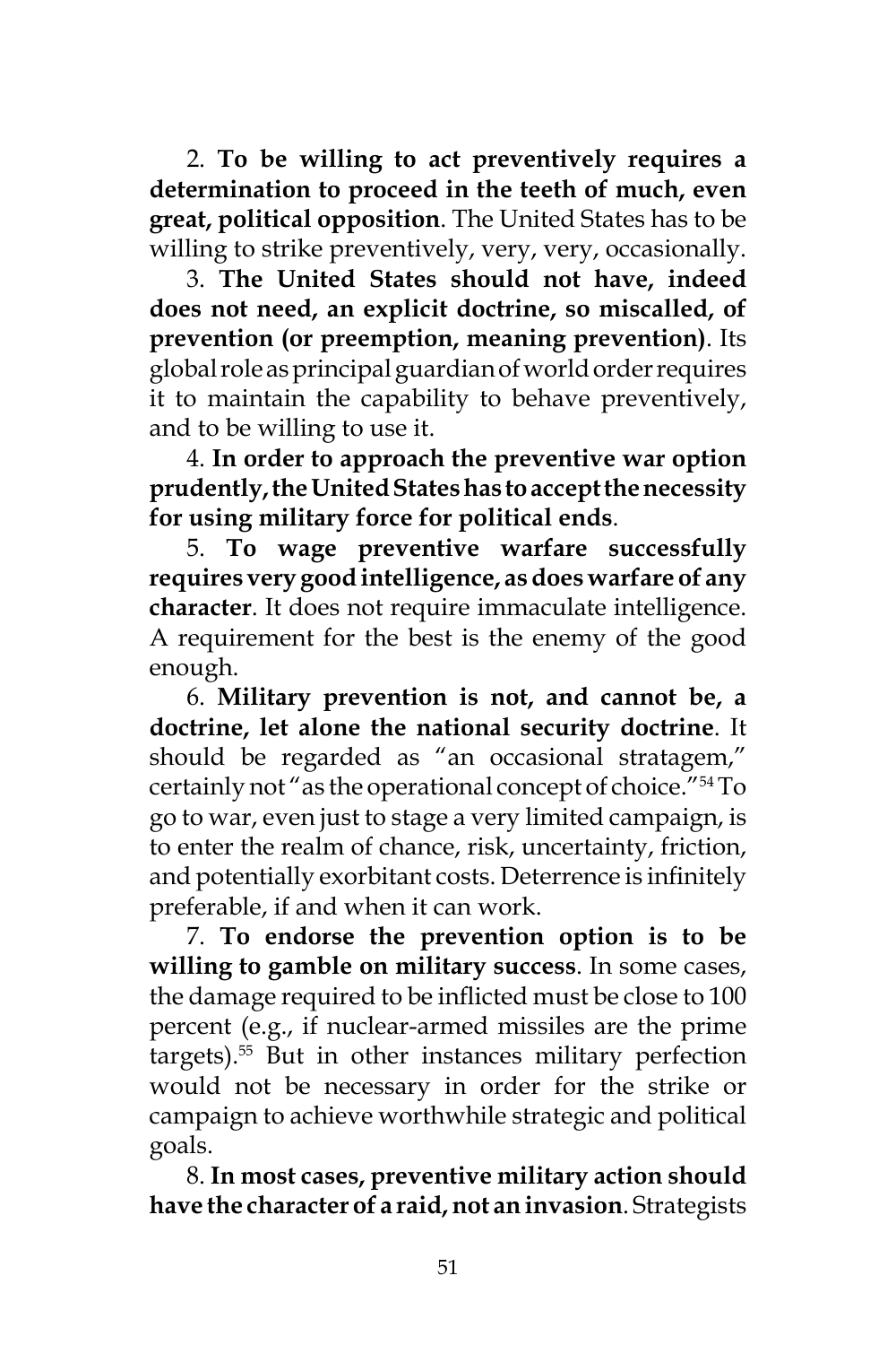2. **To be willing to act preventively requires a determination to proceed in the teeth of much, even great, political opposition**. The United States has to be willing to strike preventively, very, very, occasionally.

3. **The United States should not have, indeed does not need, an explicit doctrine, so miscalled, of prevention (or preemption, meaning prevention)**. Its global role as principal guardian of world order requires it to maintain the capability to behave preventively, and to be willing to use it.

4. **In order to approach the preventive war option prudently, the United States has to accept the necessity for using military force for political ends**.

5. **To wage preventive warfare successfully requires very good intelligence, as does warfare of any character**. It does not require immaculate intelligence. A requirement for the best is the enemy of the good enough.

6. **Military prevention is not, and cannot be, a doctrine, let alone the national security doctrine**. It should be regarded as "an occasional stratagem," certainly not "as the operational concept of choice."[54] To go to war, even just to stage a very limited campaign, is to enter the realm of chance, risk, uncertainty, friction, and potentially exorbitant costs. Deterrence is infinitely preferable, if and when it can work.

7. **To endorse the prevention option is to be willing to gamble on military success**. In some cases, the damage required to be inflicted must be close to 100 percent (e.g., if nuclear-armed missiles are the prime targets).[55] But in other instances military perfection would not be necessary in order for the strike or campaign to achieve worthwhile strategic and political goals.

8. **In most cases, preventive military action should have the character of a raid, not an invasion**. Strategists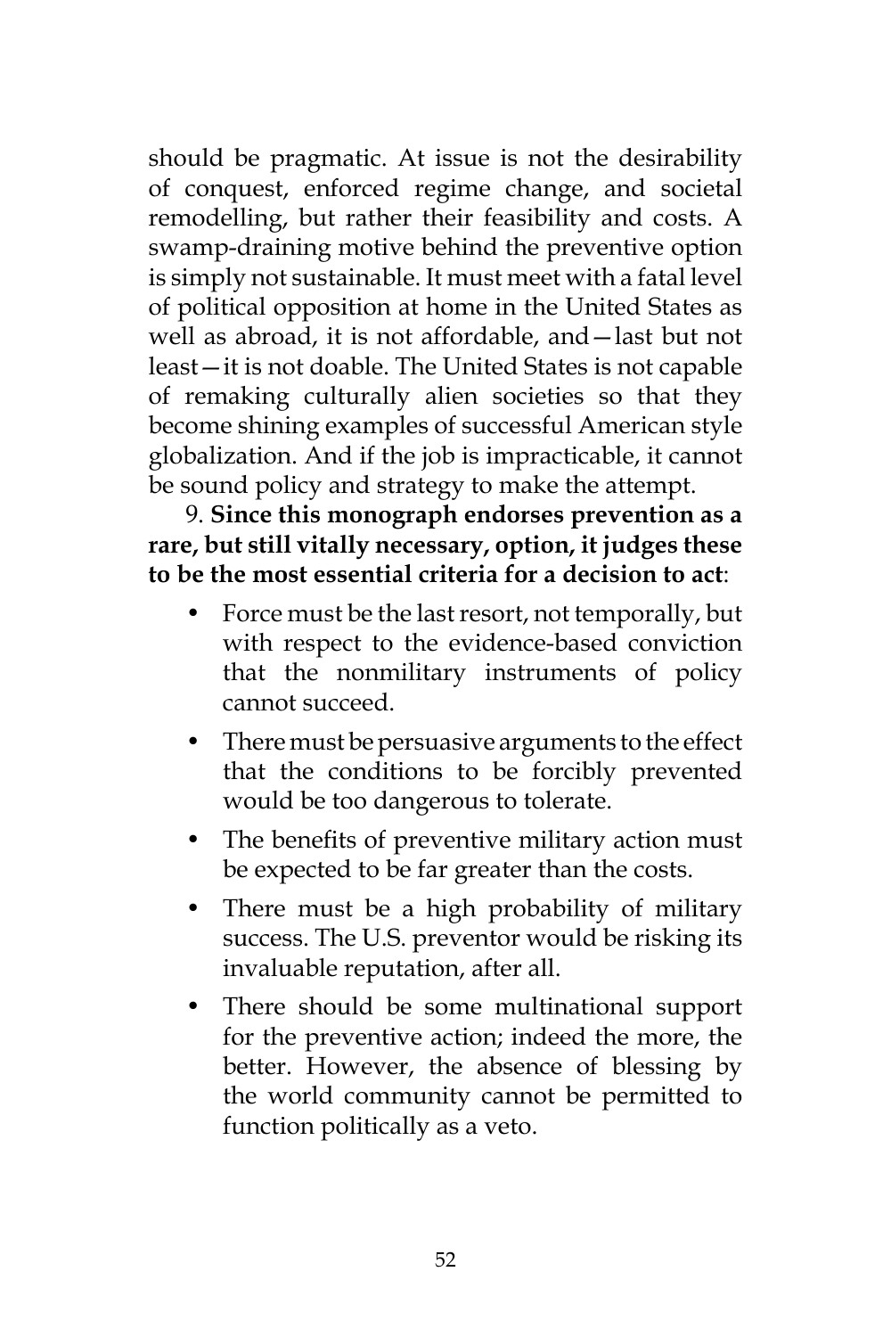should be pragmatic. At issue is not the desirability of conquest, enforced regime change, and societal remodelling, but rather their feasibility and costs. A swamp-draining motive behind the preventive option is simply not sustainable. It must meet with a fatal level of political opposition at home in the United States as well as abroad, it is not affordable, and—last but not least—it is not doable. The United States is not capable of remaking culturally alien societies so that they become shining examples of successful American style globalization. And if the job is impracticable, it cannot be sound policy and strategy to make the attempt.

9. **Since this monograph endorses prevention as a rare, but still vitally necessary, option, it judges these to be the most essential criteria for a decision to act**:

- Force must be the last resort, not temporally, but with respect to the evidence-based conviction that the nonmilitary instruments of policy cannot succeed.
- There must be persuasive arguments to the effect that the conditions to be forcibly prevented would be too dangerous to tolerate.
- The benefits of preventive military action must be expected to be far greater than the costs.
- There must be a high probability of military success. The U.S. preventor would be risking its invaluable reputation, after all.
- There should be some multinational support for the preventive action; indeed the more, the better. However, the absence of blessing by the world community cannot be permitted to function politically as a veto.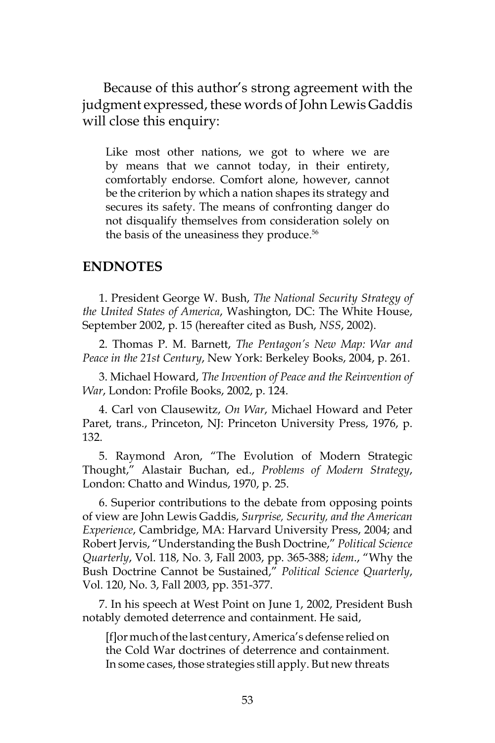Because of this author's strong agreement with the judgment expressed, these words of John Lewis Gaddis will close this enquiry:

> Like most other nations, we got to where we are by means that we cannot today, in their entirety, comfortably endorse. Comfort alone, however, cannot be the criterion by which a nation shapes its strategy and secures its safety. The means of confronting danger do not disqualify themselves from consideration solely on the basis of the uneasiness they produce.[56]

## ENDNOTES

1. President George W. Bush, *The National Security Strategy of the United States of America*, Washington, DC: The White House, September 2002, p. 15 (hereafter cited as Bush, *NSS*, 2002).

2. Thomas P. M. Barnett, *The Pentagon's New Map: War and Peace in the 21st Century*, New York: Berkeley Books, 2004, p. 261.

3. Michael Howard, *The Invention of Peace and the Reinvention of War*, London: Profile Books, 2002, p. 124.

4. Carl von Clausewitz, *On War*, Michael Howard and Peter Paret, trans., Princeton, NJ: Princeton University Press, 1976, p. 132.

5. Raymond Aron, "The Evolution of Modern Strategic Thought," Alastair Buchan, ed., *Problems of Modern Strategy*, London: Chatto and Windus, 1970, p. 25.

6. Superior contributions to the debate from opposing points of view are John Lewis Gaddis, *Surprise, Security, and the American Experience*, Cambridge, MA: Harvard University Press, 2004; and Robert Jervis, "Understanding the Bush Doctrine," *Political Science Quarterly*, Vol. 118, No. 3, Fall 2003, pp. 365-388; *idem*., "Why the Bush Doctrine Cannot be Sustained," *Political Science Quarterly*, Vol. 120, No. 3, Fall 2003, pp. 351-377.

7. In his speech at West Point on June 1, 2002, President Bush notably demoted deterrence and containment. He said,

> [f]or much of the last century, America's defense relied on the Cold War doctrines of deterrence and containment. In some cases, those strategies still apply. But new threats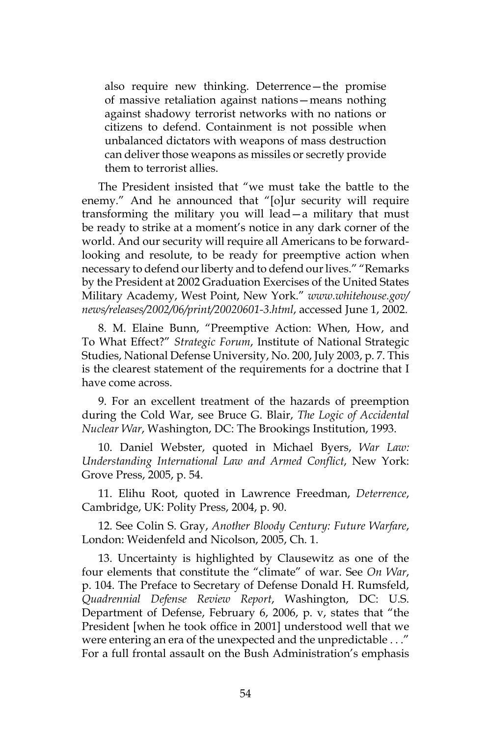> also require new thinking. Deterrence—the promise of massive retaliation against nations—means nothing against shadowy terrorist networks with no nations or citizens to defend. Containment is not possible when unbalanced dictators with weapons of mass destruction can deliver those weapons as missiles or secretly provide them to terrorist allies.

The President insisted that "we must take the battle to the enemy." And he announced that "[o]ur security will require transforming the military you will lead—a military that must be ready to strike at a moment's notice in any dark corner of the world. And our security will require all Americans to be forward-looking and resolute, to be ready for preemptive action when necessary to defend our liberty and to defend our lives." "Remarks by the President at 2002 Graduation Exercises of the United States Military Academy, West Point, New York." *www.whitehouse.gov/news/releases/2002/06/print/20020601-3.html*, accessed June 1, 2002.

8. M. Elaine Bunn, "Preemptive Action: When, How, and To What Effect?" *Strategic Forum*, Institute of National Strategic Studies, National Defense University, No. 200, July 2003, p. 7. This is the clearest statement of the requirements for a doctrine that I have come across.

9. For an excellent treatment of the hazards of preemption during the Cold War, see Bruce G. Blair, *The Logic of Accidental Nuclear War*, Washington, DC: The Brookings Institution, 1993.

10. Daniel Webster, quoted in Michael Byers, *War Law: Understanding International Law and Armed Conflict*, New York: Grove Press, 2005, p. 54.

11. Elihu Root, quoted in Lawrence Freedman, *Deterrence*, Cambridge, UK: Polity Press, 2004, p. 90.

12. See Colin S. Gray, *Another Bloody Century: Future Warfare*, London: Weidenfeld and Nicolson, 2005, Ch. 1.

13. Uncertainty is highlighted by Clausewitz as one of the four elements that constitute the "climate" of war. See *On War*, p. 104. The Preface to Secretary of Defense Donald H. Rumsfeld, *Quadrennial Defense Review Report*, Washington, DC: U.S. Department of Defense, February 6, 2006, p. v, states that "the President [when he took office in 2001] understood well that we were entering an era of the unexpected and the unpredictable . . ." For a full frontal assault on the Bush Administration's emphasis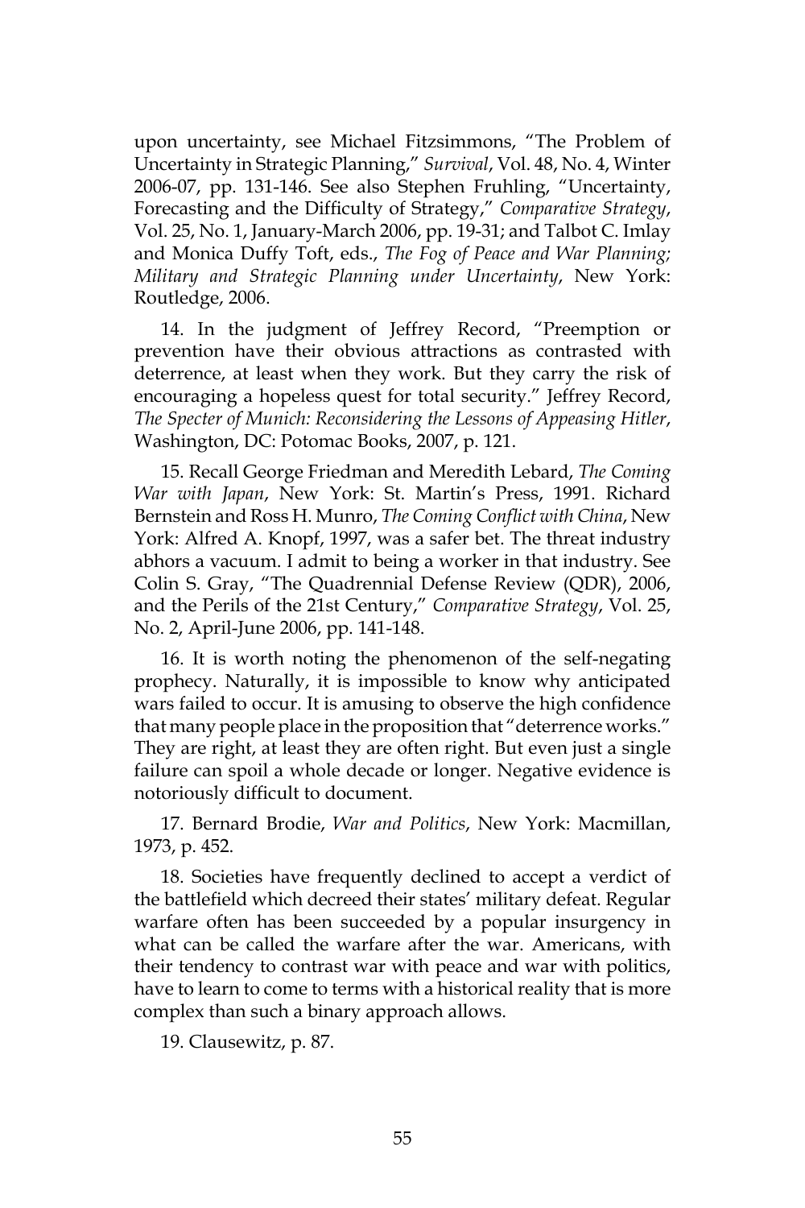upon uncertainty, see Michael Fitzsimmons, "The Problem of Uncertainty in Strategic Planning," *Survival*, Vol. 48, No. 4, Winter 2006-07, pp. 131-146. See also Stephen Fruhling, "Uncertainty, Forecasting and the Difficulty of Strategy," *Comparative Strategy*, Vol. 25, No. 1, January-March 2006, pp. 19-31; and Talbot C. Imlay and Monica Duffy Toft, eds., *The Fog of Peace and War Planning; Military and Strategic Planning under Uncertainty*, New York: Routledge, 2006.

14. In the judgment of Jeffrey Record, "Preemption or prevention have their obvious attractions as contrasted with deterrence, at least when they work. But they carry the risk of encouraging a hopeless quest for total security." Jeffrey Record, *The Specter of Munich: Reconsidering the Lessons of Appeasing Hitler*, Washington, DC: Potomac Books, 2007, p. 121.

15. Recall George Friedman and Meredith Lebard, *The Coming War with Japan*, New York: St. Martin's Press, 1991. Richard Bernstein and Ross H. Munro, *The Coming Conflict with China*, New York: Alfred A. Knopf, 1997, was a safer bet. The threat industry abhors a vacuum. I admit to being a worker in that industry. See Colin S. Gray, "The Quadrennial Defense Review (QDR), 2006, and the Perils of the 21st Century," *Comparative Strategy*, Vol. 25, No. 2, April-June 2006, pp. 141-148.

16. It is worth noting the phenomenon of the self-negating prophecy. Naturally, it is impossible to know why anticipated wars failed to occur. It is amusing to observe the high confidence that many people place in the proposition that "deterrence works." They are right, at least they are often right. But even just a single failure can spoil a whole decade or longer. Negative evidence is notoriously difficult to document.

17. Bernard Brodie, *War and Politics*, New York: Macmillan, 1973, p. 452.

18. Societies have frequently declined to accept a verdict of the battlefield which decreed their states' military defeat. Regular warfare often has been succeeded by a popular insurgency in what can be called the warfare after the war. Americans, with their tendency to contrast war with peace and war with politics, have to learn to come to terms with a historical reality that is more complex than such a binary approach allows.

19. Clausewitz, p. 87.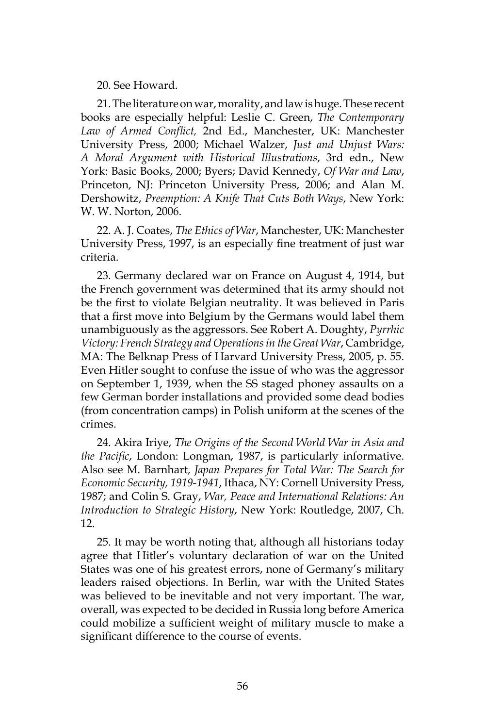20. See Howard.

21. The literature on war, morality, and law is huge. These recent books are especially helpful: Leslie C. Green, *The Contemporary Law of Armed Conflict,* 2nd Ed., Manchester, UK: Manchester University Press, 2000; Michael Walzer, *Just and Unjust Wars: A Moral Argument with Historical Illustrations*, 3rd edn., New York: Basic Books, 2000; Byers; David Kennedy, *Of War and Law*, Princeton, NJ: Princeton University Press, 2006; and Alan M. Dershowitz, *Preemption: A Knife That Cuts Both Ways*, New York: W. W. Norton, 2006.

22. A. J. Coates, *The Ethics of War*, Manchester, UK: Manchester University Press, 1997, is an especially fine treatment of just war criteria.

23. Germany declared war on France on August 4, 1914, but the French government was determined that its army should not be the first to violate Belgian neutrality. It was believed in Paris that a first move into Belgium by the Germans would label them unambiguously as the aggressors. See Robert A. Doughty, *Pyrrhic Victory: French Strategy and Operations in the Great War*, Cambridge, MA: The Belknap Press of Harvard University Press, 2005, p. 55. Even Hitler sought to confuse the issue of who was the aggressor on September 1, 1939, when the SS staged phoney assaults on a few German border installations and provided some dead bodies (from concentration camps) in Polish uniform at the scenes of the crimes.

24. Akira Iriye, *The Origins of the Second World War in Asia and the Pacific*, London: Longman, 1987, is particularly informative. Also see M. Barnhart, *Japan Prepares for Total War: The Search for Economic Security, 1919-1941*, Ithaca, NY: Cornell University Press, 1987; and Colin S. Gray, *War, Peace and International Relations: An Introduction to Strategic History*, New York: Routledge, 2007, Ch. 12.

25. It may be worth noting that, although all historians today agree that Hitler's voluntary declaration of war on the United States was one of his greatest errors, none of Germany's military leaders raised objections. In Berlin, war with the United States was believed to be inevitable and not very important. The war, overall, was expected to be decided in Russia long before America could mobilize a sufficient weight of military muscle to make a significant difference to the course of events.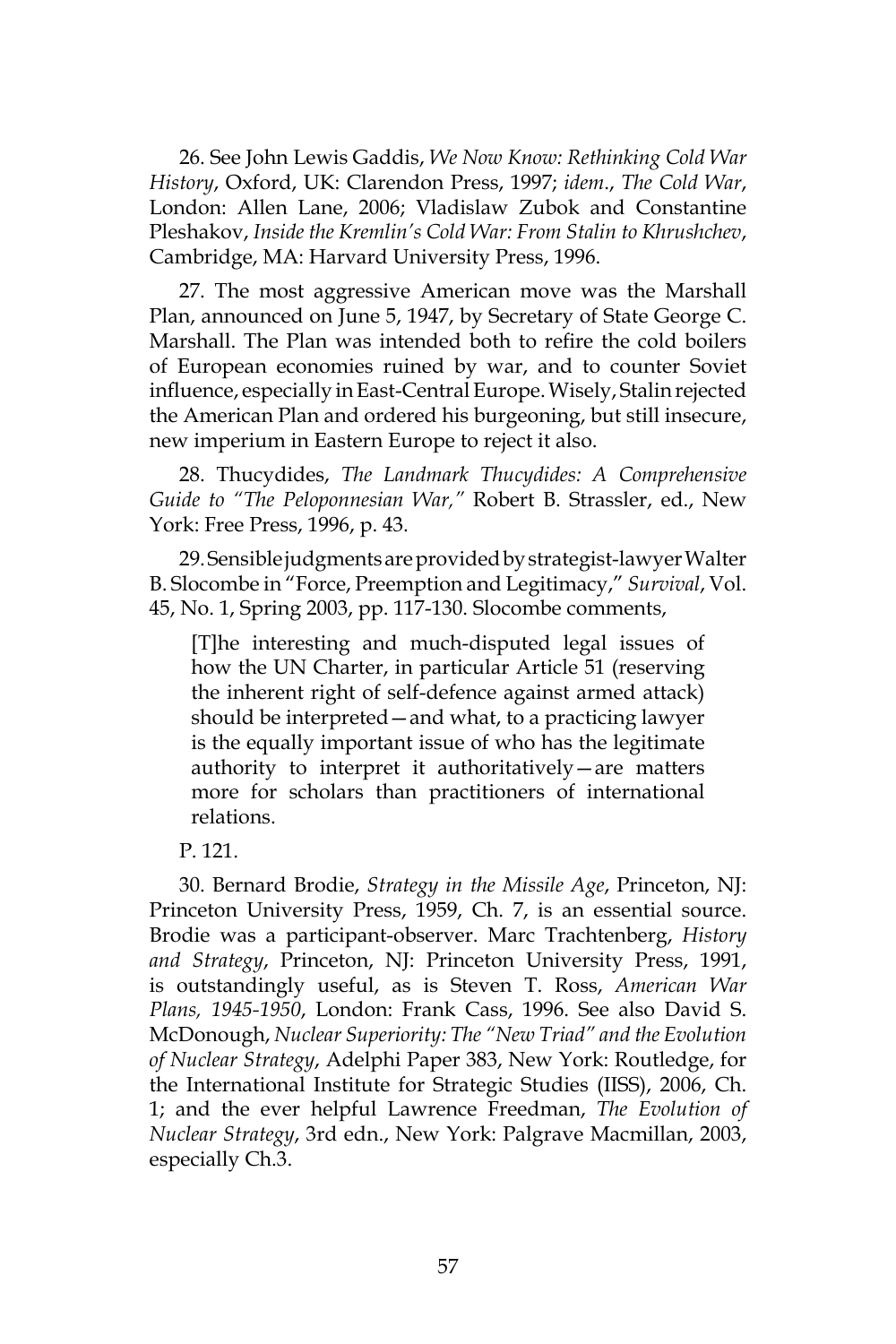26. See John Lewis Gaddis, *We Now Know: Rethinking Cold War History*, Oxford, UK: Clarendon Press, 1997; *idem*., *The Cold War*, London: Allen Lane, 2006; Vladislaw Zubok and Constantine Pleshakov, *Inside the Kremlin's Cold War: From Stalin to Khrushchev*, Cambridge, MA: Harvard University Press, 1996.

27. The most aggressive American move was the Marshall Plan, announced on June 5, 1947, by Secretary of State George C. Marshall. The Plan was intended both to refire the cold boilers of European economies ruined by war, and to counter Soviet influence, especially in East-Central Europe. Wisely, Stalin rejected the American Plan and ordered his burgeoning, but still insecure, new imperium in Eastern Europe to reject it also.

28. Thucydides, *The Landmark Thucydides: A Comprehensive Guide to "The Peloponnesian War,"* Robert B. Strassler, ed., New York: Free Press, 1996, p. 43.

29. Sensible judgments are provided by strategist-lawyer Walter B. Slocombe in "Force, Preemption and Legitimacy," *Survival*, Vol. 45, No. 1, Spring 2003, pp. 117-130. Slocombe comments,

> [T]he interesting and much-disputed legal issues of how the UN Charter, in particular Article 51 (reserving the inherent right of self-defence against armed attack) should be interpreted—and what, to a practicing lawyer is the equally important issue of who has the legitimate authority to interpret it authoritatively—are matters more for scholars than practitioners of international relations.

P. 121.

30. Bernard Brodie, *Strategy in the Missile Age*, Princeton, NJ: Princeton University Press, 1959, Ch. 7, is an essential source. Brodie was a participant-observer. Marc Trachtenberg, *History and Strategy*, Princeton, NJ: Princeton University Press, 1991, is outstandingly useful, as is Steven T. Ross, *American War Plans, 1945-1950*, London: Frank Cass, 1996. See also David S. McDonough, *Nuclear Superiority: The "New Triad" and the Evolution of Nuclear Strategy*, Adelphi Paper 383, New York: Routledge, for the International Institute for Strategic Studies (IISS), 2006, Ch. 1; and the ever helpful Lawrence Freedman, *The Evolution of Nuclear Strategy*, 3rd edn., New York: Palgrave Macmillan, 2003, especially Ch.3.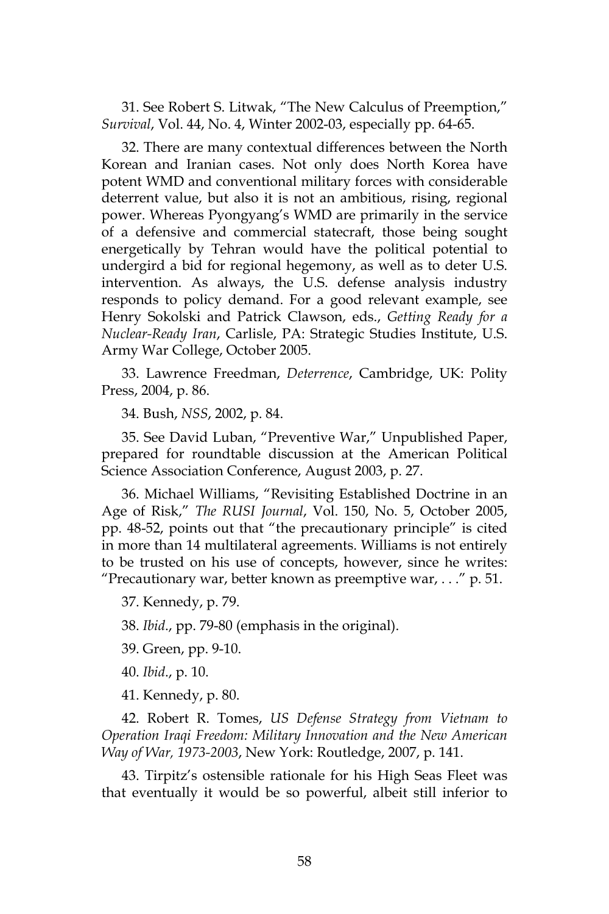31. See Robert S. Litwak, "The New Calculus of Preemption," *Survival*, Vol. 44, No. 4, Winter 2002-03, especially pp. 64-65.

32. There are many contextual differences between the North Korean and Iranian cases. Not only does North Korea have potent WMD and conventional military forces with considerable deterrent value, but also it is not an ambitious, rising, regional power. Whereas Pyongyang's WMD are primarily in the service of a defensive and commercial statecraft, those being sought energetically by Tehran would have the political potential to undergird a bid for regional hegemony, as well as to deter U.S. intervention. As always, the U.S. defense analysis industry responds to policy demand. For a good relevant example, see Henry Sokolski and Patrick Clawson, eds., *Getting Ready for a Nuclear-Ready Iran*, Carlisle, PA: Strategic Studies Institute, U.S. Army War College, October 2005.

33. Lawrence Freedman, *Deterrence*, Cambridge, UK: Polity Press, 2004, p. 86.

34. Bush, *NSS*, 2002, p. 84.

35. See David Luban, "Preventive War," Unpublished Paper, prepared for roundtable discussion at the American Political Science Association Conference, August 2003, p. 27.

36. Michael Williams, "Revisiting Established Doctrine in an Age of Risk," *The RUSI Journal*, Vol. 150, No. 5, October 2005, pp. 48-52, points out that "the precautionary principle" is cited in more than 14 multilateral agreements. Williams is not entirely to be trusted on his use of concepts, however, since he writes: "Precautionary war, better known as preemptive war, . . ." p. 51.

37. Kennedy, p. 79.

38. *Ibid*., pp. 79-80 (emphasis in the original).

39. Green, pp. 9-10.

40. *Ibid*., p. 10.

41. Kennedy, p. 80.

42. Robert R. Tomes, *US Defense Strategy from Vietnam to Operation Iraqi Freedom: Military Innovation and the New American Way of War, 1973-2003*, New York: Routledge, 2007, p. 141.

43. Tirpitz's ostensible rationale for his High Seas Fleet was that eventually it would be so powerful, albeit still inferior to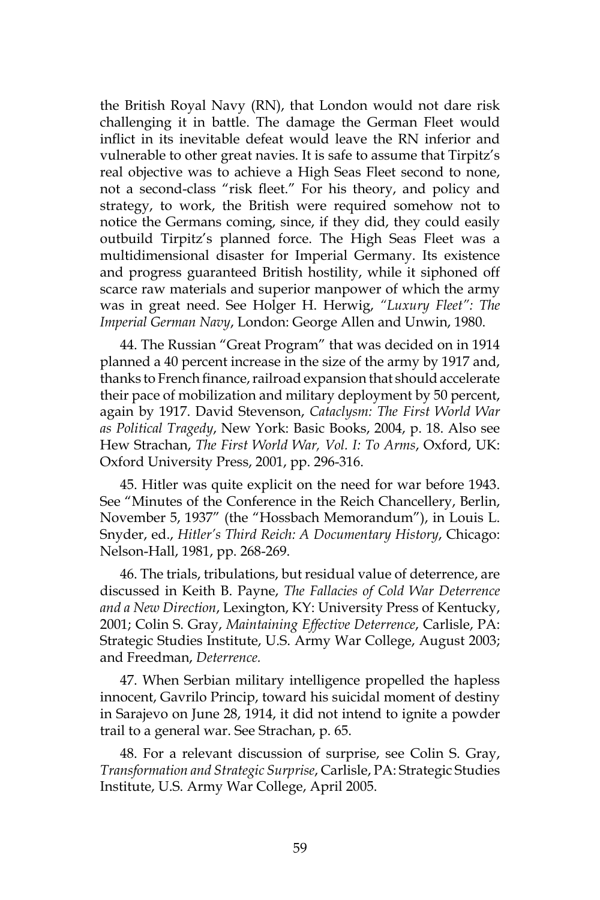the British Royal Navy (RN), that London would not dare risk challenging it in battle. The damage the German Fleet would inflict in its inevitable defeat would leave the RN inferior and vulnerable to other great navies. It is safe to assume that Tirpitz's real objective was to achieve a High Seas Fleet second to none, not a second-class "risk fleet." For his theory, and policy and strategy, to work, the British were required somehow not to notice the Germans coming, since, if they did, they could easily outbuild Tirpitz's planned force. The High Seas Fleet was a multidimensional disaster for Imperial Germany. Its existence and progress guaranteed British hostility, while it siphoned off scarce raw materials and superior manpower of which the army was in great need. See Holger H. Herwig, *"Luxury Fleet": The Imperial German Navy*, London: George Allen and Unwin, 1980.

44. The Russian "Great Program" that was decided on in 1914 planned a 40 percent increase in the size of the army by 1917 and, thanks to French finance, railroad expansion that should accelerate their pace of mobilization and military deployment by 50 percent, again by 1917. David Stevenson, *Cataclysm: The First World War as Political Tragedy*, New York: Basic Books, 2004, p. 18. Also see Hew Strachan, *The First World War, Vol. I: To Arms*, Oxford, UK: Oxford University Press, 2001, pp. 296-316.

45. Hitler was quite explicit on the need for war before 1943. See "Minutes of the Conference in the Reich Chancellery, Berlin, November 5, 1937" (the "Hossbach Memorandum"), in Louis L. Snyder, ed., *Hitler's Third Reich: A Documentary History*, Chicago: Nelson-Hall, 1981, pp. 268-269.

46. The trials, tribulations, but residual value of deterrence, are discussed in Keith B. Payne, *The Fallacies of Cold War Deterrence and a New Direction*, Lexington, KY: University Press of Kentucky, 2001; Colin S. Gray, *Maintaining Effective Deterrence*, Carlisle, PA: Strategic Studies Institute, U.S. Army War College, August 2003; and Freedman, *Deterrence.*

47. When Serbian military intelligence propelled the hapless innocent, Gavrilo Princip, toward his suicidal moment of destiny in Sarajevo on June 28, 1914, it did not intend to ignite a powder trail to a general war. See Strachan, p. 65.

48. For a relevant discussion of surprise, see Colin S. Gray, *Transformation and Strategic Surprise*, Carlisle, PA: Strategic Studies Institute, U.S. Army War College, April 2005.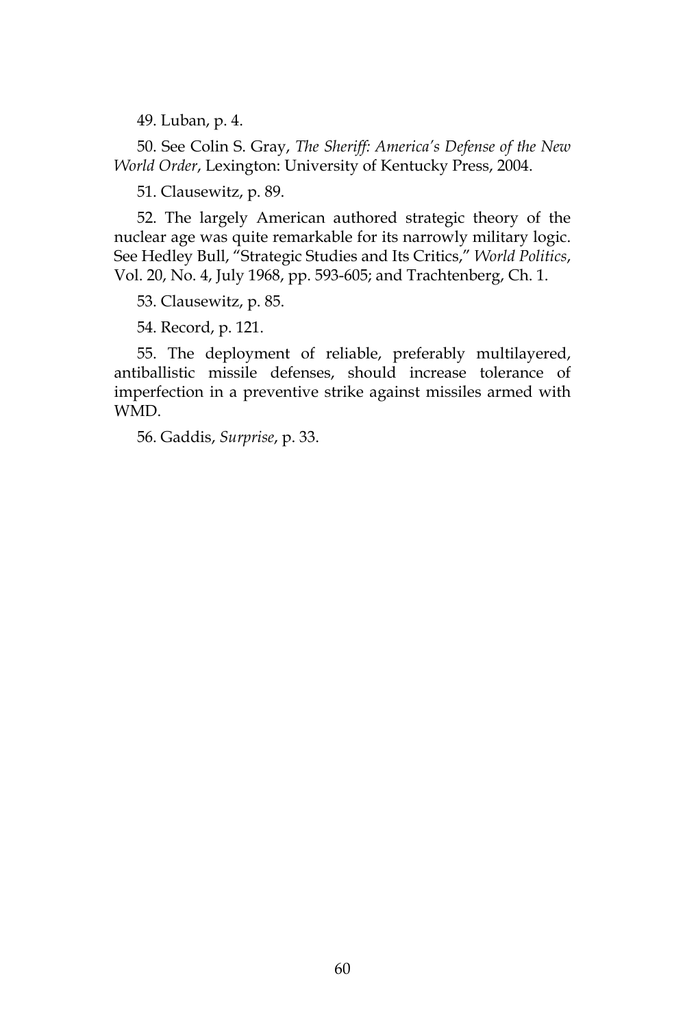49. Luban, p. 4.

50. See Colin S. Gray, *The Sheriff: America's Defense of the New World Order*, Lexington: University of Kentucky Press, 2004.

51. Clausewitz, p. 89.

52. The largely American authored strategic theory of the nuclear age was quite remarkable for its narrowly military logic. See Hedley Bull, "Strategic Studies and Its Critics," *World Politics*, Vol. 20, No. 4, July 1968, pp. 593-605; and Trachtenberg, Ch. 1.

53. Clausewitz, p. 85.

54. Record, p. 121.

55. The deployment of reliable, preferably multilayered, antiballistic missile defenses, should increase tolerance of imperfection in a preventive strike against missiles armed with WMD.

56. Gaddis, *Surprise*, p. 33.